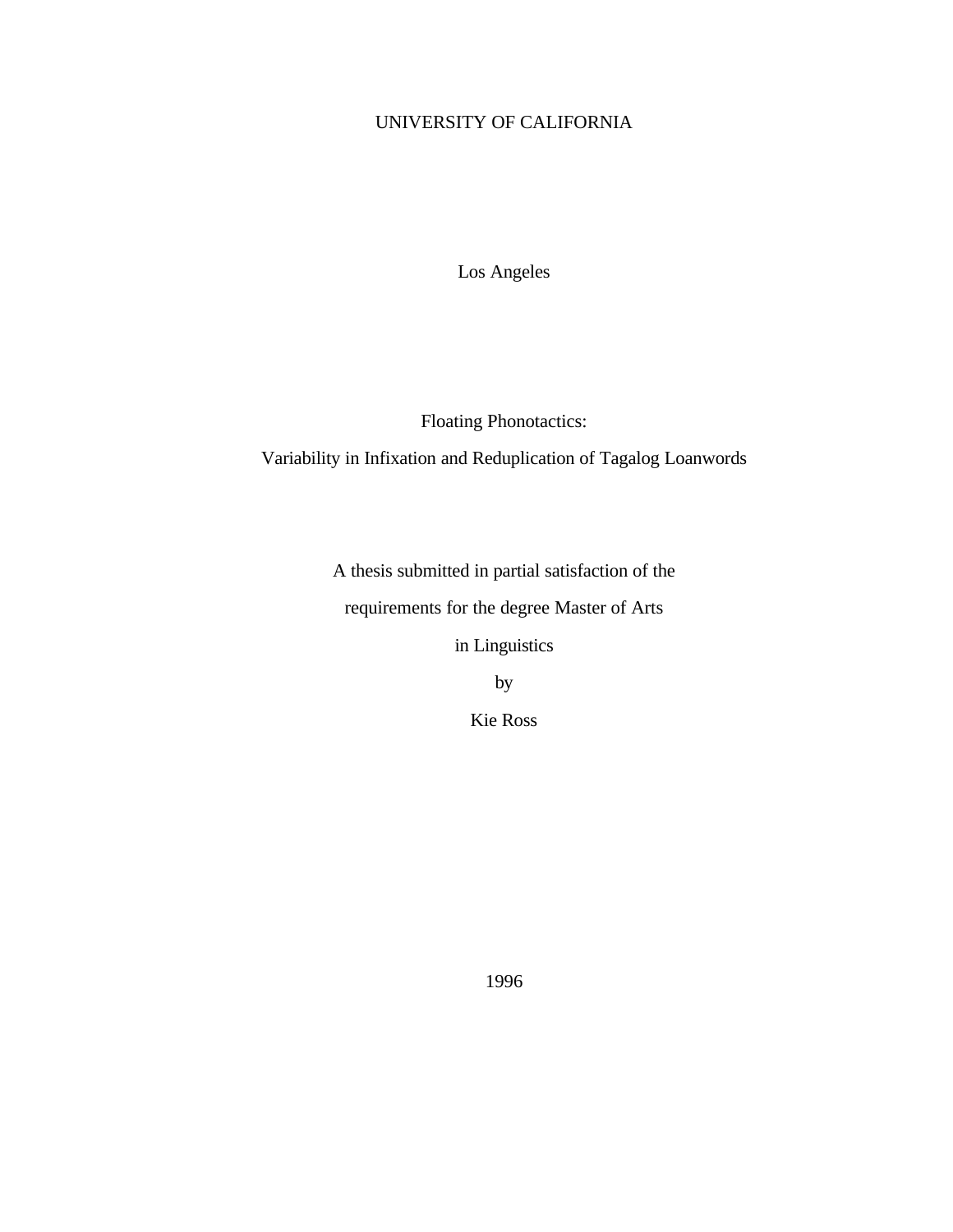UNIVERSITY OF CALIFORNIA

Los Angeles

# Floating Phonotactics:

# Variability in Infixation and Reduplication of Tagalog Loanwords

A thesis submitted in partial satisfaction of the

requirements for the degree Master of Arts

in Linguistics

by

Kie Ross

1996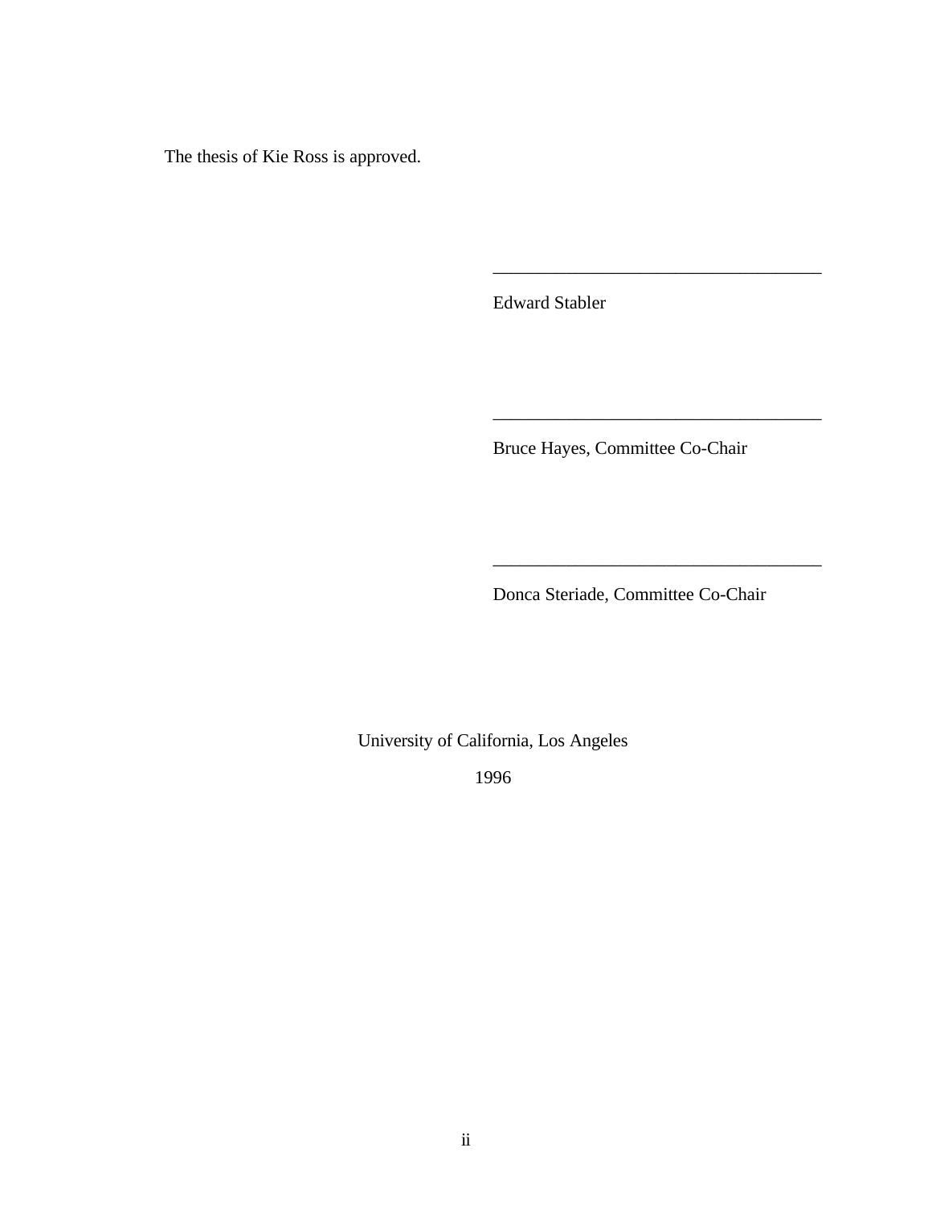The thesis of Kie Ross is approved.

\_\_\_\_\_\_\_\_\_\_\_\_\_\_\_\_\_\_\_\_\_\_\_\_\_\_\_\_\_\_\_\_\_\_\_\_

Edward Stabler

\_\_\_\_\_\_\_\_\_\_\_\_\_\_\_\_\_\_\_\_\_\_\_\_\_\_\_\_\_\_\_\_\_\_\_\_

Bruce Hayes, Committee Co-Chair

\_\_\_\_\_\_\_\_\_\_\_\_\_\_\_\_\_\_\_\_\_\_\_\_\_\_\_\_\_\_\_\_\_\_\_\_

Donca Steriade, Committee Co-Chair

University of California, Los Angeles

1996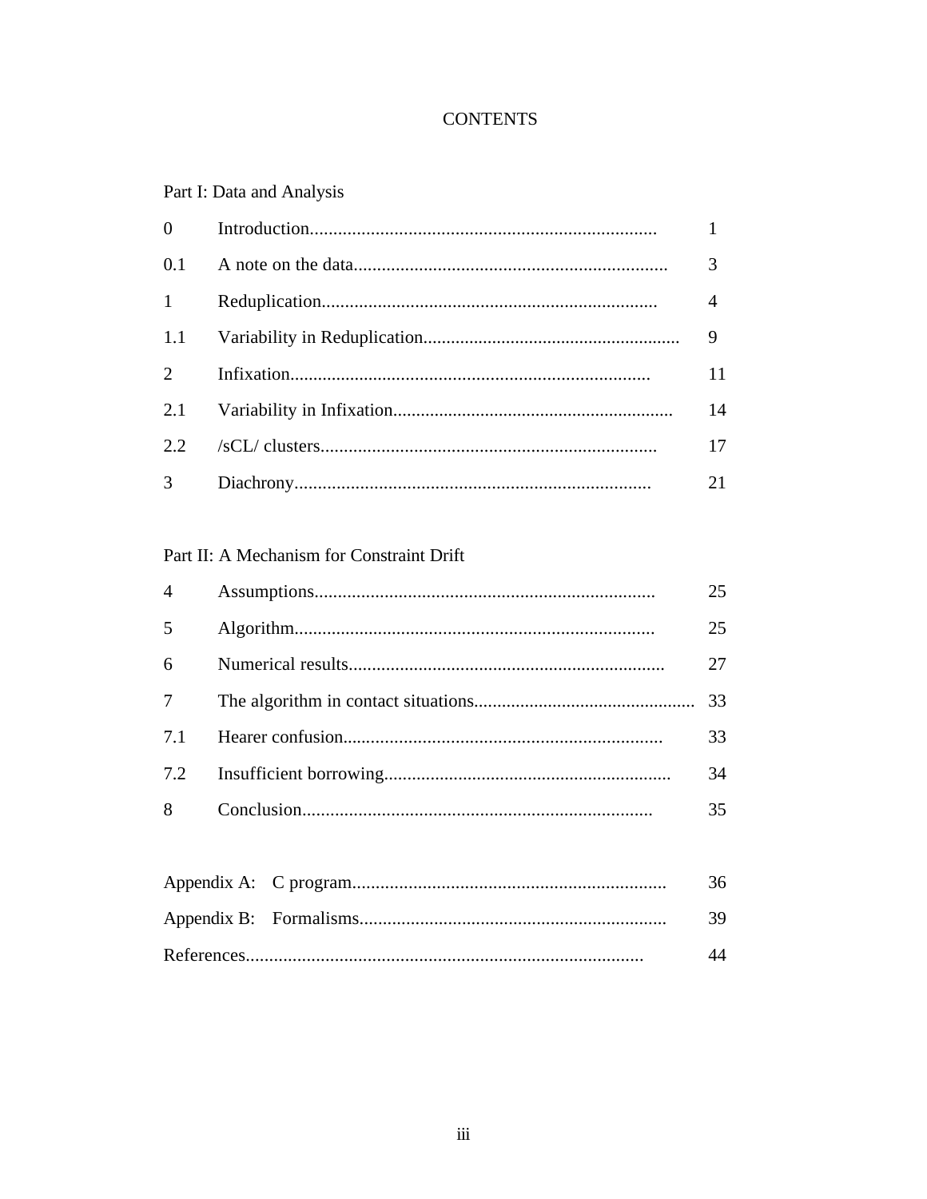# CONTENTS

**Part I: Data and Analysis**

| | | |
|---|---|---|
| 0 | Introduction | 1 |
| 0.1 | A note on the data | 3 |
| 1 | Reduplication | 4 |
| 1.1 | Variability in Reduplication | 9 |
| 2 | Infixation | 11 |
| 2.1 | Variability in Infixation | 14 |
| 2.2 | /sCL/ clusters | 17 |
| 3 | Diachrony | 21 |

**Part II: A Mechanism for Constraint Drift**

| | | |
|---|---|---|
| 4 | Assumptions | 25 |
| 5 | Algorithm | 25 |
| 6 | Numerical results | 27 |
| 7 | The algorithm in contact situations | 33 |
| 7.1 | Hearer confusion | 33 |
| 7.2 | Insufficient borrowing | 34 |
| 8 | Conclusion | 35 |

| | |
|---|---|
| Appendix A: C program | 36 |
| Appendix B: Formalisms | 39 |
| References | 44 |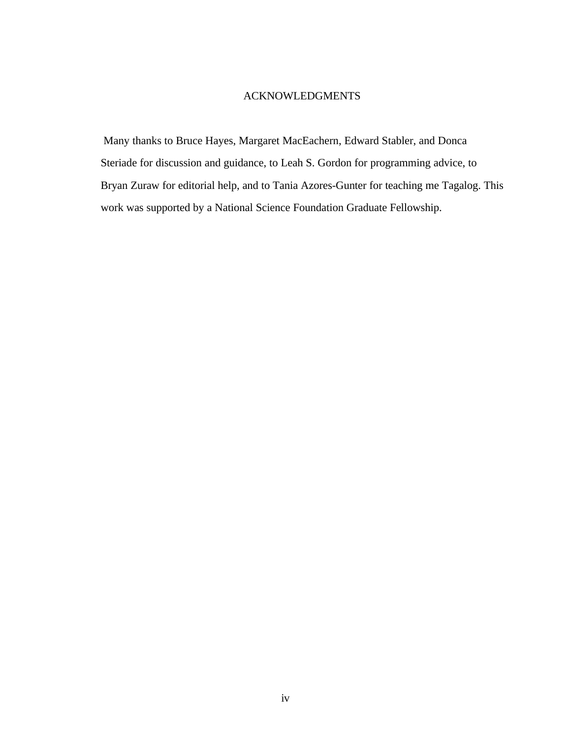# ACKNOWLEDGMENTS

Many thanks to Bruce Hayes, Margaret MacEachern, Edward Stabler, and Donca Steriade for discussion and guidance, to Leah S. Gordon for programming advice, to Bryan Zuraw for editorial help, and to Tania Azores-Gunter for teaching me Tagalog. This work was supported by a National Science Foundation Graduate Fellowship.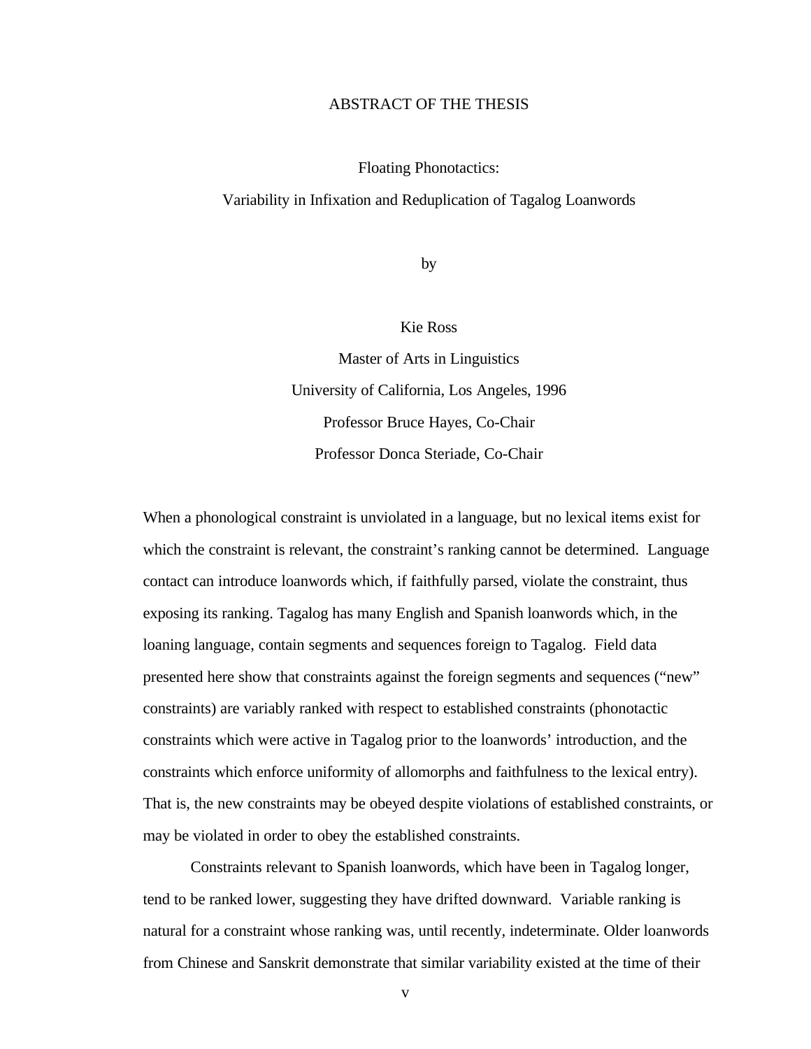# ABSTRACT OF THE THESIS

## Floating Phonotactics:
## Variability in Infixation and Reduplication of Tagalog Loanwords

by

Kie Ross

Master of Arts in Linguistics

University of California, Los Angeles, 1996

Professor Bruce Hayes, Co-Chair

Professor Donca Steriade, Co-Chair

When a phonological constraint is unviolated in a language, but no lexical items exist for which the constraint is relevant, the constraint's ranking cannot be determined. Language contact can introduce loanwords which, if faithfully parsed, violate the constraint, thus exposing its ranking. Tagalog has many English and Spanish loanwords which, in the loaning language, contain segments and sequences foreign to Tagalog. Field data presented here show that constraints against the foreign segments and sequences ("new" constraints) are variably ranked with respect to established constraints (phonotactic constraints which were active in Tagalog prior to the loanwords' introduction, and the constraints which enforce uniformity of allomorphs and faithfulness to the lexical entry). That is, the new constraints may be obeyed despite violations of established constraints, or may be violated in order to obey the established constraints.

Constraints relevant to Spanish loanwords, which have been in Tagalog longer, tend to be ranked lower, suggesting they have drifted downward. Variable ranking is natural for a constraint whose ranking was, until recently, indeterminate. Older loanwords from Chinese and Sanskrit demonstrate that similar variability existed at the time of their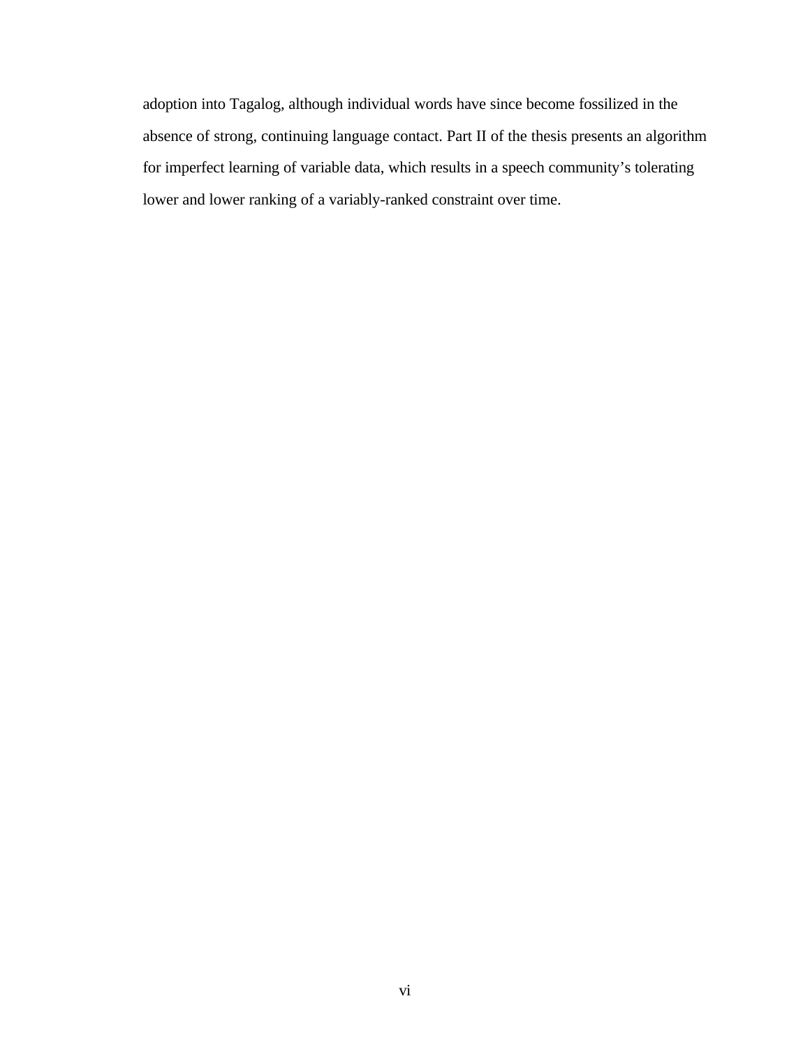adoption into Tagalog, although individual words have since become fossilized in the absence of strong, continuing language contact. Part II of the thesis presents an algorithm for imperfect learning of variable data, which results in a speech community's tolerating lower and lower ranking of a variably-ranked constraint over time.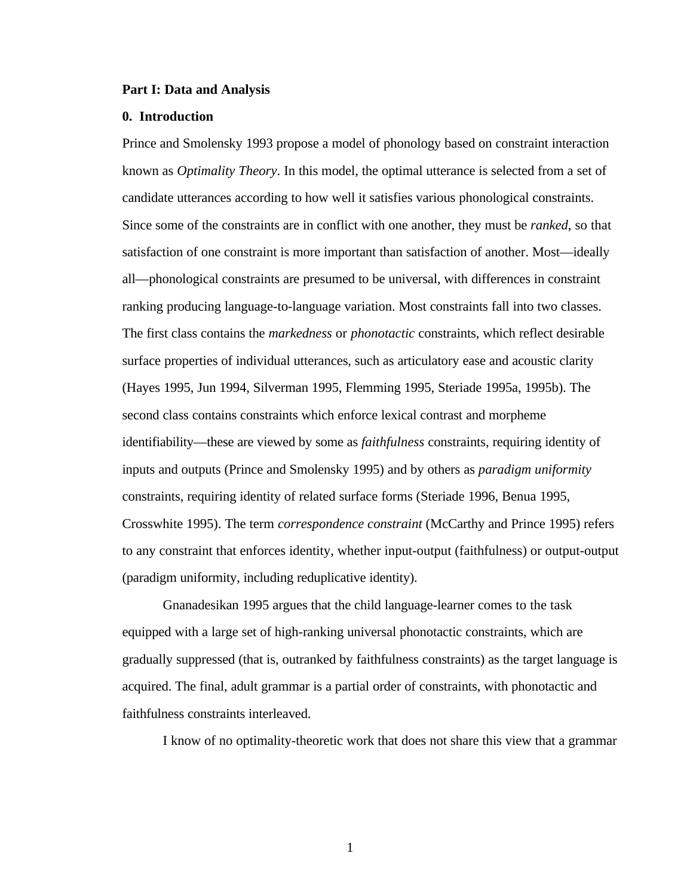**Part I: Data and Analysis**

**0. Introduction**

Prince and Smolensky 1993 propose a model of phonology based on constraint interaction known as *Optimality Theory*. In this model, the optimal utterance is selected from a set of candidate utterances according to how well it satisfies various phonological constraints. Since some of the constraints are in conflict with one another, they must be *ranked*, so that satisfaction of one constraint is more important than satisfaction of another. Most—ideally all—phonological constraints are presumed to be universal, with differences in constraint ranking producing language-to-language variation. Most constraints fall into two classes. The first class contains the *markedness* or *phonotactic* constraints, which reflect desirable surface properties of individual utterances, such as articulatory ease and acoustic clarity (Hayes 1995, Jun 1994, Silverman 1995, Flemming 1995, Steriade 1995a, 1995b). The second class contains constraints which enforce lexical contrast and morpheme identifiability—these are viewed by some as *faithfulness* constraints, requiring identity of inputs and outputs (Prince and Smolensky 1995) and by others as *paradigm uniformity* constraints, requiring identity of related surface forms (Steriade 1996, Benua 1995, Crosswhite 1995). The term *correspondence constraint* (McCarthy and Prince 1995) refers to any constraint that enforces identity, whether input-output (faithfulness) or output-output (paradigm uniformity, including reduplicative identity).

Gnanadesikan 1995 argues that the child language-learner comes to the task equipped with a large set of high-ranking universal phonotactic constraints, which are gradually suppressed (that is, outranked by faithfulness constraints) as the target language is acquired. The final, adult grammar is a partial order of constraints, with phonotactic and faithfulness constraints interleaved.

I know of no optimality-theoretic work that does not share this view that a grammar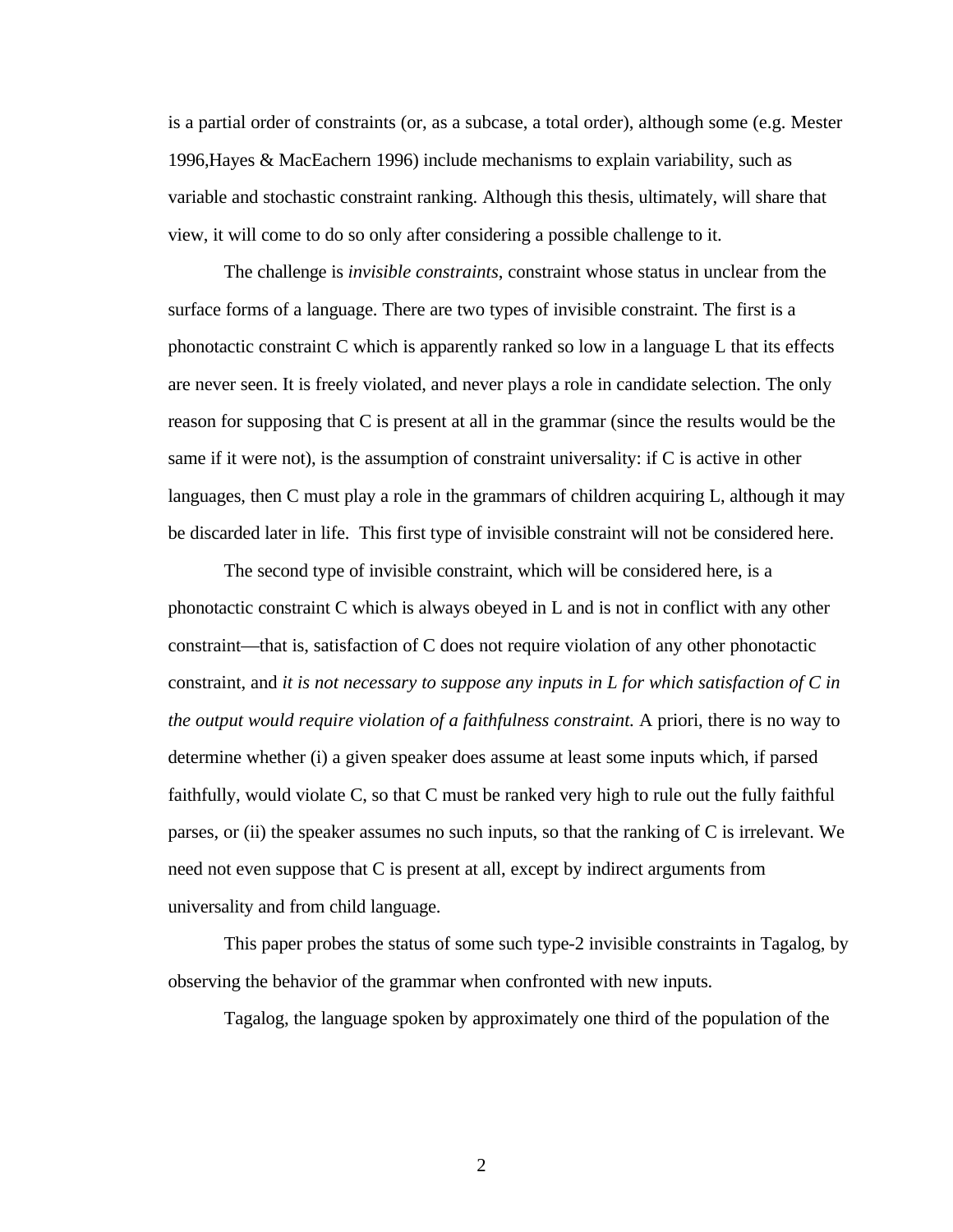is a partial order of constraints (or, as a subcase, a total order), although some (e.g. Mester 1996,Hayes & MacEachern 1996) include mechanisms to explain variability, such as variable and stochastic constraint ranking. Although this thesis, ultimately, will share that view, it will come to do so only after considering a possible challenge to it.

The challenge is *invisible constraints*, constraint whose status in unclear from the surface forms of a language. There are two types of invisible constraint. The first is a phonotactic constraint C which is apparently ranked so low in a language L that its effects are never seen. It is freely violated, and never plays a role in candidate selection. The only reason for supposing that C is present at all in the grammar (since the results would be the same if it were not), is the assumption of constraint universality: if C is active in other languages, then C must play a role in the grammars of children acquiring L, although it may be discarded later in life. This first type of invisible constraint will not be considered here.

The second type of invisible constraint, which will be considered here, is a phonotactic constraint C which is always obeyed in L and is not in conflict with any other constraint—that is, satisfaction of C does not require violation of any other phonotactic constraint, and *it is not necessary to suppose any inputs in L for which satisfaction of C in the output would require violation of a faithfulness constraint.* A priori, there is no way to determine whether (i) a given speaker does assume at least some inputs which, if parsed faithfully, would violate C, so that C must be ranked very high to rule out the fully faithful parses, or (ii) the speaker assumes no such inputs, so that the ranking of C is irrelevant. We need not even suppose that C is present at all, except by indirect arguments from universality and from child language.

This paper probes the status of some such type-2 invisible constraints in Tagalog, by observing the behavior of the grammar when confronted with new inputs.

Tagalog, the language spoken by approximately one third of the population of the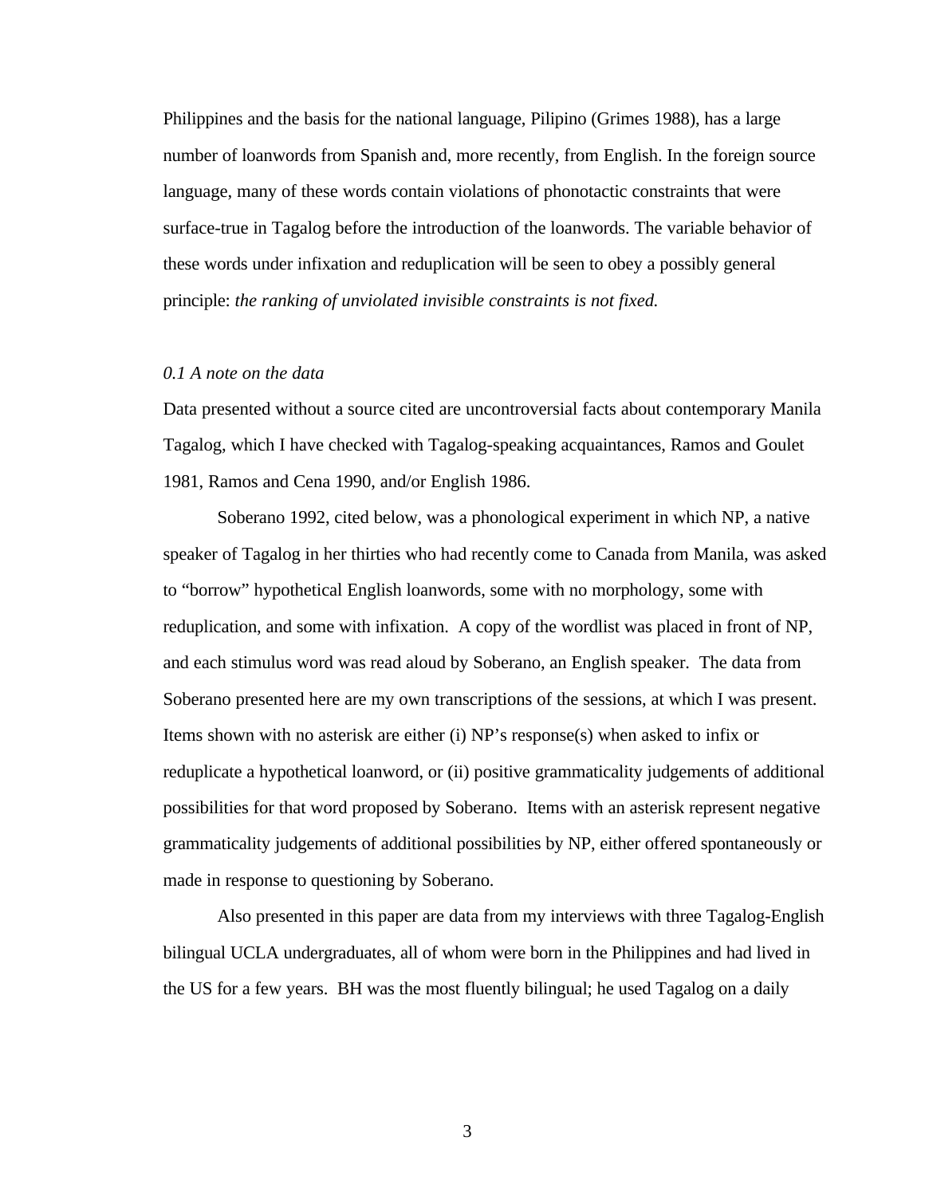Philippines and the basis for the national language, Pilipino (Grimes 1988), has a large number of loanwords from Spanish and, more recently, from English. In the foreign source language, many of these words contain violations of phonotactic constraints that were surface-true in Tagalog before the introduction of the loanwords. The variable behavior of these words under infixation and reduplication will be seen to obey a possibly general principle: *the ranking of unviolated invisible constraints is not fixed.*

### *0.1 A note on the data*

Data presented without a source cited are uncontroversial facts about contemporary Manila Tagalog, which I have checked with Tagalog-speaking acquaintances, Ramos and Goulet 1981, Ramos and Cena 1990, and/or English 1986.

Soberano 1992, cited below, was a phonological experiment in which NP, a native speaker of Tagalog in her thirties who had recently come to Canada from Manila, was asked to "borrow" hypothetical English loanwords, some with no morphology, some with reduplication, and some with infixation. A copy of the wordlist was placed in front of NP, and each stimulus word was read aloud by Soberano, an English speaker. The data from Soberano presented here are my own transcriptions of the sessions, at which I was present. Items shown with no asterisk are either (i) NP's response(s) when asked to infix or reduplicate a hypothetical loanword, or (ii) positive grammaticality judgements of additional possibilities for that word proposed by Soberano. Items with an asterisk represent negative grammaticality judgements of additional possibilities by NP, either offered spontaneously or made in response to questioning by Soberano.

Also presented in this paper are data from my interviews with three Tagalog-English bilingual UCLA undergraduates, all of whom were born in the Philippines and had lived in the US for a few years. BH was the most fluently bilingual; he used Tagalog on a daily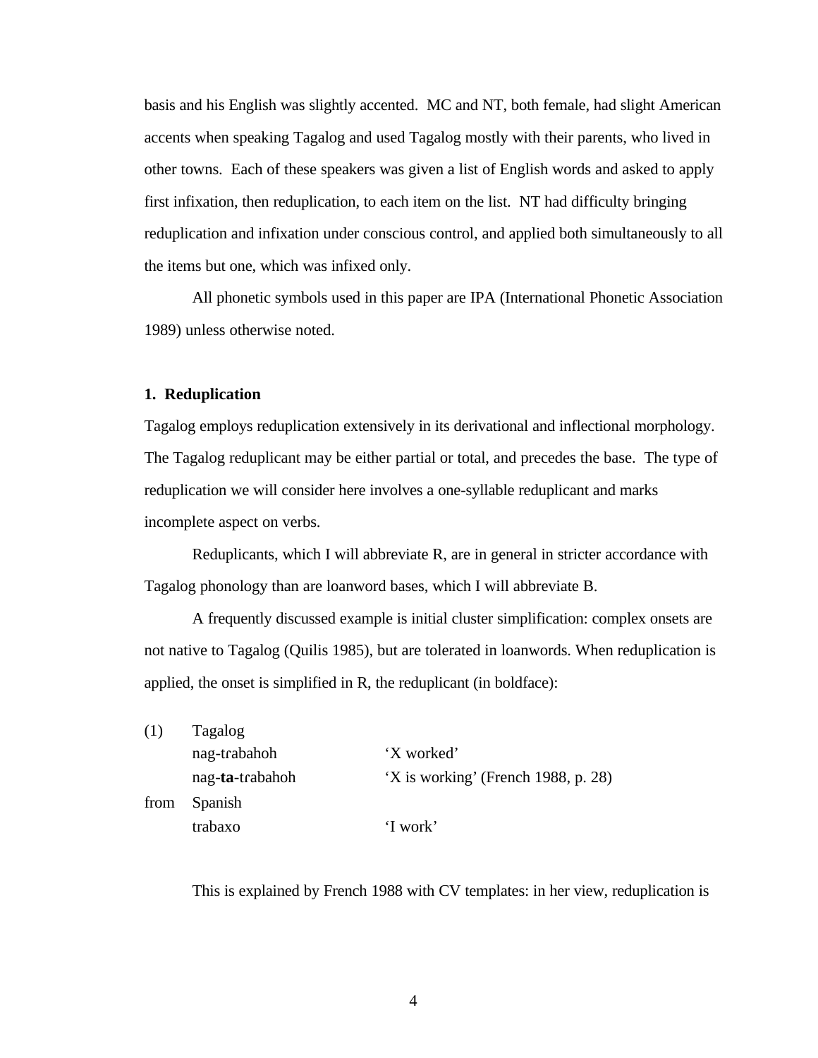basis and his English was slightly accented. MC and NT, both female, had slight American accents when speaking Tagalog and used Tagalog mostly with their parents, who lived in other towns. Each of these speakers was given a list of English words and asked to apply first infixation, then reduplication, to each item on the list. NT had difficulty bringing reduplication and infixation under conscious control, and applied both simultaneously to all the items but one, which was infixed only.

All phonetic symbols used in this paper are IPA (International Phonetic Association 1989) unless otherwise noted.

## 1. Reduplication

Tagalog employs reduplication extensively in its derivational and inflectional morphology. The Tagalog reduplicant may be either partial or total, and precedes the base. The type of reduplication we will consider here involves a one-syllable reduplicant and marks incomplete aspect on verbs.

Reduplicants, which I will abbreviate R, are in general in stricter accordance with Tagalog phonology than are loanword bases, which I will abbreviate B.

A frequently discussed example is initial cluster simplification: complex onsets are not native to Tagalog (Quilis 1985), but are tolerated in loanwords. When reduplication is applied, the onset is simplified in R, the reduplicant (in boldface):

| | | |
|---|---|---|
| (1) | Tagalog | |
| | nag-trabahoh | ‘X worked’ |
| | nag-**ta**-trabahoh | ‘X is working’ (French 1988, p. 28) |
| from | Spanish | |
| | trabaxo | ‘I work’ |

This is explained by French 1988 with CV templates: in her view, reduplication is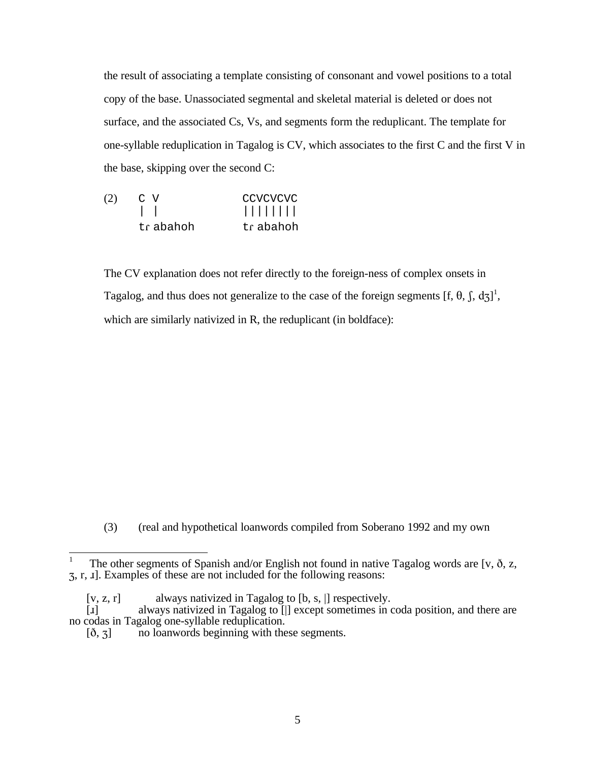the result of associating a template consisting of consonant and vowel positions to a total copy of the base. Unassociated segmental and skeletal material is deleted or does not surface, and the associated Cs, Vs, and segments form the reduplicant. The template for one-syllable reduplication in Tagalog is CV, which associates to the first C and the first V in the base, skipping over the second C:

```
(2)   C V              CCVCVCVC
      | |              ||||||||
      tɾabahoh         tɾabahoh
```

The CV explanation does not refer directly to the foreign-ness of complex onsets in Tagalog, and thus does not generalize to the case of the foreign segments [f, θ, ʃ, dʒ][1], which are similarly nativized in R, the reduplicant (in boldface):

(3) (real and hypothetical loanwords compiled from Soberano 1992 and my own

---

[1] The other segments of Spanish and/or English not found in native Tagalog words are [v, ð, z, ʒ, r, ɹ]. Examples of these are not included for the following reasons:

[v, z, r] always nativized in Tagalog to [b, s, |] respectively.
[ɹ] always nativized in Tagalog to [|] except sometimes in coda position, and there are no codas in Tagalog one-syllable reduplication.
[ð, ʒ] no loanwords beginning with these segments.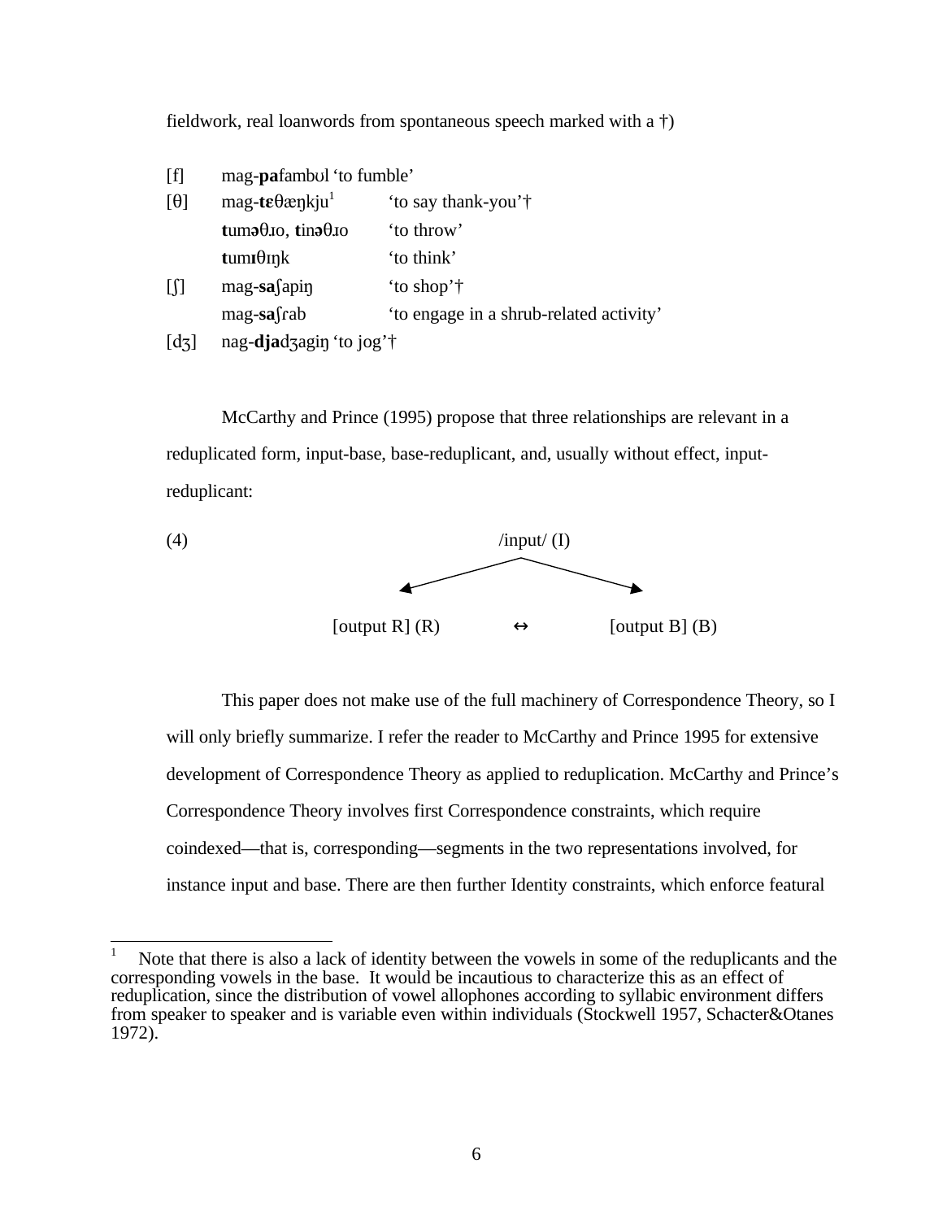fieldwork, real loanwords from spontaneous speech marked with a †)

| | | |
|---|---|---|
| [f] | mag-**pa**fambʊl 'to fumble' | |
| [θ] | mag-**tɛ**θæŋkju[1] | 'to say thank-you'† |
| | **t**uməθɹo, **t**inəθɹo | 'to throw' |
| | **t**um**ɪ**θɪŋk | 'to think' |
| [ʃ] | mag-**sa**ʃapiŋ | 'to shop'† |
| | mag-**sa**ʃɾab | 'to engage in a shrub-related activity' |
| [dʒ] | nag-**dja**dʒagiŋ 'to jog'† | |

McCarthy and Prince (1995) propose that three relationships are relevant in a reduplicated form, input-base, base-reduplicant, and, usually without effect, input-reduplicant:

(4)

```
                 /input/ (I)
               ↙             ↘
[output R] (R)      ↔      [output B] (B)
```

This paper does not make use of the full machinery of Correspondence Theory, so I will only briefly summarize. I refer the reader to McCarthy and Prince 1995 for extensive development of Correspondence Theory as applied to reduplication. McCarthy and Prince's Correspondence Theory involves first Correspondence constraints, which require coindexed—that is, corresponding—segments in the two representations involved, for instance input and base. There are then further Identity constraints, which enforce featural

[1] Note that there is also a lack of identity between the vowels in some of the reduplicants and the corresponding vowels in the base. It would be incautious to characterize this as an effect of reduplication, since the distribution of vowel allophones according to syllabic environment differs from speaker to speaker and is variable even within individuals (Stockwell 1957, Schacter&Otanes 1972).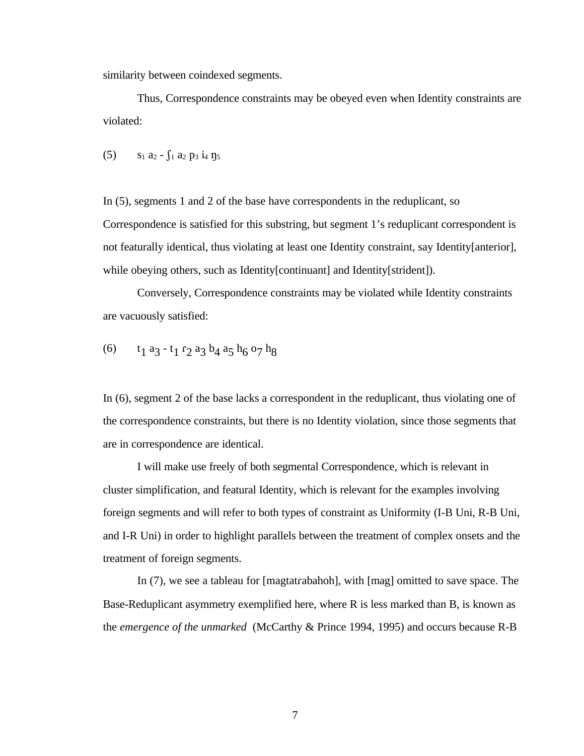similarity between coindexed segments.

Thus, Correspondence constraints may be obeyed even when Identity constraints are violated:

(5) $s_1$ $a_2$ - $ʃ_1$ $a_2$ $p_3$ $i_4$ $ŋ_5$

In (5), segments 1 and 2 of the base have correspondents in the reduplicant, so Correspondence is satisfied for this substring, but segment 1's reduplicant correspondent is not featurally identical, thus violating at least one Identity constraint, say Identity[anterior], while obeying others, such as Identity[continuant] and Identity[strident]).

Conversely, Correspondence constraints may be violated while Identity constraints are vacuously satisfied:

(6) $t_1$ $a_3$ - $t_1$ $ɾ_2$ $a_3$ $b_4$ $a_5$ $h_6$ $o_7$ $h_8$

In (6), segment 2 of the base lacks a correspondent in the reduplicant, thus violating one of the correspondence constraints, but there is no Identity violation, since those segments that are in correspondence are identical.

I will make use freely of both segmental Correspondence, which is relevant in cluster simplification, and featural Identity, which is relevant for the examples involving foreign segments and will refer to both types of constraint as Uniformity (I-B Uni, R-B Uni, and I-R Uni) in order to highlight parallels between the treatment of complex onsets and the treatment of foreign segments.

In (7), we see a tableau for [magtatɾabahoh], with [mag] omitted to save space. The Base-Reduplicant asymmetry exemplified here, where R is less marked than B, is known as the *emergence of the unmarked* (McCarthy & Prince 1994, 1995) and occurs because R-B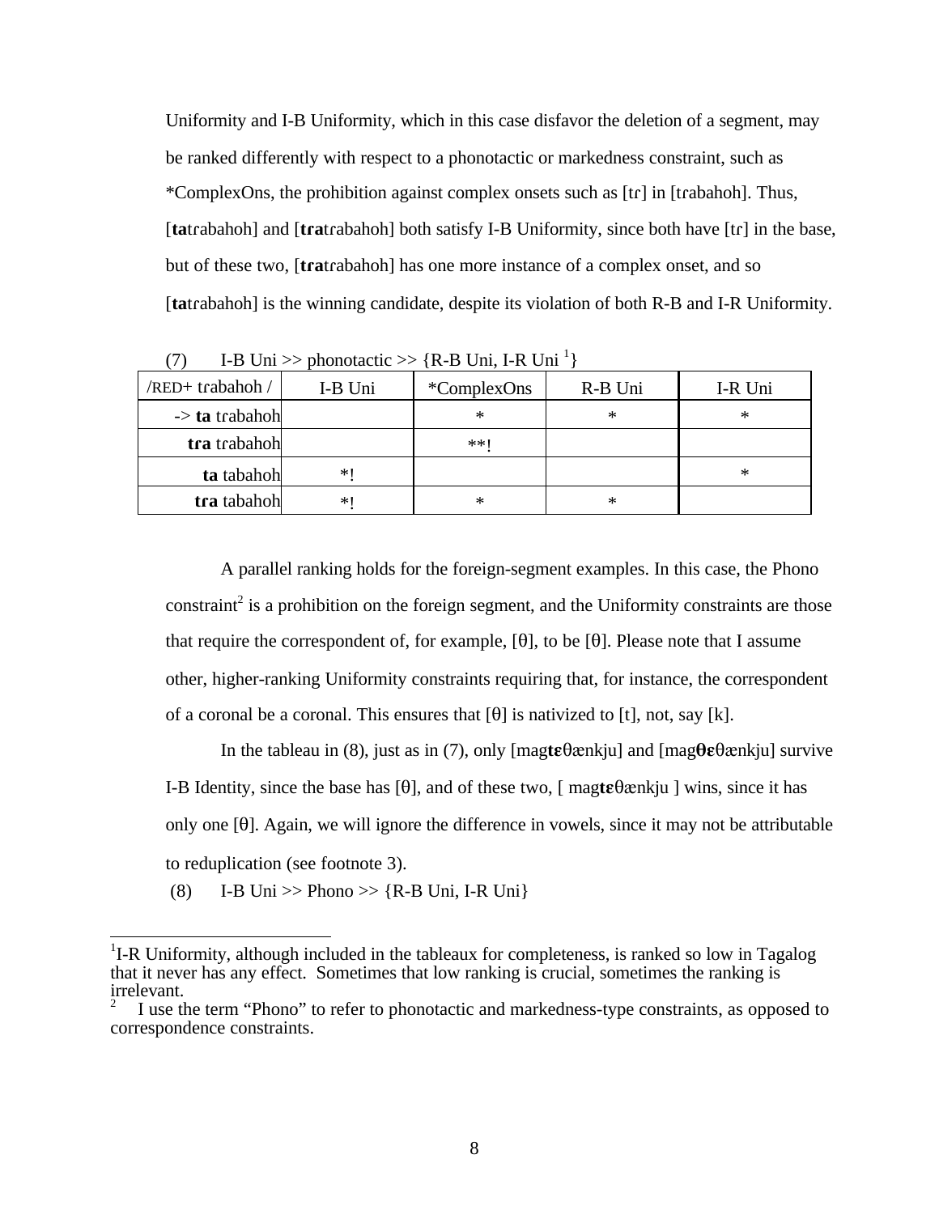Uniformity and I-B Uniformity, which in this case disfavor the deletion of a segment, may be ranked differently with respect to a phonotactic or markedness constraint, such as *ComplexOns, the prohibition against complex onsets such as [tɾ] in [tɾabahoh]. Thus, [**ta**tɾabahoh] and [**tɾa**tɾabahoh] both satisfy I-B Uniformity, since both have [tɾ] in the base, but of these two, [**tɾa**tɾabahoh] has one more instance of a complex onset, and so [**ta**tɾabahoh] is the winning candidate, despite its violation of both R-B and I-R Uniformity.

(7) I-B Uni >> phonotactic >> {R-B Uni, I-R Uni [1]}

| /RED+ tɾabahoh / | I-B Uni | *ComplexOns | R-B Uni | I-R Uni |
|---|---|---|---|---|
| -> **ta** tɾabahoh | | * | * | * |
| **tɾa** tɾabahoh | | **! | | |
| **ta** tabahoh | *! | | | * |
| **tɾa** tabahoh | *! | * | * | |

A parallel ranking holds for the foreign-segment examples. In this case, the Phono constraint[2] is a prohibition on the foreign segment, and the Uniformity constraints are those that require the correspondent of, for example, [θ], to be [θ]. Please note that I assume other, higher-ranking Uniformity constraints requiring that, for instance, the correspondent of a coronal be a coronal. This ensures that [θ] is nativized to [t], not, say [k].

In the tableau in (8), just as in (7), only [mag**tɛ**θænkju] and [mag**θɛ**θænkju] survive I-B Identity, since the base has [θ], and of these two, [ mag**tɛ**θænkju ] wins, since it has only one [θ]. Again, we will ignore the difference in vowels, since it may not be attributable to reduplication (see footnote 3).

(8) I-B Uni >> Phono >> {R-B Uni, I-R Uni}

---

[1] I-R Uniformity, although included in the tableaux for completeness, is ranked so low in Tagalog that it never has any effect. Sometimes that low ranking is crucial, sometimes the ranking is irrelevant.

[2] I use the term "Phono" to refer to phonotactic and markedness-type constraints, as opposed to correspondence constraints.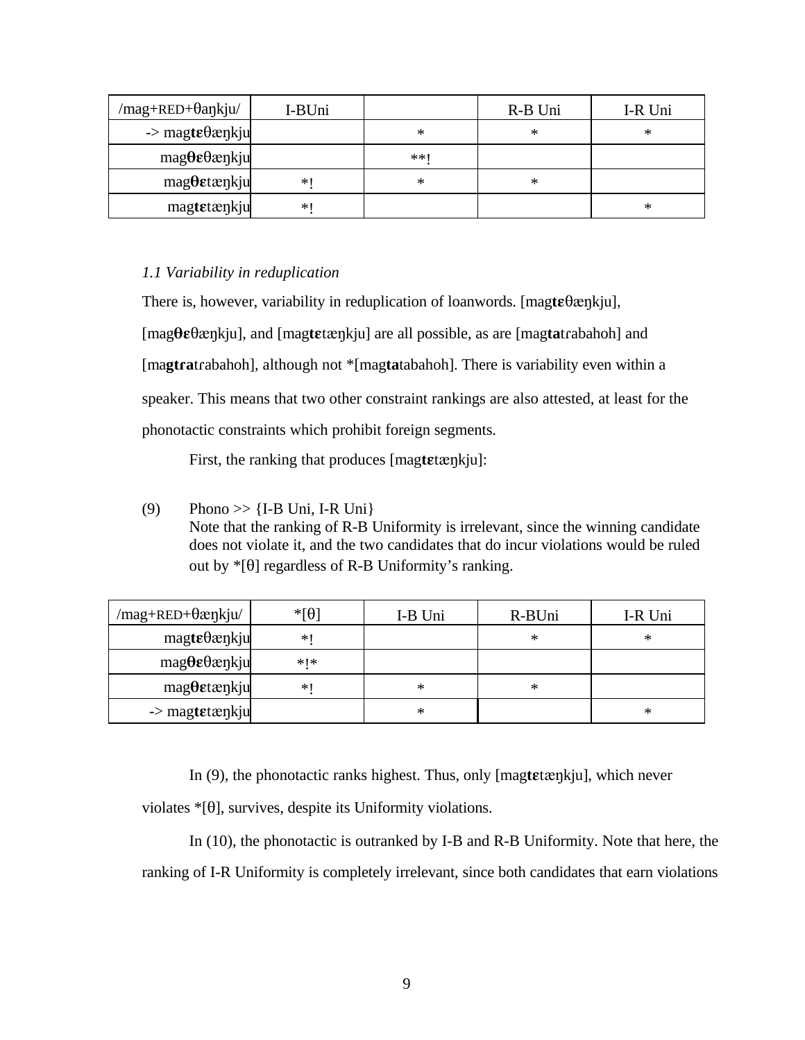| /mag+RED+θaŋkju/ | I-BUni | | R-B Uni | I-R Uni |
|---|---|---|---|---|
| -> mag**tɛ**θæŋkju | | * | * | * |
| mag**θɛ**θæŋkju | | **! | | |
| mag**θɛ**tæŋkju | *! | * | * | |
| mag**tɛ**tæŋkju | *! | | | * |

*1.1 Variability in reduplication*

There is, however, variability in reduplication of loanwords. [mag**tɛ**θæŋkju], [mag**θɛ**θæŋkju], and [mag**tɛ**tæŋkju] are all possible, as are [mag**ta**tɾabahoh] and [ma**gtɾa**tɾabahoh], although not *[mag**ta**tabahoh]. There is variability even within a speaker. This means that two other constraint rankings are also attested, at least for the phonotactic constraints which prohibit foreign segments.

First, the ranking that produces [mag**tɛ**tæŋkju]:

(9) Phono >> {I-B Uni, I-R Uni}
Note that the ranking of R-B Uniformity is irrelevant, since the winning candidate does not violate it, and the two candidates that do incur violations would be ruled out by *[θ] regardless of R-B Uniformity's ranking.

| /mag+RED+θæŋkju/ | *[θ] | I-B Uni | R-BUni | I-R Uni |
|---|---|---|---|---|
| mag**tɛ**θæŋkju | *! | | * | * |
| mag**θɛ**θæŋkju | *!* | | | |
| mag**θɛ**tæŋkju | *! | * | * | |
| -> mag**tɛ**tæŋkju | | * | | * |

In (9), the phonotactic ranks highest. Thus, only [mag**tɛ**tæŋkju], which never violates *[θ], survives, despite its Uniformity violations.

In (10), the phonotactic is outranked by I-B and R-B Uniformity. Note that here, the ranking of I-R Uniformity is completely irrelevant, since both candidates that earn violations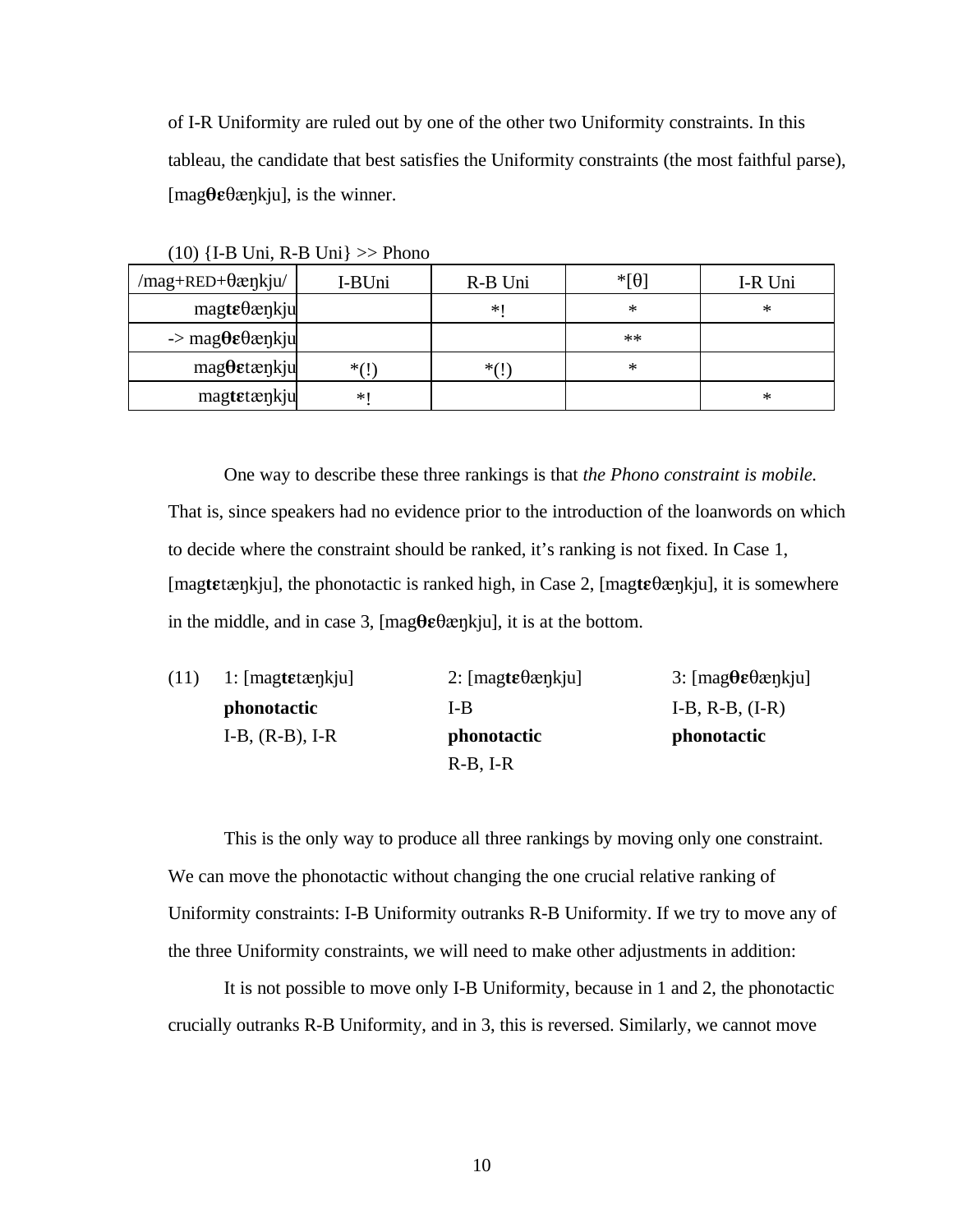of I-R Uniformity are ruled out by one of the other two Uniformity constraints. In this tableau, the candidate that best satisfies the Uniformity constraints (the most faithful parse), [mag**θɛ**θæŋkju], is the winner.

(10) {I-B Uni, R-B Uni} >> Phono

| /mag+RED+θæŋkju/ | I-BUni | R-B Uni | *[θ] | I-R Uni |
|---|---|---|---|---|
| mag**tɛ**θæŋkju | | *! | * | * |
| -> mag**θɛ**θæŋkju | | | ** | |
| mag**θɛ**tæŋkju | *(!) | *(!) | * | |
| mag**tɛ**tæŋkju | *! | | | * |

One way to describe these three rankings is that *the Phono constraint is mobile.* That is, since speakers had no evidence prior to the introduction of the loanwords on which to decide where the constraint should be ranked, it's ranking is not fixed. In Case 1, [mag**tɛ**tæŋkju], the phonotactic is ranked high, in Case 2, [mag**tɛ**θæŋkju], it is somewhere in the middle, and in case 3, [mag**θɛ**θæŋkju], it is at the bottom.

(11)

| 1: [mag**tɛ**tæŋkju] | 2: [mag**tɛ**θæŋkju] | 3: [mag**θɛ**θæŋkju] |
|---|---|---|
| **phonotactic** | I-B | I-B, R-B, (I-R) |
| I-B, (R-B), I-R | **phonotactic** | **phonotactic** |
| | R-B, I-R | |

This is the only way to produce all three rankings by moving only one constraint. We can move the phonotactic without changing the one crucial relative ranking of Uniformity constraints: I-B Uniformity outranks R-B Uniformity. If we try to move any of the three Uniformity constraints, we will need to make other adjustments in addition:

It is not possible to move only I-B Uniformity, because in 1 and 2, the phonotactic crucially outranks R-B Uniformity, and in 3, this is reversed. Similarly, we cannot move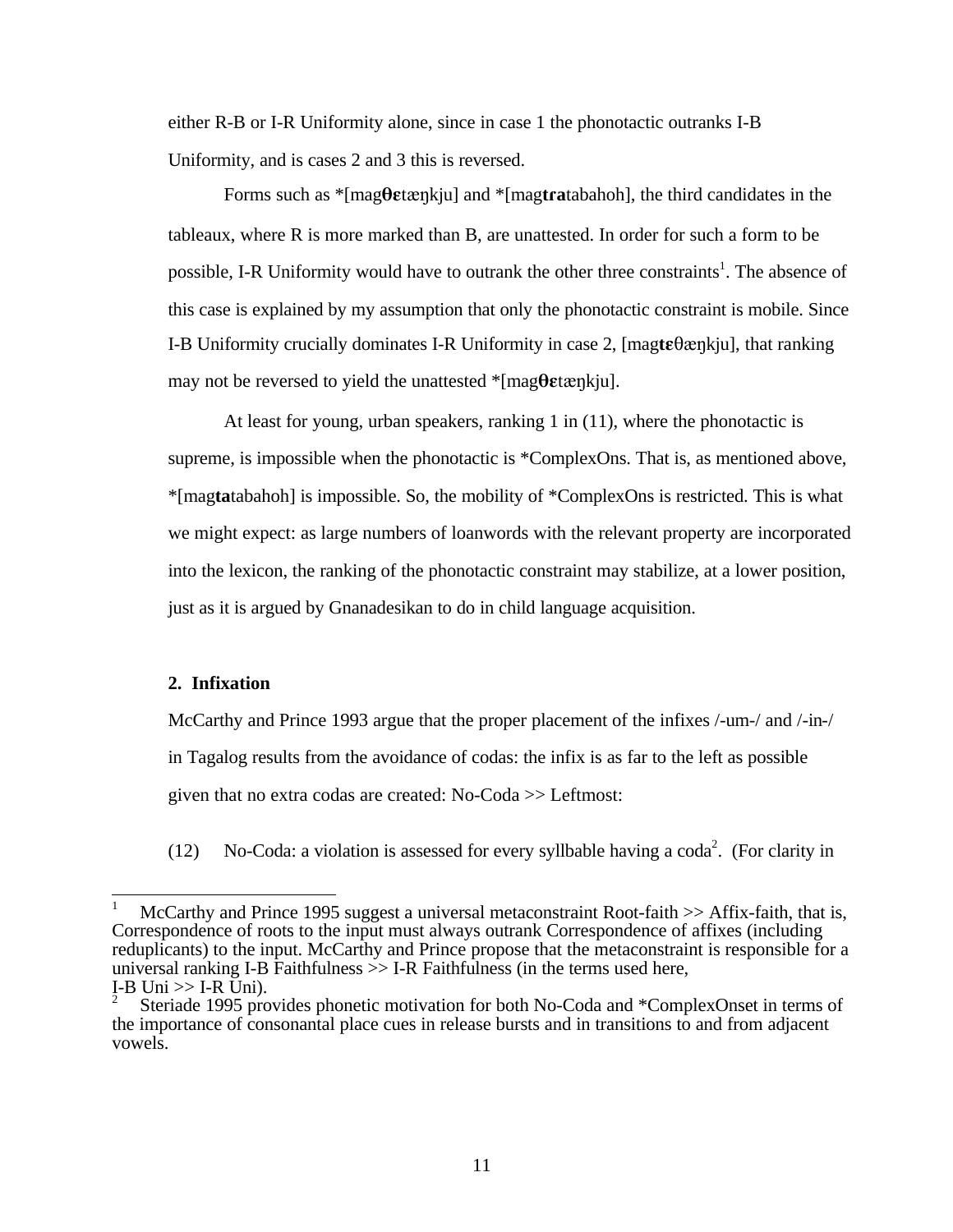either R-B or I-R Uniformity alone, since in case 1 the phonotactic outranks I-B Uniformity, and is cases 2 and 3 this is reversed.

Forms such as *[mag**θɛ**tæŋkju] and *[mag**tra**tabahoh], the third candidates in the tableaux, where R is more marked than B, are unattested. In order for such a form to be possible, I-R Uniformity would have to outrank the other three constraints[1]. The absence of this case is explained by my assumption that only the phonotactic constraint is mobile. Since I-B Uniformity crucially dominates I-R Uniformity in case 2, [mag**tɛ**θæŋkju], that ranking may not be reversed to yield the unattested *[mag**θɛ**tæŋkju].

At least for young, urban speakers, ranking 1 in (11), where the phonotactic is supreme, is impossible when the phonotactic is *ComplexOns. That is, as mentioned above, *[mag**ta**tabahoh] is impossible. So, the mobility of *ComplexOns is restricted. This is what we might expect: as large numbers of loanwords with the relevant property are incorporated into the lexicon, the ranking of the phonotactic constraint may stabilize, at a lower position, just as it is argued by Gnanadesikan to do in child language acquisition.

## 2. Infixation

McCarthy and Prince 1993 argue that the proper placement of the infixes /-um-/ and /-in-/ in Tagalog results from the avoidance of codas: the infix is as far to the left as possible given that no extra codas are created: No-Coda >> Leftmost:

(12) No-Coda: a violation is assessed for every syllbable having a coda[2]. (For clarity in

---

[1] McCarthy and Prince 1995 suggest a universal metaconstraint Root-faith >> Affix-faith, that is, Correspondence of roots to the input must always outrank Correspondence of affixes (including reduplicants) to the input. McCarthy and Prince propose that the metaconstraint is responsible for a universal ranking I-B Faithfulness >> I-R Faithfulness (in the terms used here, I-B Uni >> I-R Uni).

[2] Steriade 1995 provides phonetic motivation for both No-Coda and *ComplexOnset in terms of the importance of consonantal place cues in release bursts and in transitions to and from adjacent vowels.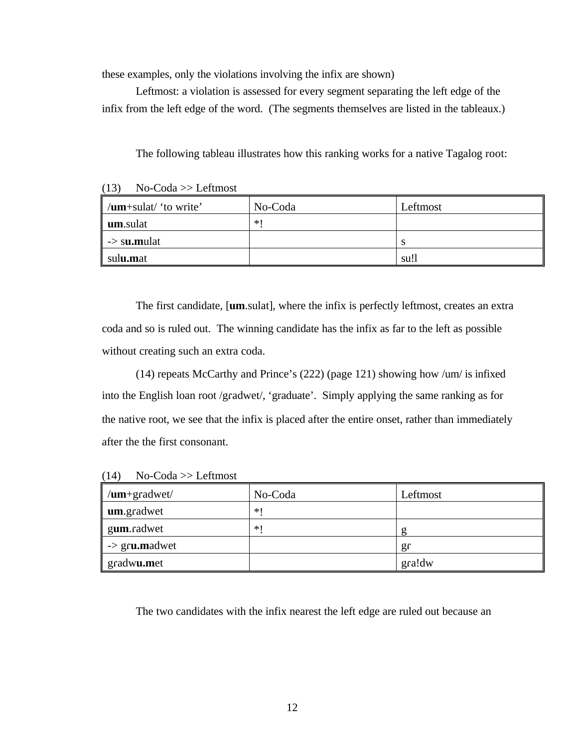these examples, only the violations involving the infix are shown)

Leftmost: a violation is assessed for every segment separating the left edge of the infix from the left edge of the word. (The segments themselves are listed in the tableaux.)

The following tableau illustrates how this ranking works for a native Tagalog root:

(13) No-Coda >> Leftmost

| /**um**+sulat/ 'to write' | No-Coda | Leftmost |
|---|---|---|
| **um**.sulat | *! | |
| -> s**u.m**ulat | | s |
| sul**u.m**at | | su!l |

The first candidate, [**um**.sulat], where the infix is perfectly leftmost, creates an extra coda and so is ruled out. The winning candidate has the infix as far to the left as possible without creating such an extra coda.

(14) repeats McCarthy and Prince's (222) (page 121) showing how /um/ is infixed into the English loan root /gɾadwet/, 'graduate'. Simply applying the same ranking as for the native root, we see that the infix is placed after the entire onset, rather than immediately after the the first consonant.

(14) No-Coda >> Leftmost

| /**um**+gɾadwet/ | No-Coda | Leftmost |
|---|---|---|
| **um**.gɾadwet | *! | |
| g**um**.ɾadwet | *! | g |
| -> gɾ**u.m**adwet | | gɾ |
| gɾadw**u.m**et | | gɾa!dw |

The two candidates with the infix nearest the left edge are ruled out because an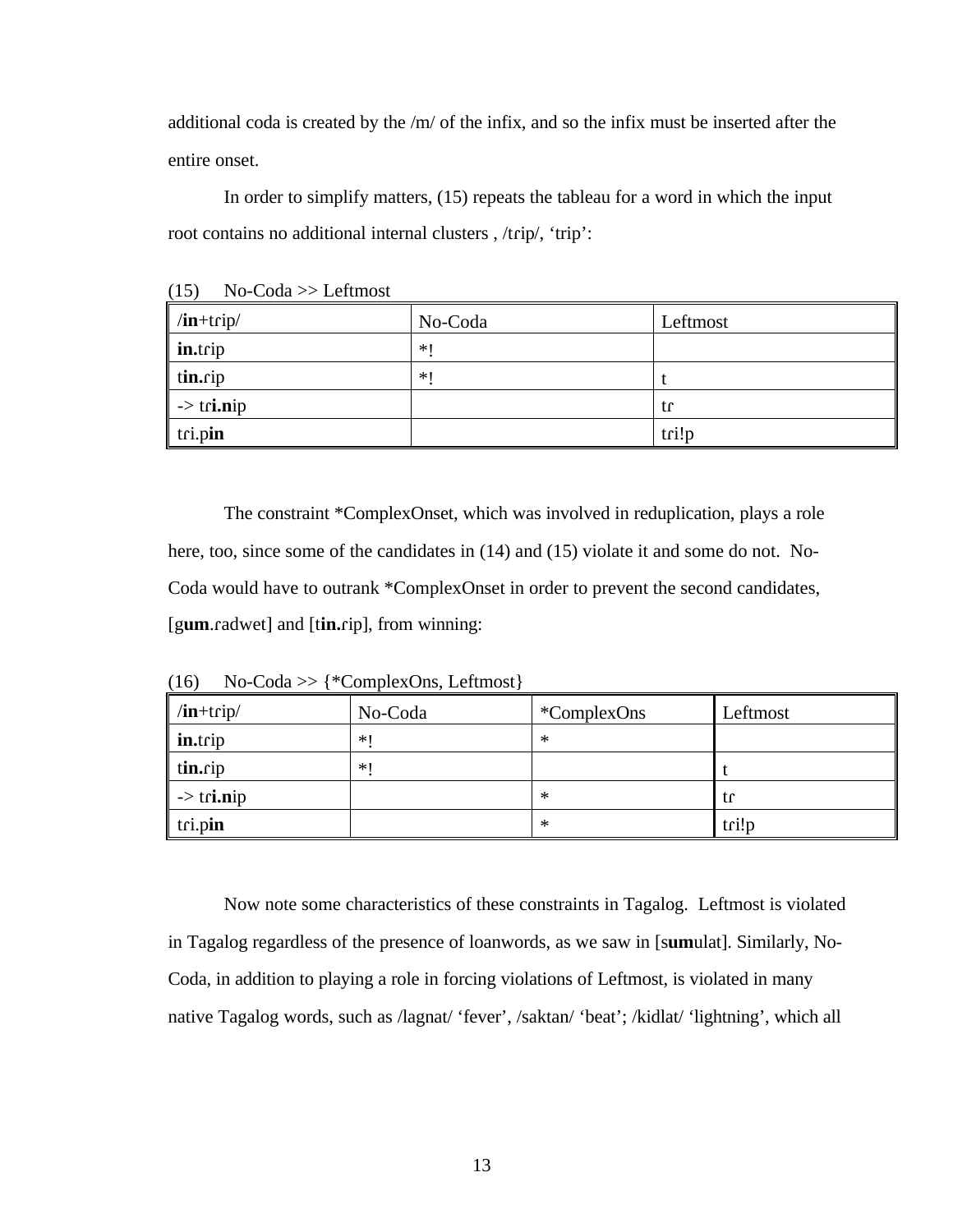additional coda is created by the /m/ of the infix, and so the infix must be inserted after the entire onset.

In order to simplify matters, (15) repeats the tableau for a word in which the input root contains no additional internal clusters , /tɾip/, 'trip':

(15) No-Coda >> Leftmost

| /**in**+tɾip/ | No-Coda | Leftmost |
|---|---|---|
| **in.**tɾip | *! | |
| t**in.**ɾip | *! | t |
| -> tɾ**i.n**ip | | tɾ |
| tɾi.p**in** | | tɾi!p |

The constraint *ComplexOnset, which was involved in reduplication, plays a role here, too, since some of the candidates in (14) and (15) violate it and some do not. No-Coda would have to outrank *ComplexOnset in order to prevent the second candidates, [g**um**.ɾadwet] and [t**in.**ɾip], from winning:

(16) No-Coda >> {*ComplexOns, Leftmost}

| /**in**+tɾip/ | No-Coda | *ComplexOns | Leftmost |
|---|---|---|---|
| **in.**tɾip | *! | * | |
| t**in.**ɾip | *! | | t |
| -> tɾ**i.n**ip | | * | tɾ |
| tɾi.p**in** | | * | tɾi!p |

Now note some characteristics of these constraints in Tagalog. Leftmost is violated in Tagalog regardless of the presence of loanwords, as we saw in [s**um**ulat]. Similarly, No-Coda, in addition to playing a role in forcing violations of Leftmost, is violated in many native Tagalog words, such as /lagnat/ 'fever', /saktan/ 'beat'; /kidlat/ 'lightning', which all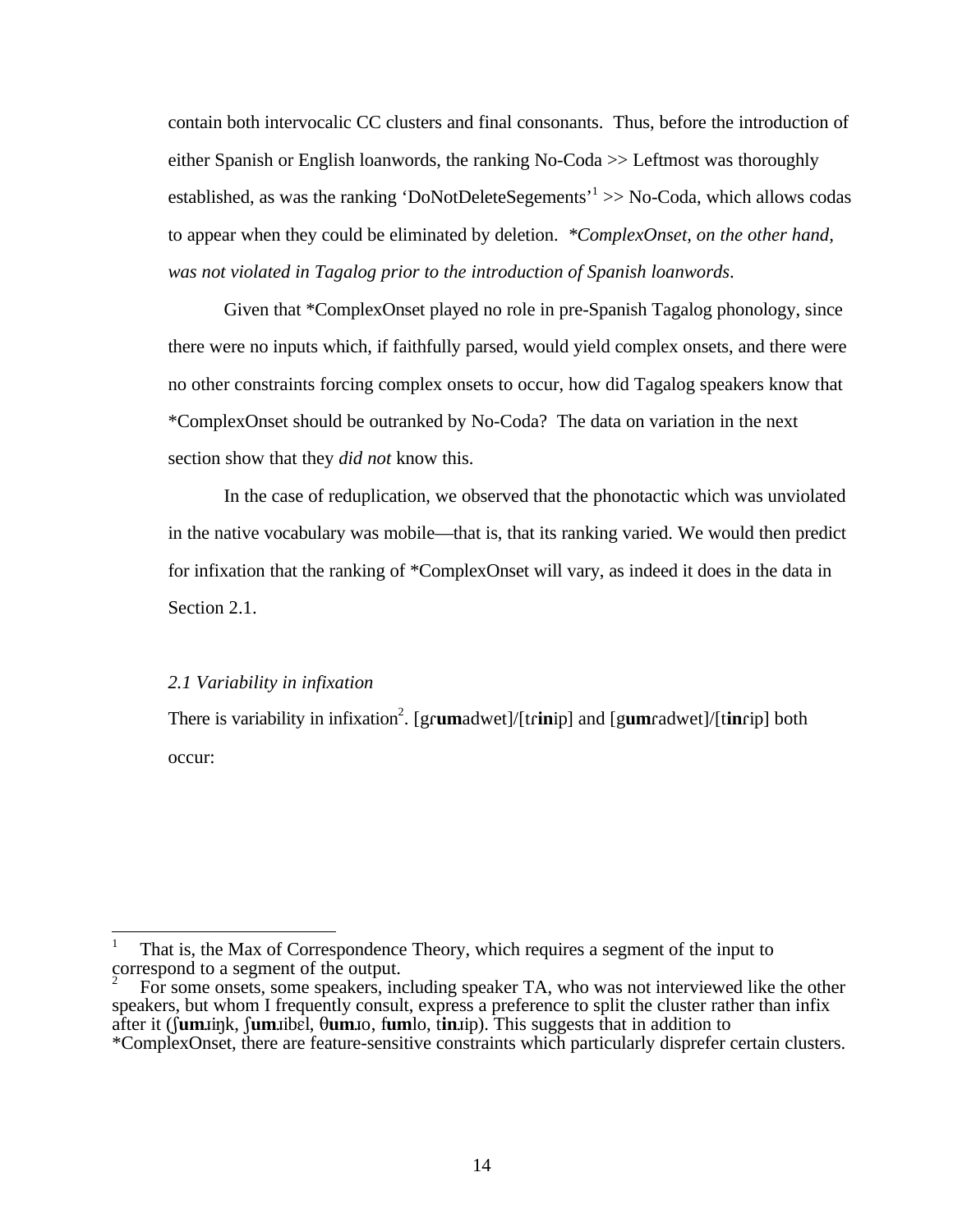contain both intervocalic CC clusters and final consonants. Thus, before the introduction of either Spanish or English loanwords, the ranking No-Coda >> Leftmost was thoroughly established, as was the ranking 'DoNotDeleteSegements'[1] >> No-Coda, which allows codas to appear when they could be eliminated by deletion. *\*ComplexOnset, on the other hand, was not violated in Tagalog prior to the introduction of Spanish loanwords*.

Given that *ComplexOnset played no role in pre-Spanish Tagalog phonology, since there were no inputs which, if faithfully parsed, would yield complex onsets, and there were no other constraints forcing complex onsets to occur, how did Tagalog speakers know that *ComplexOnset should be outranked by No-Coda? The data on variation in the next section show that they *did not* know this.

In the case of reduplication, we observed that the phonotactic which was unviolated in the native vocabulary was mobile—that is, that its ranking varied. We would then predict for infixation that the ranking of *ComplexOnset will vary, as indeed it does in the data in Section 2.1.

*2.1 Variability in infixation*

There is variability in infixation[2]. [gɾ**um**adwet]/[tɾ**in**ip] and [g**umɾ**adwet]/[t**inɾ**ip] both occur:

---

[1] That is, the Max of Correspondence Theory, which requires a segment of the input to correspond to a segment of the output.

[2] For some onsets, some speakers, including speaker TA, who was not interviewed like the other speakers, but whom I frequently consult, express a preference to split the cluster rather than infix after it (ʃ**um**.ɹiŋk, ʃ**um**.ɹibɛl, θ**um**.ɹo, f**um**lo, t**in**.ɹip). This suggests that in addition to *ComplexOnset, there are feature-sensitive constraints which particularly disprefer certain clusters.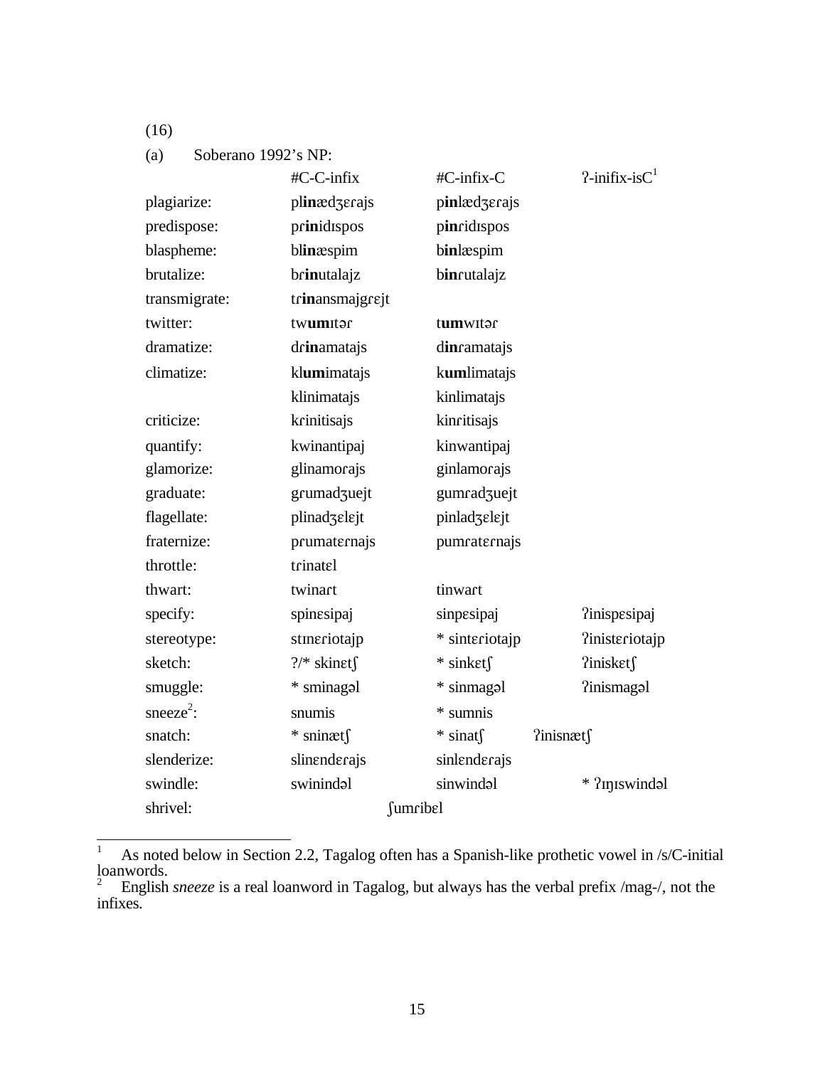(16)

(a) Soberano 1992's NP:

| | #C-C-infix | #C-infix-C | ʔ-inifix-isC[1] |
|---|---|---|---|
| plagiarize: | pl**in**ædʒɛɾajs | p**in**lædʒɛɾajs | |
| predispose: | pɾ**in**idɪspos | p**in**ɾidɪspos | |
| blaspheme: | bl**in**æspim | b**in**læspim | |
| brutalize: | bɾ**in**utalajz | b**in**ɾutalajz | |
| transmigrate: | tɾ**in**ansmajgɾɛjt | | |
| twitter: | tw**um**ɪtəɾ | t**um**wɪtəɾ | |
| dramatize: | dɾ**in**amatajs | d**in**ɾamatajs | |
| climatize: | kl**um**imatajs | k**um**limatajs | |
| | klinimatajs | kinlimatajs | |
| criticize: | kɾinitisajs | kinɾitisajs | |
| quantify: | kwinantipaj | kinwantipaj | |
| glamorize: | glinamoɾajs | ginlamoɾajs | |
| graduate: | gɾumadʒuejt | gumɾadʒuejt | |
| flagellate: | plinadʒɛlɛjt | pinladʒɛlɛjt | |
| fraternize: | pɾumatɛɾnajs | pumɾatɛɾnajs | |
| throttle: | tɾinatɛl | | |
| thwart: | twinaɾt | tinwaɾt | |
| specify: | spinɛsipaj | sinpɛsipaj | ʔinispɛsipaj |
| stereotype: | stɪnɛɾiotajp | * sintɛɾiotajp | ʔinistɛɾiotajp |
| sketch: | ?/* skinɛtʃ | * sinkɛtʃ | ʔiniskɛtʃ |
| smuggle: | * sminagəl | * sinmagəl | ʔinismagəl |
| sneeze[2]: | snumis | * sumnis | |
| snatch: | * sninætʃ | * sinatʃ | ʔinisnætʃ |
| slenderize: | slinɛndɛɾajs | sinlɛndɛɾajs | |
| swindle: | swinindəl | sinwindəl | * ʔɪŋɪswindəl |
| shrivel: | ʃumɾibɛl | | |

---

[1] As noted below in Section 2.2, Tagalog often has a Spanish-like prothetic vowel in /s/C-initial loanwords.

[2] English *sneeze* is a real loanword in Tagalog, but always has the verbal prefix /mag-/, not the infixes.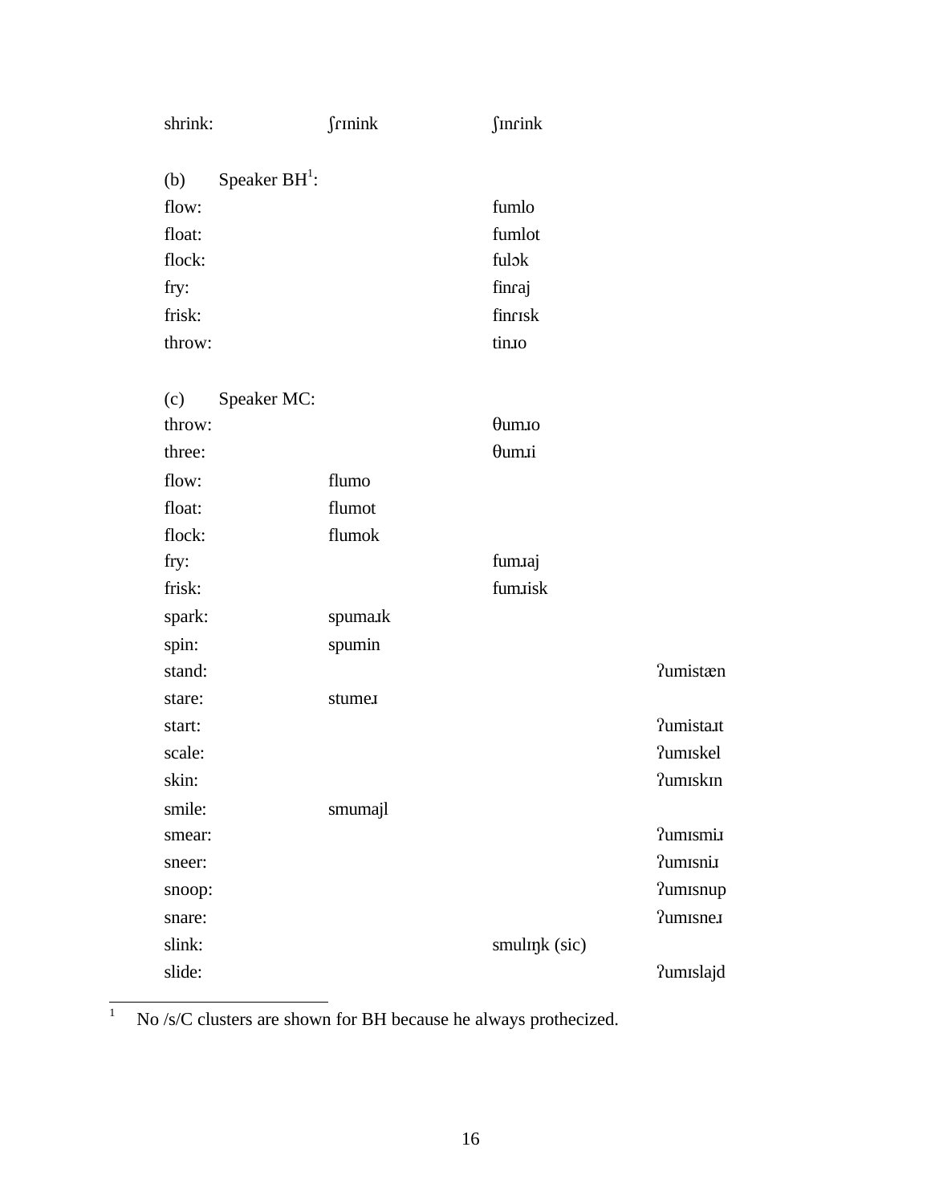| | | | |
|---|---|---|---|
| shrink: | ʃɾɪnink | ʃɪnɾink | |
| (b) Speaker BH[1]: | | | |
| flow: | | fumlo | |
| float: | | fumlot | |
| flock: | | fulɔk | |
| fry: | | finɾaj | |
| frisk: | | finɾɪsk | |
| throw: | | tinɹo | |
| (c) Speaker MC: | | | |
| throw: | | θumɹo | |
| three: | | θumɹi | |
| flow: | flumo | | |
| float: | flumot | | |
| flock: | flumok | | |
| fry: | | fumɹaj | |
| frisk: | | fumɹisk | |
| spark: | spumaɹk | | |
| spin: | spumin | | |
| stand: | | | ʔumistæn |
| stare: | stumeɹ | | |
| start: | | | ʔumistaɹt |
| scale: | | | ʔumɪskel |
| skin: | | | ʔumɪskɪn |
| smile: | smumajl | | |
| smear: | | | ʔumɪsmiɹ |
| sneer: | | | ʔumɪsniɹ |
| snoop: | | | ʔumɪsnup |
| snare: | | | ʔumɪsneɹ |
| slink: | | smulɪŋk (sic) | |
| slide: | | | ʔumɪslajd |

[1] No /s/C clusters are shown for BH because he always prothecized.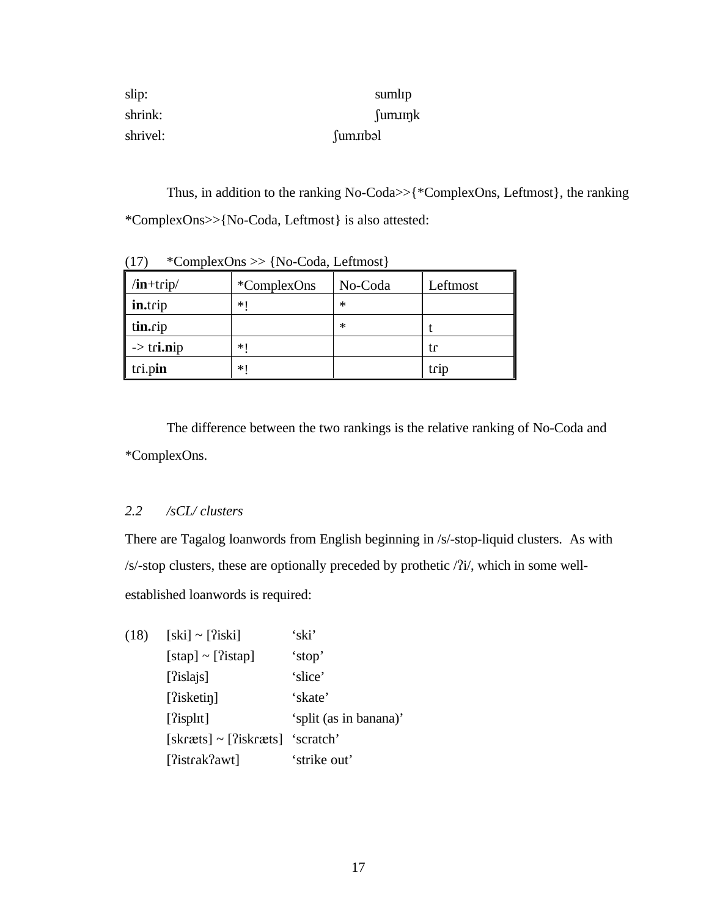slip: sumlɪp
shrink: ʃumɹɪŋk
shrivel: ʃumɹɪbəl

Thus, in addition to the ranking No-Coda>>{*ComplexOns, Leftmost}, the ranking *ComplexOns>>{No-Coda, Leftmost} is also attested:

(17) *ComplexOns >> {No-Coda, Leftmost}

| /**in**+tɾip/ | *ComplexOns | No-Coda | Leftmost |
|---|---|---|---|
| **in.**tɾip | *! | * | |
| t**in.**ɾip | | * | t |
| -> tɾ**i.n**ip | *! | | tɾ |
| tɾi.p**in** | *! | | tɾip |

The difference between the two rankings is the relative ranking of No-Coda and *ComplexOns.

### *2.2 /sCL/ clusters*

There are Tagalog loanwords from English beginning in /s/-stop-liquid clusters. As with /s/-stop clusters, these are optionally preceded by prothetic /ʔi/, which in some well-established loanwords is required:

(18)
[ski] ~ [ʔiski] ‘ski’
[stap] ~ [ʔistap] ‘stop’
[ʔislajs] ‘slice’
[ʔisketiŋ] ‘skate’
[ʔisplɪt] ‘split (as in banana)’
[skɾæts] ~ [ʔiskɾæts] ‘scratch’
[ʔistɾakʔawt] ‘strike out’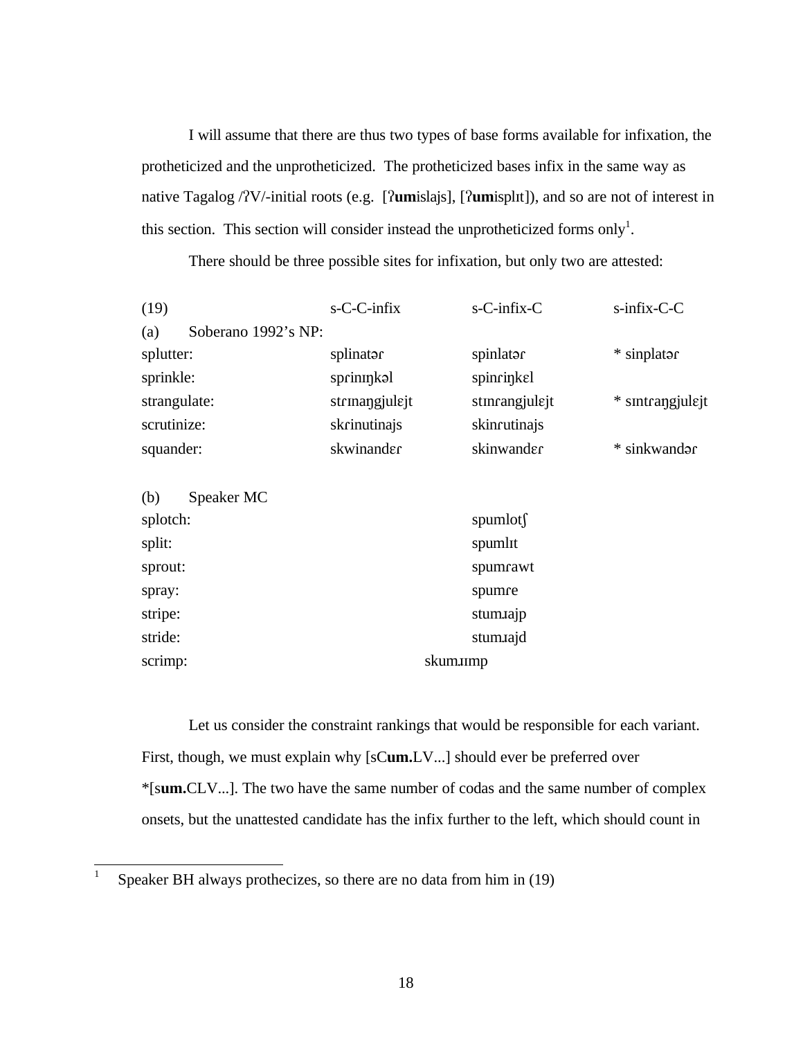I will assume that there are thus two types of base forms available for infixation, the protheticized and the unprotheticized. The protheticized bases infix in the same way as native Tagalog /ʔV/-initial roots (e.g. [ʔ**um**islajs], [ʔ**um**isplɪt]), and so are not of interest in this section. This section will consider instead the unprotheticized forms only[1].

There should be three possible sites for infixation, but only two are attested:

| (19) | s-C-C-infix | s-C-infix-C | s-infix-C-C |
|---|---|---|---|
| (a) Soberano 1992's NP: | | | |
| splutter: | splinatəɾ | spinlatəɾ | * sinplatəɾ |
| sprinkle: | spɾinɪŋkəl | spinɾiŋkɛl | |
| strangulate: | stɾɪnaŋgjulɛjt | stɪnɾangjulɛjt | * sɪntɾaŋgjulɛjt |
| scrutinize: | skɾinutinajs | skinɾutinajs | |
| squander: | skwinandɛɾ | skinwandɛɾ | * sinkwandəɾ |
| | | | |
| (b) Speaker MC | | | |
| splotch: | | spumlotʃ | |
| split: | | spumlɪt | |
| sprout: | | spumɾawt | |
| spray: | | spumɾe | |
| stripe: | | stumɹajp | |
| stride: | | stumɹajd | |
| scrimp: | | skumɹɪmp | |

Let us consider the constraint rankings that would be responsible for each variant. First, though, we must explain why [sC**um.**LV...] should ever be preferred over *[s**um.**CLV...]. The two have the same number of codas and the same number of complex onsets, but the unattested candidate has the infix further to the left, which should count in

[1] Speaker BH always prothecizes, so there are no data from him in (19)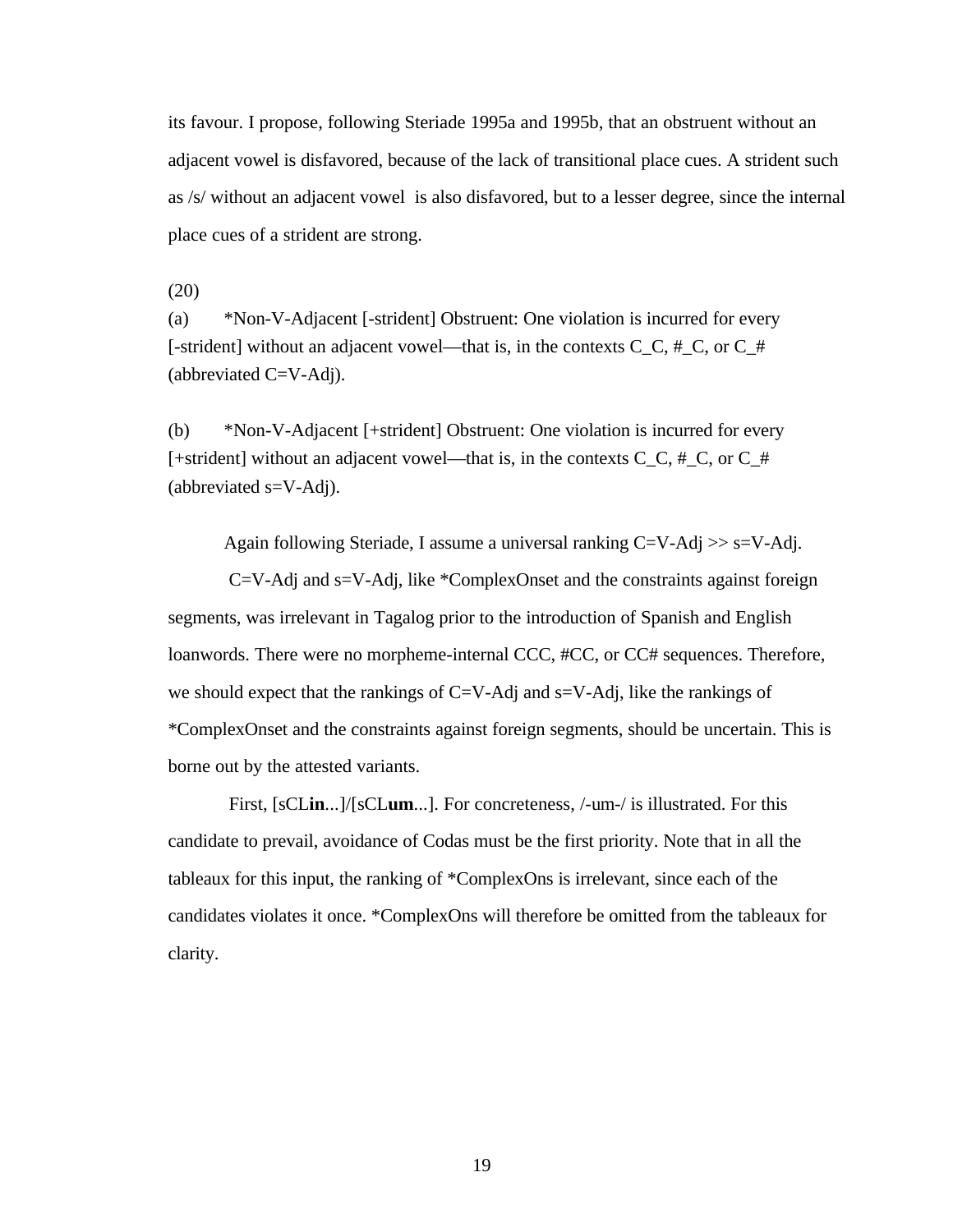its favour. I propose, following Steriade 1995a and 1995b, that an obstruent without an adjacent vowel is disfavored, because of the lack of transitional place cues. A strident such as /s/ without an adjacent vowel is also disfavored, but to a lesser degree, since the internal place cues of a strident are strong.

(20)

(a) *Non-V-Adjacent [-strident] Obstruent: One violation is incurred for every [-strident] without an adjacent vowel—that is, in the contexts C_C, #_C, or C_# (abbreviated C=V-Adj).

(b) *Non-V-Adjacent [+strident] Obstruent: One violation is incurred for every [+strident] without an adjacent vowel—that is, in the contexts C_C, #_C, or C_# (abbreviated s=V-Adj).

Again following Steriade, I assume a universal ranking C=V-Adj >> s=V-Adj.

C=V-Adj and s=V-Adj, like *ComplexOnset and the constraints against foreign segments, was irrelevant in Tagalog prior to the introduction of Spanish and English loanwords. There were no morpheme-internal CCC, #CC, or CC# sequences. Therefore, we should expect that the rankings of C=V-Adj and s=V-Adj, like the rankings of *ComplexOnset and the constraints against foreign segments, should be uncertain. This is borne out by the attested variants.

First, [sCL**in**...]/[sCL**um**...]. For concreteness, /-um-/ is illustrated. For this candidate to prevail, avoidance of Codas must be the first priority. Note that in all the tableaux for this input, the ranking of *ComplexOns is irrelevant, since each of the candidates violates it once. *ComplexOns will therefore be omitted from the tableaux for clarity.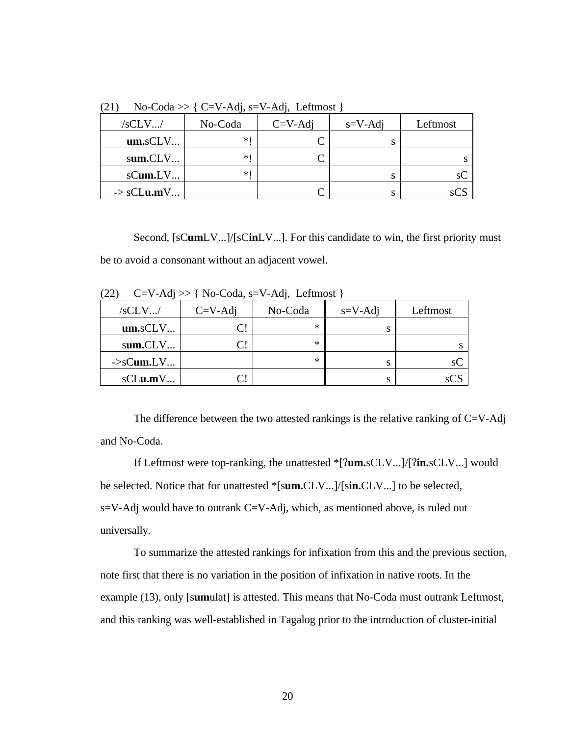(21) No-Coda >> { C=V-Adj, s=V-Adj, Leftmost }

| /sCLV.../ | No-Coda | C=V-Adj | s=V-Adj | Leftmost |
|---|---|---|---|---|
| **um.**sCLV... | *! | C | s | |
| s**um.**CLV... | *! | C | | s |
| sC**um.**LV... | *! | | s | sC |
| -> sCL**u.m**V... | | C | s | sCS |

Second, [sC**um**LV...]/[sC**in**LV...]. For this candidate to win, the first priority must be to avoid a consonant without an adjacent vowel.

(22) C=V-Adj >> { No-Coda, s=V-Adj, Leftmost }

| /sCLV.../ | C=V-Adj | No-Coda | s=V-Adj | Leftmost |
|---|---|---|---|---|
| **um.**sCLV... | C! | * | s | |
| s**um.**CLV... | C! | * | | s |
| ->sC**um.**LV... | | * | s | sC |
| sCL**u.m**V... | C! | | s | sCS |

The difference between the two attested rankings is the relative ranking of C=V-Adj and No-Coda.

If Leftmost were top-ranking, the unattested *[ʔ**um.**sCLV...]/[ʔ**in.**sCLV...] would be selected. Notice that for unattested *[s**um.**CLV...]/[s**in.**CLV...] to be selected, s=V-Adj would have to outrank C=V-Adj, which, as mentioned above, is ruled out universally.

To summarize the attested rankings for infixation from this and the previous section, note first that there is no variation in the position of infixation in native roots. In the example (13), only [s**um**ulat] is attested. This means that No-Coda must outrank Leftmost, and this ranking was well-established in Tagalog prior to the introduction of cluster-initial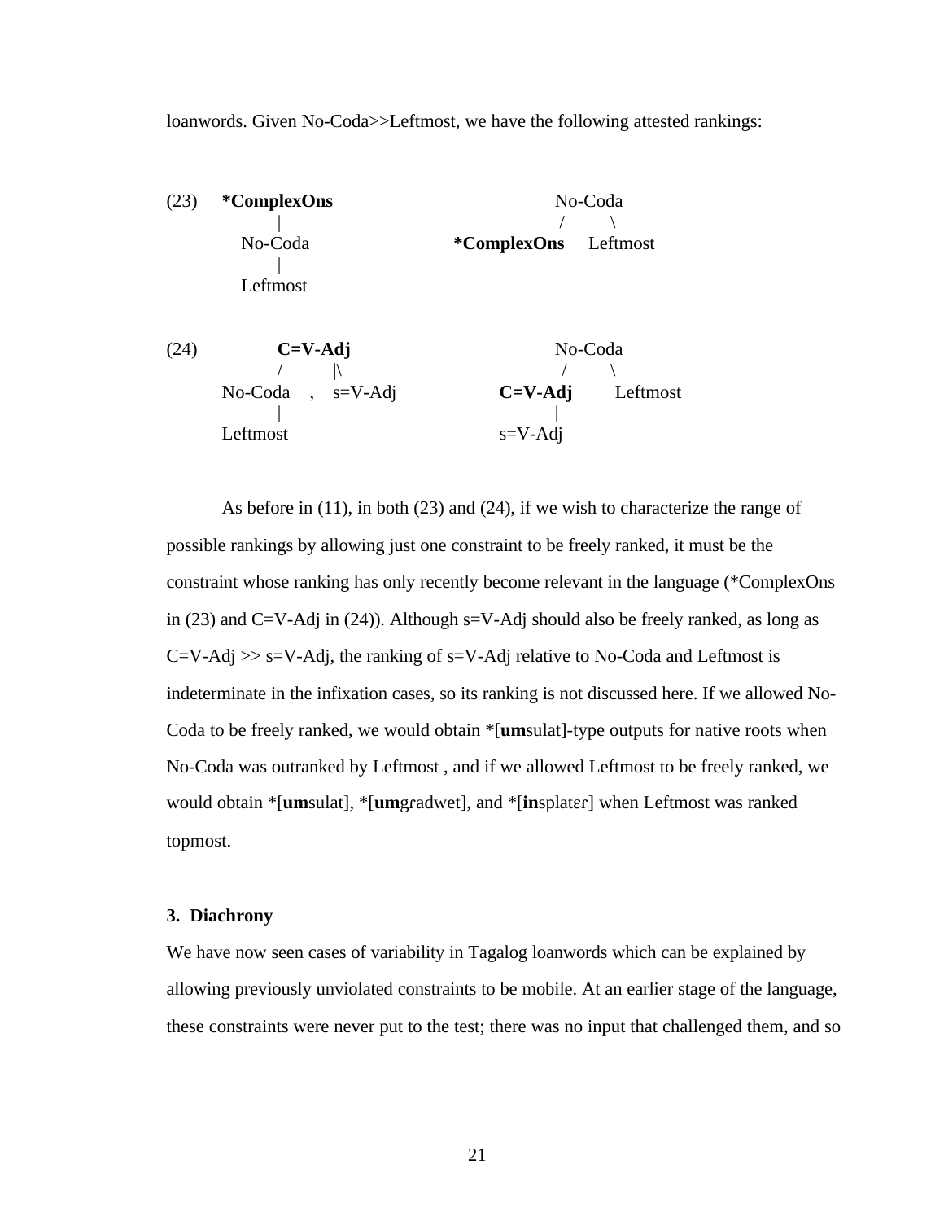loanwords. Given No-Coda>>Leftmost, we have the following attested rankings:

(23)

```
    *ComplexOns                        No-Coda
        |                               /    \
     No-Coda                 *ComplexOns    Leftmost
        |
     Leftmost
```

(24)

```
          C=V-Adj                        No-Coda
          /     |\                        /     \
   No-Coda  ,  s=V-Adj              C=V-Adj    Leftmost
      |                                |
   Leftmost                         s=V-Adj
```

As before in (11), in both (23) and (24), if we wish to characterize the range of possible rankings by allowing just one constraint to be freely ranked, it must be the constraint whose ranking has only recently become relevant in the language (*ComplexOns in (23) and C=V-Adj in (24)). Although s=V-Adj should also be freely ranked, as long as C=V-Adj >> s=V-Adj, the ranking of s=V-Adj relative to No-Coda and Leftmost is indeterminate in the infixation cases, so its ranking is not discussed here. If we allowed No-Coda to be freely ranked, we would obtain *[**um**sulat]-type outputs for native roots when No-Coda was outranked by Leftmost , and if we allowed Leftmost to be freely ranked, we would obtain *[**um**sulat], *[**um**gɾadwet], and *[**in**splatɛɾ] when Leftmost was ranked topmost.

### 3. Diachrony

We have now seen cases of variability in Tagalog loanwords which can be explained by allowing previously unviolated constraints to be mobile. At an earlier stage of the language, these constraints were never put to the test; there was no input that challenged them, and so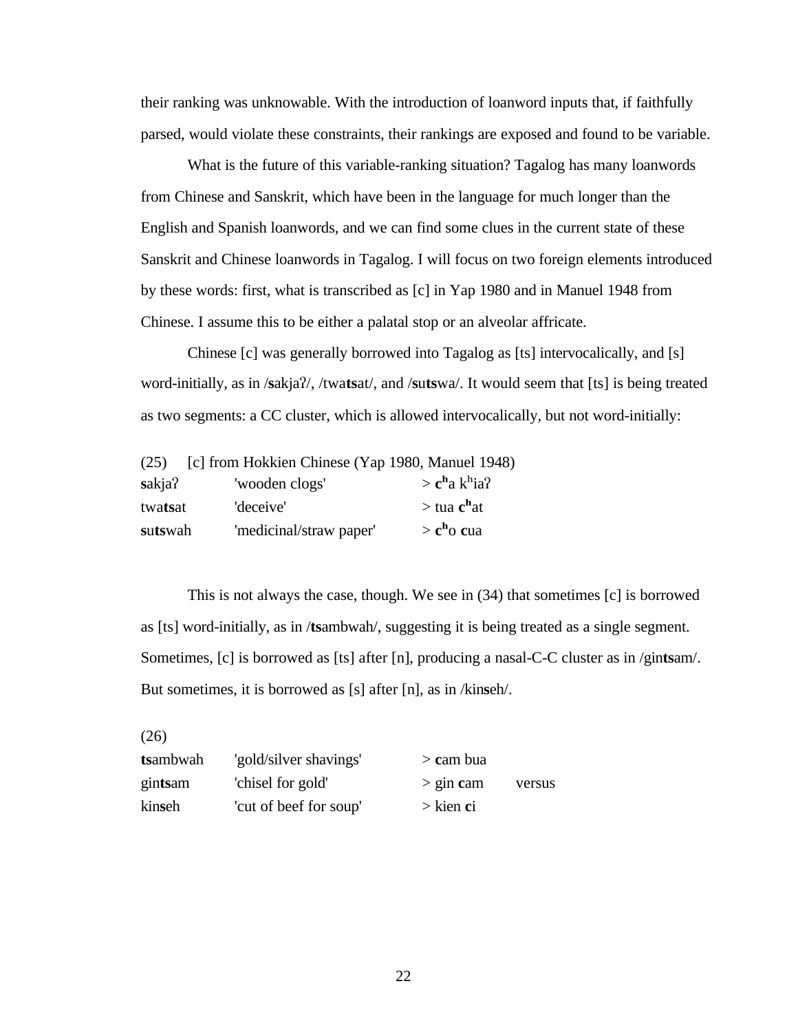their ranking was unknowable. With the introduction of loanword inputs that, if faithfully parsed, would violate these constraints, their rankings are exposed and found to be variable.

What is the future of this variable-ranking situation? Tagalog has many loanwords from Chinese and Sanskrit, which have been in the language for much longer than the English and Spanish loanwords, and we can find some clues in the current state of these Sanskrit and Chinese loanwords in Tagalog. I will focus on two foreign elements introduced by these words: first, what is transcribed as [c] in Yap 1980 and in Manuel 1948 from Chinese. I assume this to be either a palatal stop or an alveolar affricate.

Chinese [c] was generally borrowed into Tagalog as [ts] intervocalically, and [s] word-initially, as in /**s**akjaʔ/, /twa**ts**at/, and /**s**u**ts**wa/. It would seem that [ts] is being treated as two segments: a CC cluster, which is allowed intervocalically, but not word-initially:

(25) [c] from Hokkien Chinese (Yap 1980, Manuel 1948)

| | | |
|---|---|---|
| **s**akjaʔ | 'wooden clogs' | > **c**ʰa kʰiaʔ |
| twa**ts**at | 'deceive' | > tua **c**ʰat |
| **s**u**ts**wah | 'medicinal/straw paper' | > **c**ʰo **c**ua |

This is not always the case, though. We see in (34) that sometimes [c] is borrowed as [ts] word-initially, as in /**ts**ambwah/, suggesting it is being treated as a single segment. Sometimes, [c] is borrowed as [ts] after [n], producing a nasal-C-C cluster as in /gin**ts**am/. But sometimes, it is borrowed as [s] after [n], as in /kin**s**eh/.

(26)

| | | | |
|---|---|---|---|
| **ts**ambwah | 'gold/silver shavings' | > **c**am bua | |
| gin**ts**am | 'chisel for gold' | > gin **c**am | versus |
| kin**s**eh | 'cut of beef for soup' | > kien **c**i | |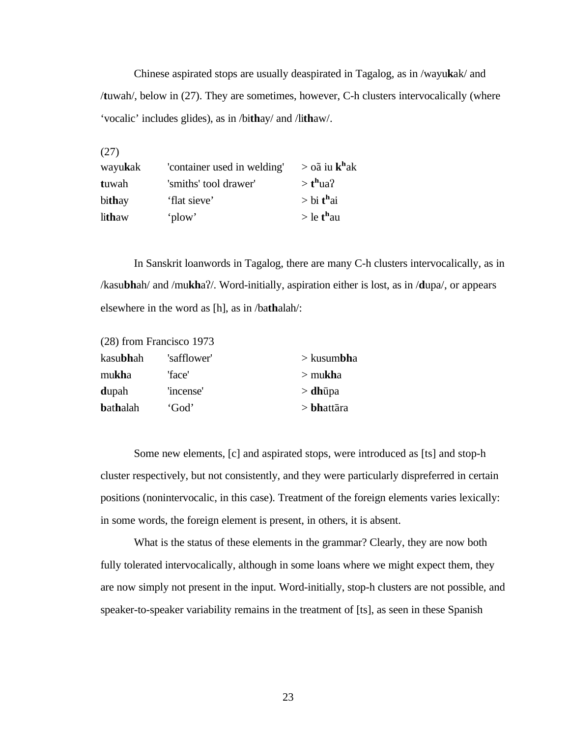Chinese aspirated stops are usually deaspirated in Tagalog, as in /wayu**k**ak/ and /**t**uwah/, below in (27). They are sometimes, however, C-h clusters intervocalically (where 'vocalic' includes glides), as in /bi**th**ay/ and /li**th**aw/.

(27)

| | | |
|---|---|---|
| wayu**k**ak | 'container used in welding' | > oã iu **kʰ**ak |
| **t**uwah | 'smiths' tool drawer' | > **tʰ**uaʔ |
| bi**th**ay | 'flat sieve' | > bi **tʰ**ai |
| li**th**aw | 'plow' | > le **tʰ**au |

In Sanskrit loanwords in Tagalog, there are many C-h clusters intervocalically, as in /kasu**bh**ah/ and /mu**kh**aʔ/. Word-initially, aspiration either is lost, as in /**d**upa/, or appears elsewhere in the word as [h], as in /ba**th**alah/:

(28) from Francisco 1973

| | | |
|---|---|---|
| kasu**bh**ah | 'safflower' | > kusum**bh**a |
| mu**kh**a | 'face' | > mu**kh**a |
| **d**upah | 'incense' | > **dh**ūpa |
| **b**at**h**alah | 'God' | > **bh**attāra |

Some new elements, [c] and aspirated stops, were introduced as [ts] and stop-h cluster respectively, but not consistently, and they were particularly dispreferred in certain positions (nonintervocalic, in this case). Treatment of the foreign elements varies lexically: in some words, the foreign element is present, in others, it is absent.

What is the status of these elements in the grammar? Clearly, they are now both fully tolerated intervocalically, although in some loans where we might expect them, they are now simply not present in the input. Word-initially, stop-h clusters are not possible, and speaker-to-speaker variability remains in the treatment of [ts], as seen in these Spanish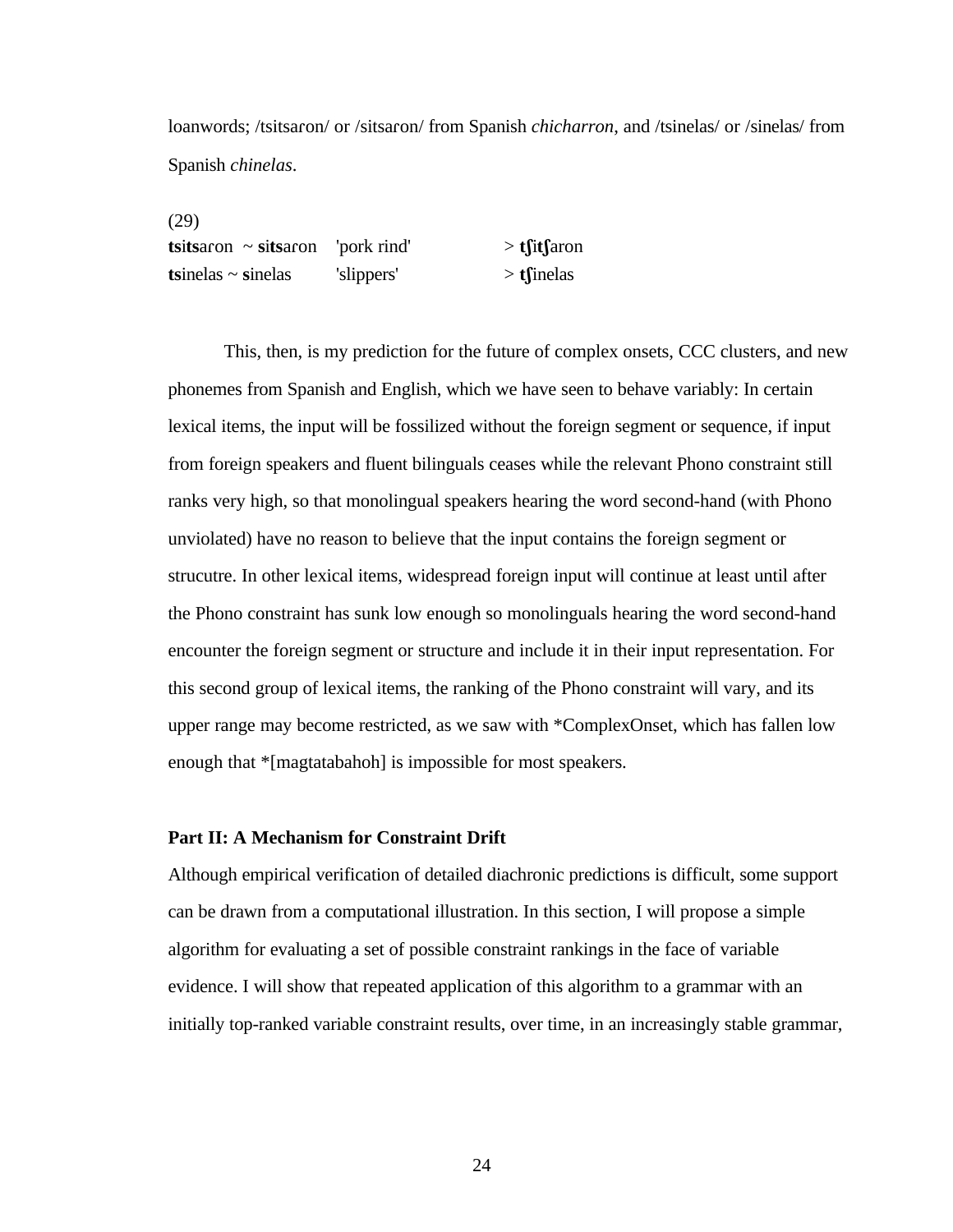loanwords; /tsitsaɾon/ or /sitsaɾon/ from Spanish *chicharron*, and /tsinelas/ or /sinelas/ from Spanish *chinelas*.

(29)

| | | |
|---|---|---|
| **ts**i**ts**aɾon ~ **s**i**ts**aɾon | 'pork rind' | > **tʃ**i**tʃ**aron |
| **ts**inelas ~ **s**inelas | 'slippers' | > **tʃ**inelas |

This, then, is my prediction for the future of complex onsets, CCC clusters, and new phonemes from Spanish and English, which we have seen to behave variably: In certain lexical items, the input will be fossilized without the foreign segment or sequence, if input from foreign speakers and fluent bilinguals ceases while the relevant Phono constraint still ranks very high, so that monolingual speakers hearing the word second-hand (with Phono unviolated) have no reason to believe that the input contains the foreign segment or strucutre. In other lexical items, widespread foreign input will continue at least until after the Phono constraint has sunk low enough so monolinguals hearing the word second-hand encounter the foreign segment or structure and include it in their input representation. For this second group of lexical items, the ranking of the Phono constraint will vary, and its upper range may become restricted, as we saw with *ComplexOnset, which has fallen low enough that *[magtatabahoh] is impossible for most speakers.

**Part II: A Mechanism for Constraint Drift**

Although empirical verification of detailed diachronic predictions is difficult, some support can be drawn from a computational illustration. In this section, I will propose a simple algorithm for evaluating a set of possible constraint rankings in the face of variable evidence. I will show that repeated application of this algorithm to a grammar with an initially top-ranked variable constraint results, over time, in an increasingly stable grammar,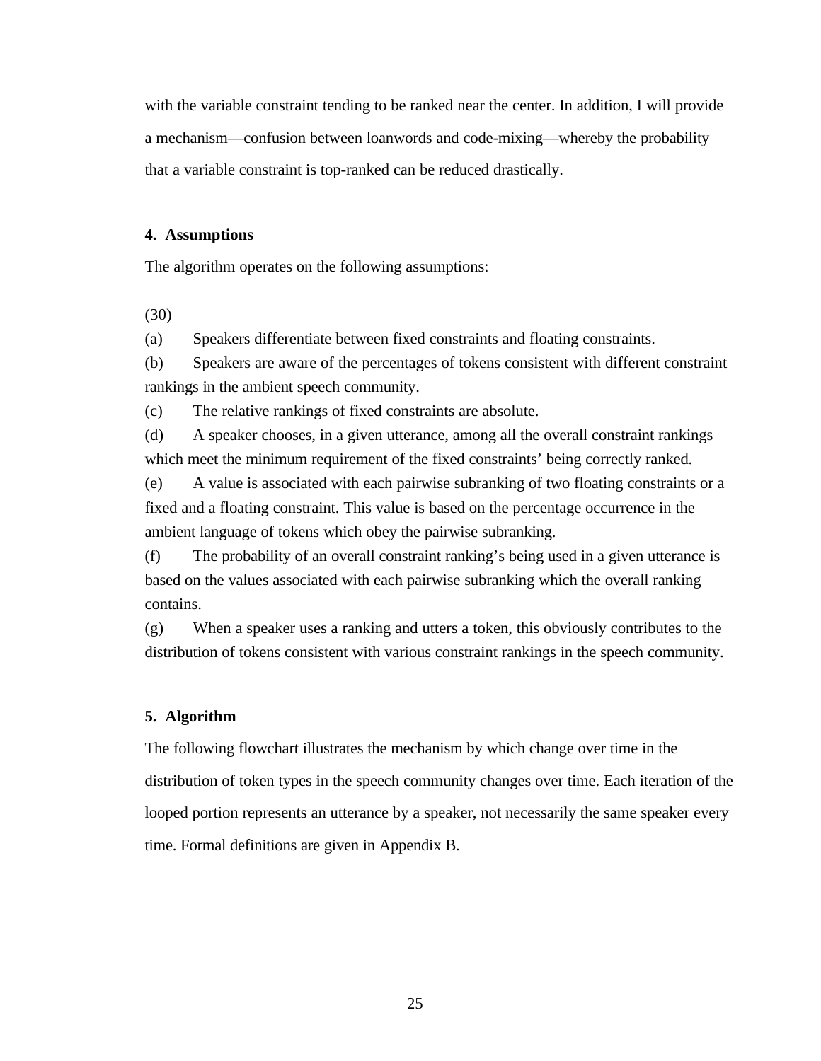with the variable constraint tending to be ranked near the center. In addition, I will provide a mechanism—confusion between loanwords and code-mixing—whereby the probability that a variable constraint is top-ranked can be reduced drastically.

## 4. Assumptions

The algorithm operates on the following assumptions:

(30)

(a) Speakers differentiate between fixed constraints and floating constraints.

(b) Speakers are aware of the percentages of tokens consistent with different constraint rankings in the ambient speech community.

(c) The relative rankings of fixed constraints are absolute.

(d) A speaker chooses, in a given utterance, among all the overall constraint rankings which meet the minimum requirement of the fixed constraints' being correctly ranked.

(e) A value is associated with each pairwise subranking of two floating constraints or a fixed and a floating constraint. This value is based on the percentage occurrence in the ambient language of tokens which obey the pairwise subranking.

(f) The probability of an overall constraint ranking's being used in a given utterance is based on the values associated with each pairwise subranking which the overall ranking contains.

(g) When a speaker uses a ranking and utters a token, this obviously contributes to the distribution of tokens consistent with various constraint rankings in the speech community.

## 5. Algorithm

The following flowchart illustrates the mechanism by which change over time in the distribution of token types in the speech community changes over time. Each iteration of the looped portion represents an utterance by a speaker, not necessarily the same speaker every time. Formal definitions are given in Appendix B.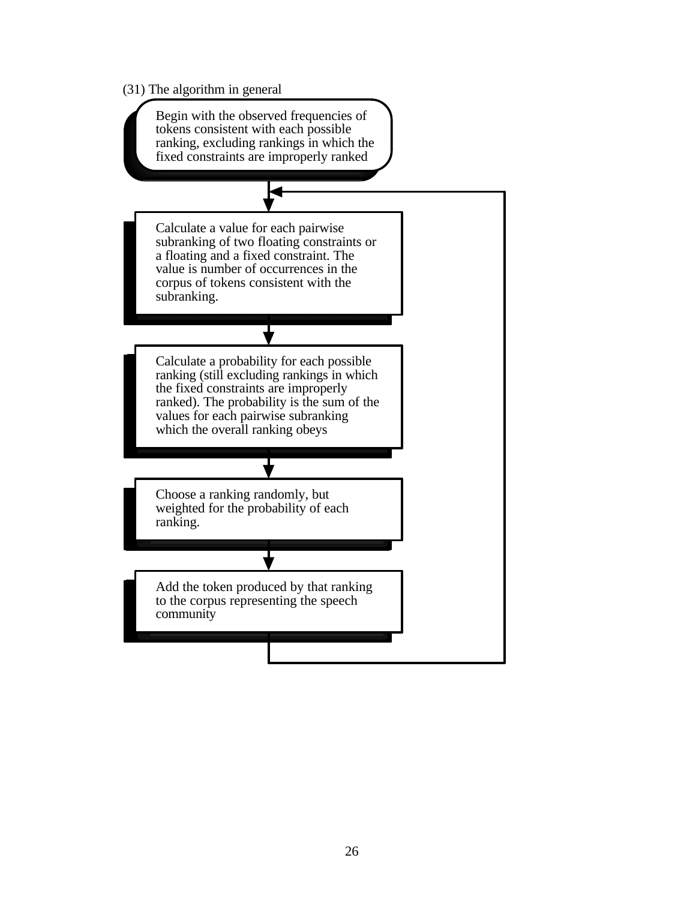(31) The algorithm in general

Begin with the observed frequencies of tokens consistent with each possible ranking, excluding rankings in which the fixed constraints are improperly ranked

↓

Calculate a value for each pairwise subranking of two floating constraints or a floating and a fixed constraint. The value is number of occurrences in the corpus of tokens consistent with the subranking.

↓

Calculate a probability for each possible ranking (still excluding rankings in which the fixed constraints are improperly ranked). The probability is the sum of the values for each pairwise subranking which the overall ranking obeys

↓

Choose a ranking randomly, but weighted for the probability of each ranking.

↓

Add the token produced by that ranking to the corpus representing the speech community

(loop back to "Calculate a value for each pairwise subranking...")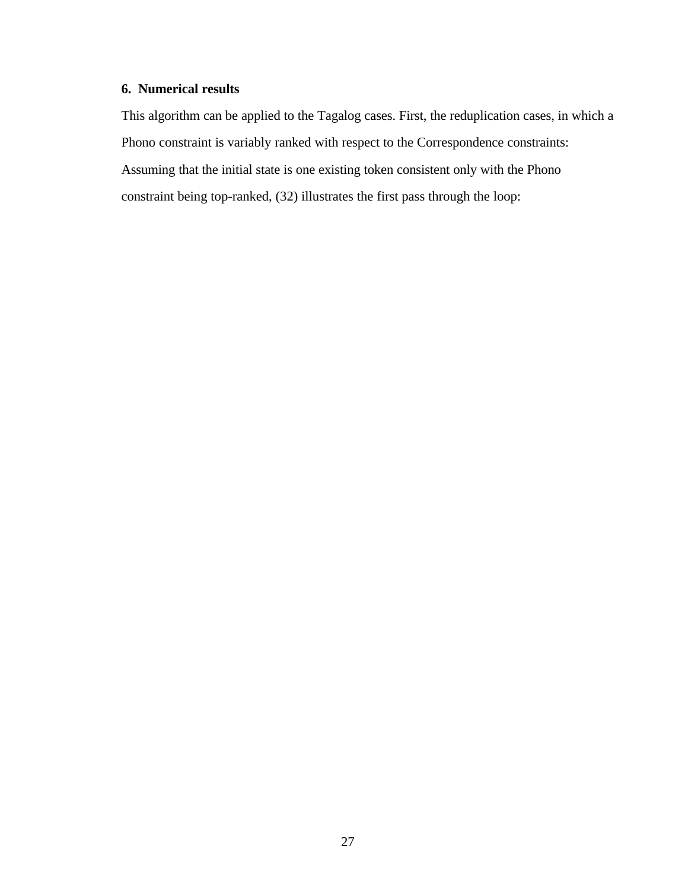## 6. Numerical results

This algorithm can be applied to the Tagalog cases. First, the reduplication cases, in which a Phono constraint is variably ranked with respect to the Correspondence constraints: Assuming that the initial state is one existing token consistent only with the Phono constraint being top-ranked, (32) illustrates the first pass through the loop: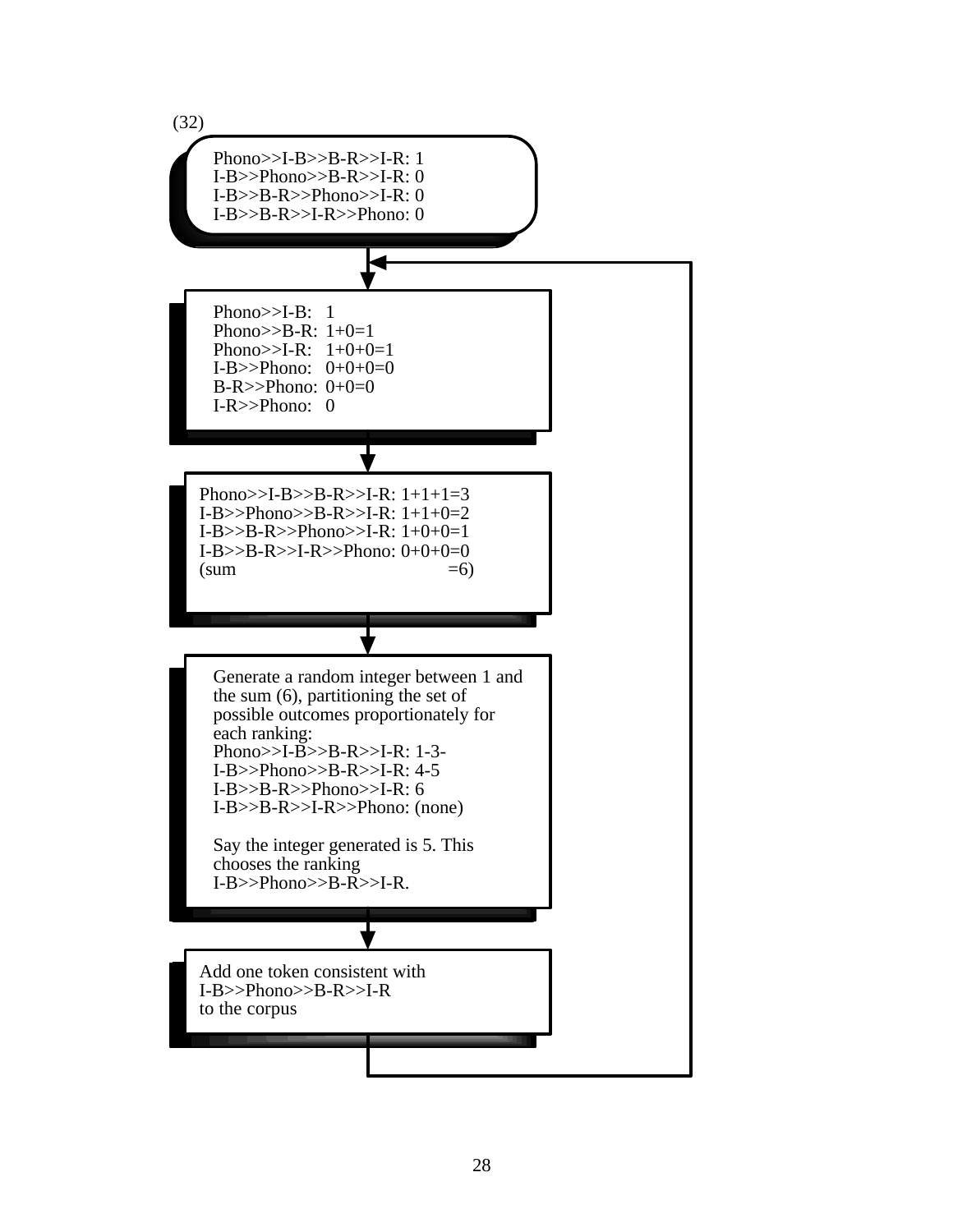(32)

Phono>>I-B>>B-R>>I-R: 1
I-B>>Phono>>B-R>>I-R: 0
I-B>>B-R>>Phono>>I-R: 0
I-B>>B-R>>I-R>>Phono: 0

↓

Phono>>I-B: 1
Phono>>B-R: 1+0=1
Phono>>I-R: 1+0+0=1
I-B>>Phono: 0+0+0=0
B-R>>Phono: 0+0=0
I-R>>Phono: 0

↓

Phono>>I-B>>B-R>>I-R: 1+1+1=3
I-B>>Phono>>B-R>>I-R: 1+1+0=2
I-B>>B-R>>Phono>>I-R: 1+0+0=1
I-B>>B-R>>I-R>>Phono: 0+0+0=0
(sum =6)

↓

Generate a random integer between 1 and the sum (6), partitioning the set of possible outcomes proportionately for each ranking:
Phono>>I-B>>B-R>>I-R: 1-3-
I-B>>Phono>>B-R>>I-R: 4-5
I-B>>B-R>>Phono>>I-R: 6
I-B>>B-R>>I-R>>Phono: (none)

Say the integer generated is 5. This chooses the ranking
I-B>>Phono>>B-R>>I-R.

↓

Add one token consistent with
I-B>>Phono>>B-R>>I-R
to the corpus

(loop back to the second step)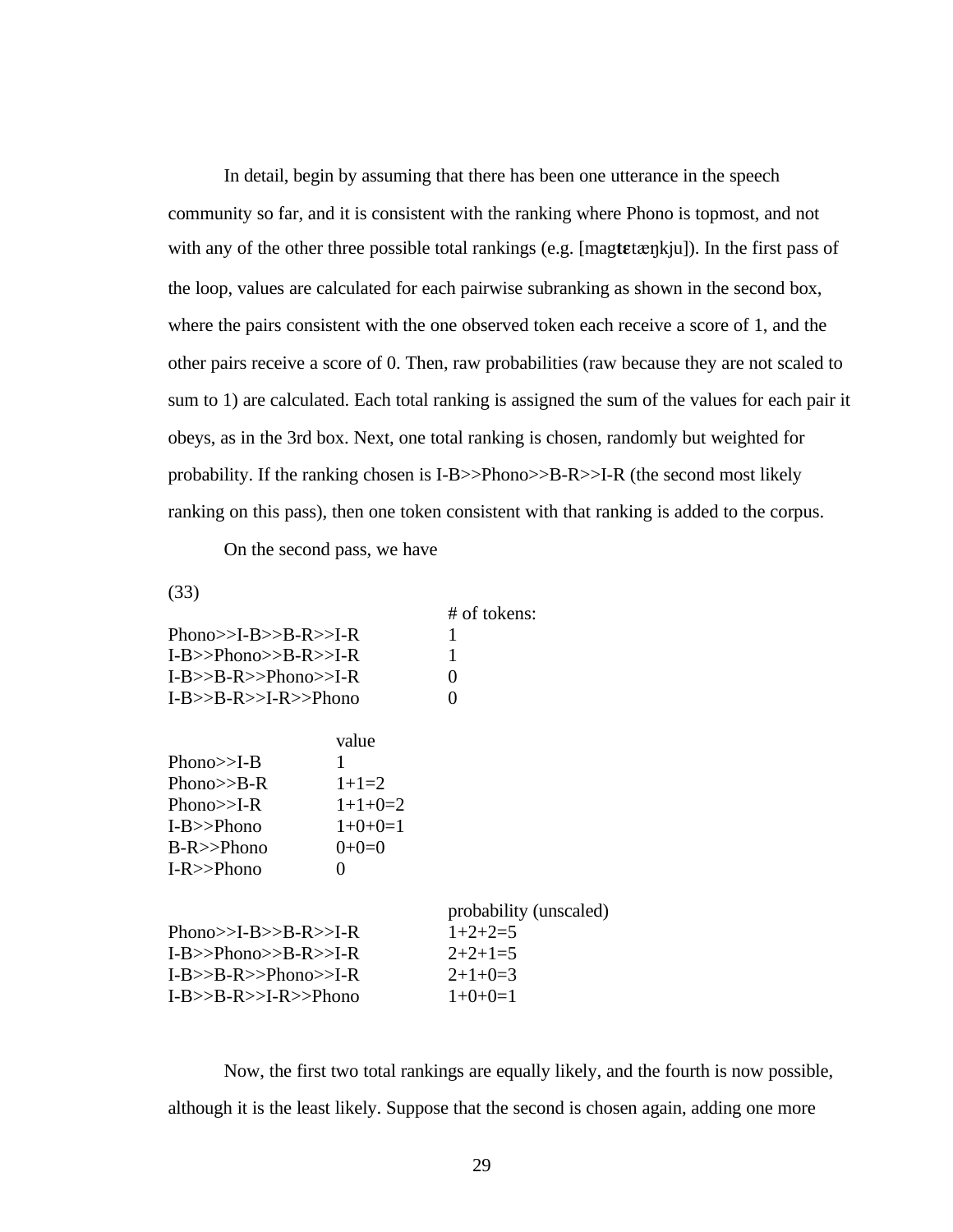In detail, begin by assuming that there has been one utterance in the speech community so far, and it is consistent with the ranking where Phono is topmost, and not with any of the other three possible total rankings (e.g. [mag**tɛ**tæŋkju]). In the first pass of the loop, values are calculated for each pairwise subranking as shown in the second box, where the pairs consistent with the one observed token each receive a score of 1, and the other pairs receive a score of 0. Then, raw probabilities (raw because they are not scaled to sum to 1) are calculated. Each total ranking is assigned the sum of the values for each pair it obeys, as in the 3rd box. Next, one total ranking is chosen, randomly but weighted for probability. If the ranking chosen is I-B>>Phono>>B-R>>I-R (the second most likely ranking on this pass), then one token consistent with that ranking is added to the corpus.

On the second pass, we have

(33)

| | # of tokens: |
|---|---|
| Phono>>I-B>>B-R>>I-R | 1 |
| I-B>>Phono>>B-R>>I-R | 1 |
| I-B>>B-R>>Phono>>I-R | 0 |
| I-B>>B-R>>I-R>>Phono | 0 |

| | value |
|---|---|
| Phono>>I-B | 1 |
| Phono>>B-R | 1+1=2 |
| Phono>>I-R | 1+1+0=2 |
| I-B>>Phono | 1+0+0=1 |
| B-R>>Phono | 0+0=0 |
| I-R>>Phono | 0 |

| | probability (unscaled) |
|---|---|
| Phono>>I-B>>B-R>>I-R | 1+2+2=5 |
| I-B>>Phono>>B-R>>I-R | 2+2+1=5 |
| I-B>>B-R>>Phono>>I-R | 2+1+0=3 |
| I-B>>B-R>>I-R>>Phono | 1+0+0=1 |

Now, the first two total rankings are equally likely, and the fourth is now possible, although it is the least likely. Suppose that the second is chosen again, adding one more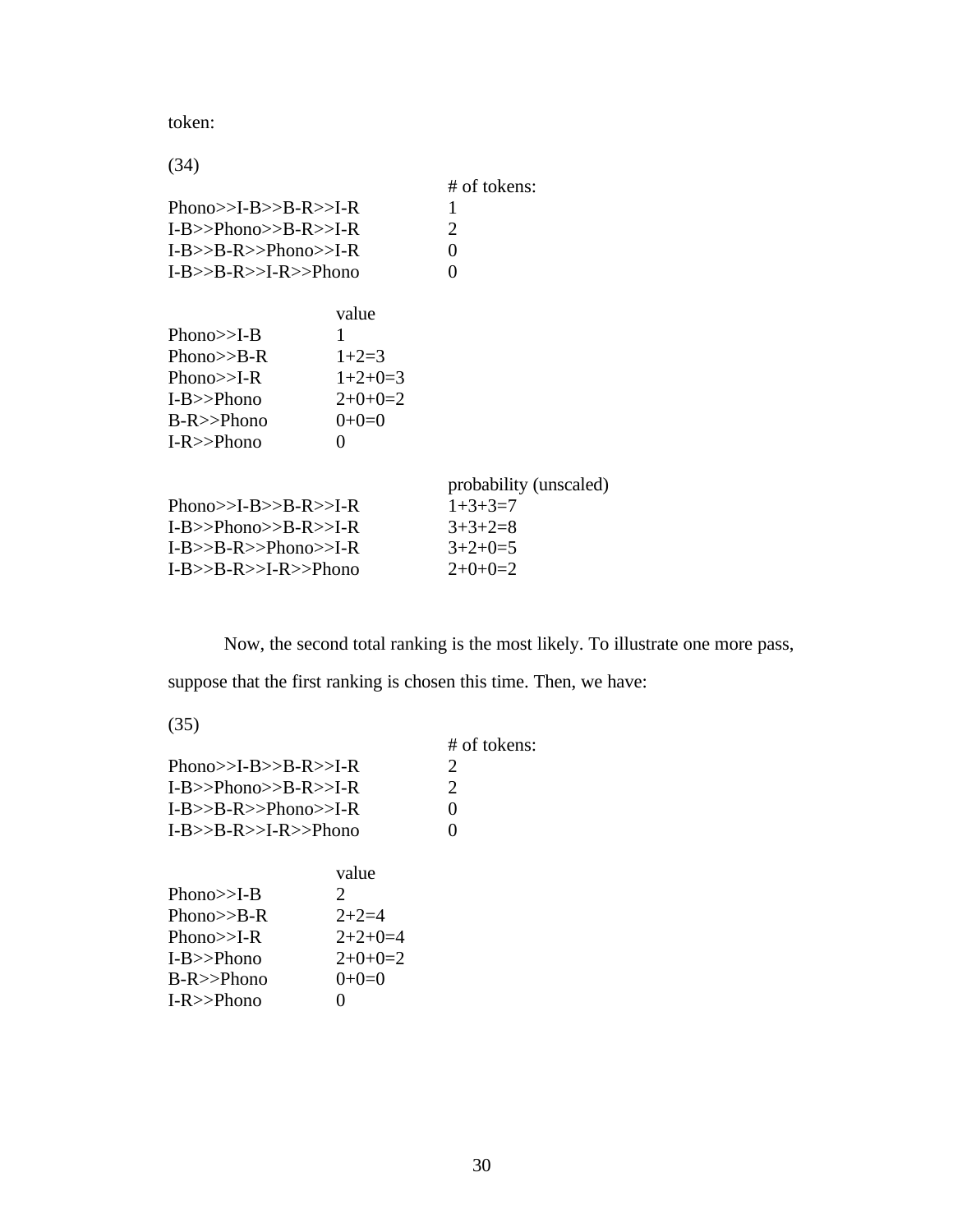token:

(34)

| | # of tokens: |
|---|---|
| Phono>>I-B>>B-R>>I-R | 1 |
| I-B>>Phono>>B-R>>I-R | 2 |
| I-B>>B-R>>Phono>>I-R | 0 |
| I-B>>B-R>>I-R>>Phono | 0 |

| | value |
|---|---|
| Phono>>I-B | 1 |
| Phono>>B-R | 1+2=3 |
| Phono>>I-R | 1+2+0=3 |
| I-B>>Phono | 2+0+0=2 |
| B-R>>Phono | 0+0=0 |
| I-R>>Phono | 0 |

| | probability (unscaled) |
|---|---|
| Phono>>I-B>>B-R>>I-R | 1+3+3=7 |
| I-B>>Phono>>B-R>>I-R | 3+3+2=8 |
| I-B>>B-R>>Phono>>I-R | 3+2+0=5 |
| I-B>>B-R>>I-R>>Phono | 2+0+0=2 |

Now, the second total ranking is the most likely. To illustrate one more pass, suppose that the first ranking is chosen this time. Then, we have:

(35)

| | # of tokens: |
|---|---|
| Phono>>I-B>>B-R>>I-R | 2 |
| I-B>>Phono>>B-R>>I-R | 2 |
| I-B>>B-R>>Phono>>I-R | 0 |
| I-B>>B-R>>I-R>>Phono | 0 |

| | value |
|---|---|
| Phono>>I-B | 2 |
| Phono>>B-R | 2+2=4 |
| Phono>>I-R | 2+2+0=4 |
| I-B>>Phono | 2+0+0=2 |
| B-R>>Phono | 0+0=0 |
| I-R>>Phono | 0 |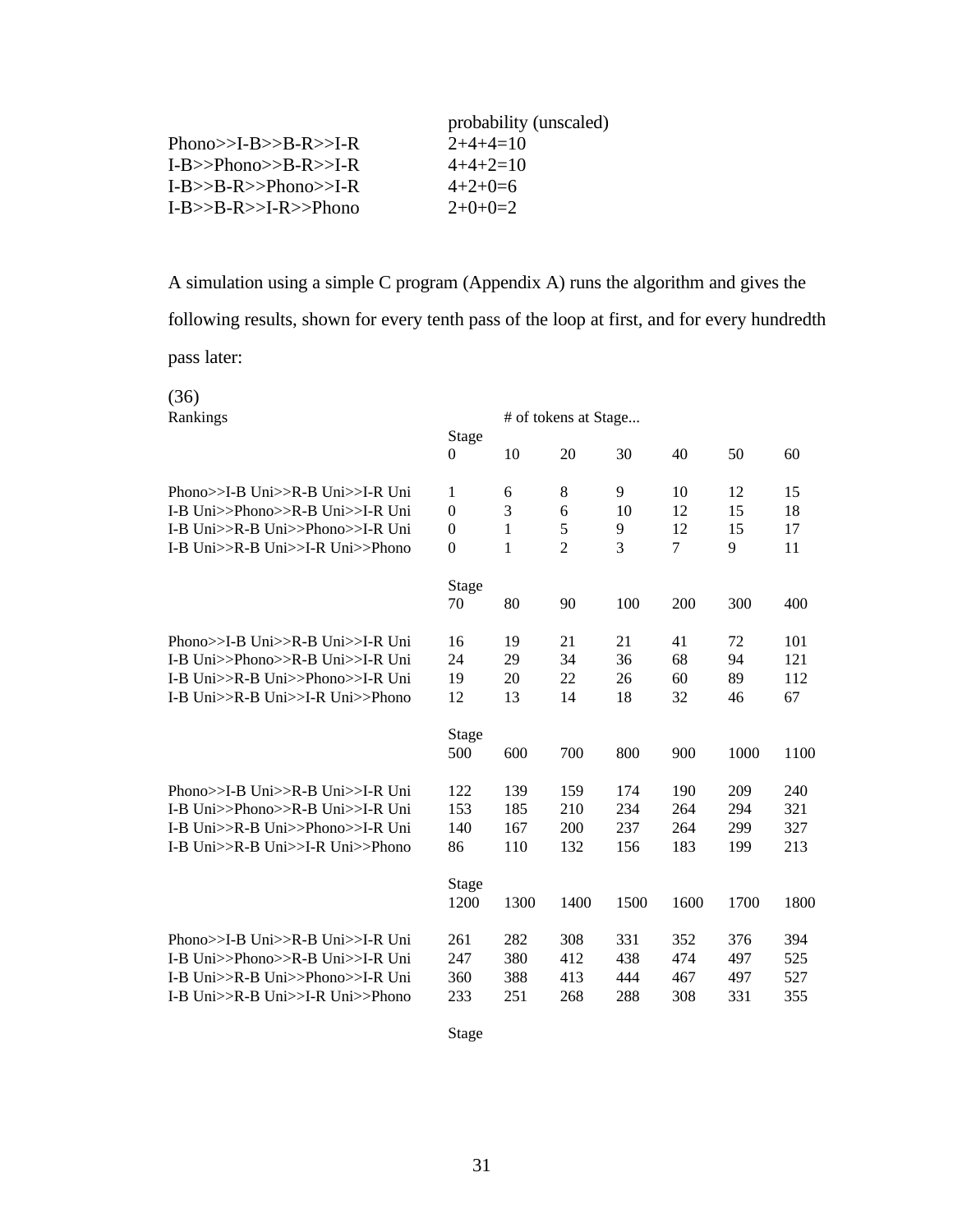| | probability (unscaled) |
|---|---|
| Phono>>I-B>>B-R>>I-R | 2+4+4=10 |
| I-B>>Phono>>B-R>>I-R | 4+4+2=10 |
| I-B>>B-R>>Phono>>I-R | 4+2+0=6 |
| I-B>>B-R>>I-R>>Phono | 2+0+0=2 |

A simulation using a simple C program (Appendix A) runs the algorithm and gives the following results, shown for every tenth pass of the loop at first, and for every hundredth pass later:

(36)

| Rankings | # of tokens at Stage... | | | | | | |
|---|---|---|---|---|---|---|---|
| | Stage 0 | 10 | 20 | 30 | 40 | 50 | 60 |
| Phono>>I-B Uni>>R-B Uni>>I-R Uni | 1 | 6 | 8 | 9 | 10 | 12 | 15 |
| I-B Uni>>Phono>>R-B Uni>>I-R Uni | 0 | 3 | 6 | 10 | 12 | 15 | 18 |
| I-B Uni>>R-B Uni>>Phono>>I-R Uni | 0 | 1 | 5 | 9 | 12 | 15 | 17 |
| I-B Uni>>R-B Uni>>I-R Uni>>Phono | 0 | 1 | 2 | 3 | 7 | 9 | 11 |
| | Stage 70 | 80 | 90 | 100 | 200 | 300 | 400 |
| Phono>>I-B Uni>>R-B Uni>>I-R Uni | 16 | 19 | 21 | 21 | 41 | 72 | 101 |
| I-B Uni>>Phono>>R-B Uni>>I-R Uni | 24 | 29 | 34 | 36 | 68 | 94 | 121 |
| I-B Uni>>R-B Uni>>Phono>>I-R Uni | 19 | 20 | 22 | 26 | 60 | 89 | 112 |
| I-B Uni>>R-B Uni>>I-R Uni>>Phono | 12 | 13 | 14 | 18 | 32 | 46 | 67 |
| | Stage 500 | 600 | 700 | 800 | 900 | 1000 | 1100 |
| Phono>>I-B Uni>>R-B Uni>>I-R Uni | 122 | 139 | 159 | 174 | 190 | 209 | 240 |
| I-B Uni>>Phono>>R-B Uni>>I-R Uni | 153 | 185 | 210 | 234 | 264 | 294 | 321 |
| I-B Uni>>R-B Uni>>Phono>>I-R Uni | 140 | 167 | 200 | 237 | 264 | 299 | 327 |
| I-B Uni>>R-B Uni>>I-R Uni>>Phono | 86 | 110 | 132 | 156 | 183 | 199 | 213 |
| | Stage 1200 | 1300 | 1400 | 1500 | 1600 | 1700 | 1800 |
| Phono>>I-B Uni>>R-B Uni>>I-R Uni | 261 | 282 | 308 | 331 | 352 | 376 | 394 |
| I-B Uni>>Phono>>R-B Uni>>I-R Uni | 247 | 380 | 412 | 438 | 474 | 497 | 525 |
| I-B Uni>>R-B Uni>>Phono>>I-R Uni | 360 | 388 | 413 | 444 | 467 | 497 | 527 |
| I-B Uni>>R-B Uni>>I-R Uni>>Phono | 233 | 251 | 268 | 288 | 308 | 331 | 355 |

Stage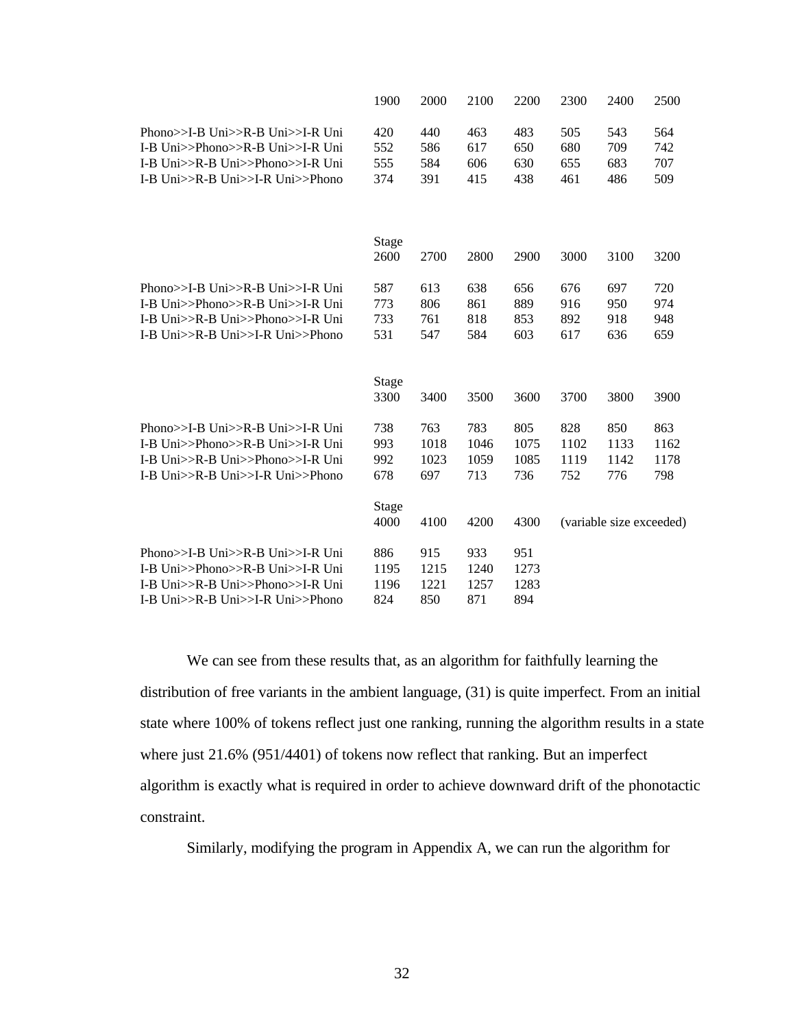| | 1900 | 2000 | 2100 | 2200 | 2300 | 2400 | 2500 |
|---|---|---|---|---|---|---|---|
| Phono>>I-B Uni>>R-B Uni>>I-R Uni | 420 | 440 | 463 | 483 | 505 | 543 | 564 |
| I-B Uni>>Phono>>R-B Uni>>I-R Uni | 552 | 586 | 617 | 650 | 680 | 709 | 742 |
| I-B Uni>>R-B Uni>>Phono>>I-R Uni | 555 | 584 | 606 | 630 | 655 | 683 | 707 |
| I-B Uni>>R-B Uni>>I-R Uni>>Phono | 374 | 391 | 415 | 438 | 461 | 486 | 509 |

| | Stage 2600 | 2700 | 2800 | 2900 | 3000 | 3100 | 3200 |
|---|---|---|---|---|---|---|---|
| Phono>>I-B Uni>>R-B Uni>>I-R Uni | 587 | 613 | 638 | 656 | 676 | 697 | 720 |
| I-B Uni>>Phono>>R-B Uni>>I-R Uni | 773 | 806 | 861 | 889 | 916 | 950 | 974 |
| I-B Uni>>R-B Uni>>Phono>>I-R Uni | 733 | 761 | 818 | 853 | 892 | 918 | 948 |
| I-B Uni>>R-B Uni>>I-R Uni>>Phono | 531 | 547 | 584 | 603 | 617 | 636 | 659 |

| | Stage 3300 | 3400 | 3500 | 3600 | 3700 | 3800 | 3900 |
|---|---|---|---|---|---|---|---|
| Phono>>I-B Uni>>R-B Uni>>I-R Uni | 738 | 763 | 783 | 805 | 828 | 850 | 863 |
| I-B Uni>>Phono>>R-B Uni>>I-R Uni | 993 | 1018 | 1046 | 1075 | 1102 | 1133 | 1162 |
| I-B Uni>>R-B Uni>>Phono>>I-R Uni | 992 | 1023 | 1059 | 1085 | 1119 | 1142 | 1178 |
| I-B Uni>>R-B Uni>>I-R Uni>>Phono | 678 | 697 | 713 | 736 | 752 | 776 | 798 |

| | Stage 4000 | 4100 | 4200 | 4300 | (variable size exceeded) |
|---|---|---|---|---|---|
| Phono>>I-B Uni>>R-B Uni>>I-R Uni | 886 | 915 | 933 | 951 | |
| I-B Uni>>Phono>>R-B Uni>>I-R Uni | 1195 | 1215 | 1240 | 1273 | |
| I-B Uni>>R-B Uni>>Phono>>I-R Uni | 1196 | 1221 | 1257 | 1283 | |
| I-B Uni>>R-B Uni>>I-R Uni>>Phono | 824 | 850 | 871 | 894 | |

We can see from these results that, as an algorithm for faithfully learning the distribution of free variants in the ambient language, (31) is quite imperfect. From an initial state where 100% of tokens reflect just one ranking, running the algorithm results in a state where just 21.6% (951/4401) of tokens now reflect that ranking. But an imperfect algorithm is exactly what is required in order to achieve downward drift of the phonotactic constraint.

Similarly, modifying the program in Appendix A, we can run the algorithm for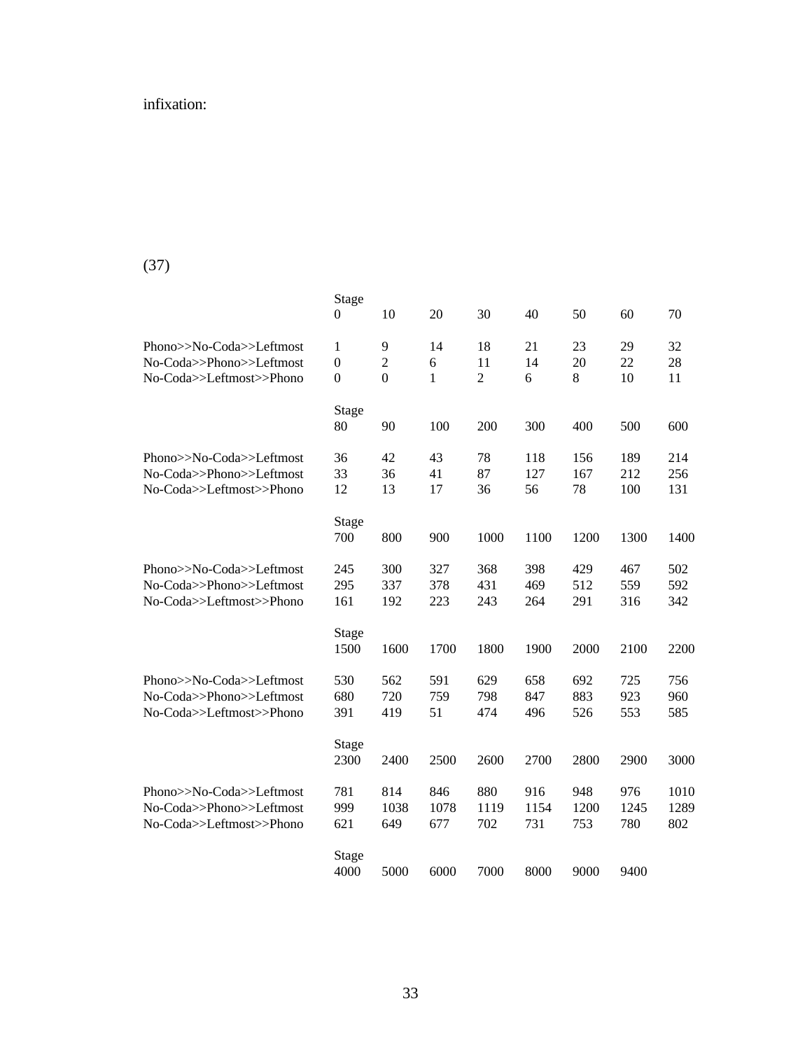infixation:

(37)

| | Stage 0 | 10 | 20 | 30 | 40 | 50 | 60 | 70 |
|---|---|---|---|---|---|---|---|---|
| Phono>>No-Coda>>Leftmost | 1 | 9 | 14 | 18 | 21 | 23 | 29 | 32 |
| No-Coda>>Phono>>Leftmost | 0 | 2 | 6 | 11 | 14 | 20 | 22 | 28 |
| No-Coda>>Leftmost>>Phono | 0 | 0 | 1 | 2 | 6 | 8 | 10 | 11 |

| | Stage 80 | 90 | 100 | 200 | 300 | 400 | 500 | 600 |
|---|---|---|---|---|---|---|---|---|
| Phono>>No-Coda>>Leftmost | 36 | 42 | 43 | 78 | 118 | 156 | 189 | 214 |
| No-Coda>>Phono>>Leftmost | 33 | 36 | 41 | 87 | 127 | 167 | 212 | 256 |
| No-Coda>>Leftmost>>Phono | 12 | 13 | 17 | 36 | 56 | 78 | 100 | 131 |

| | Stage 700 | 800 | 900 | 1000 | 1100 | 1200 | 1300 | 1400 |
|---|---|---|---|---|---|---|---|---|
| Phono>>No-Coda>>Leftmost | 245 | 300 | 327 | 368 | 398 | 429 | 467 | 502 |
| No-Coda>>Phono>>Leftmost | 295 | 337 | 378 | 431 | 469 | 512 | 559 | 592 |
| No-Coda>>Leftmost>>Phono | 161 | 192 | 223 | 243 | 264 | 291 | 316 | 342 |

| | Stage 1500 | 1600 | 1700 | 1800 | 1900 | 2000 | 2100 | 2200 |
|---|---|---|---|---|---|---|---|---|
| Phono>>No-Coda>>Leftmost | 530 | 562 | 591 | 629 | 658 | 692 | 725 | 756 |
| No-Coda>>Phono>>Leftmost | 680 | 720 | 759 | 798 | 847 | 883 | 923 | 960 |
| No-Coda>>Leftmost>>Phono | 391 | 419 | 51 | 474 | 496 | 526 | 553 | 585 |

| | Stage 2300 | 2400 | 2500 | 2600 | 2700 | 2800 | 2900 | 3000 |
|---|---|---|---|---|---|---|---|---|
| Phono>>No-Coda>>Leftmost | 781 | 814 | 846 | 880 | 916 | 948 | 976 | 1010 |
| No-Coda>>Phono>>Leftmost | 999 | 1038 | 1078 | 1119 | 1154 | 1200 | 1245 | 1289 |
| No-Coda>>Leftmost>>Phono | 621 | 649 | 677 | 702 | 731 | 753 | 780 | 802 |

| | Stage 4000 | 5000 | 6000 | 7000 | 8000 | 9000 | 9400 |
|---|---|---|---|---|---|---|---|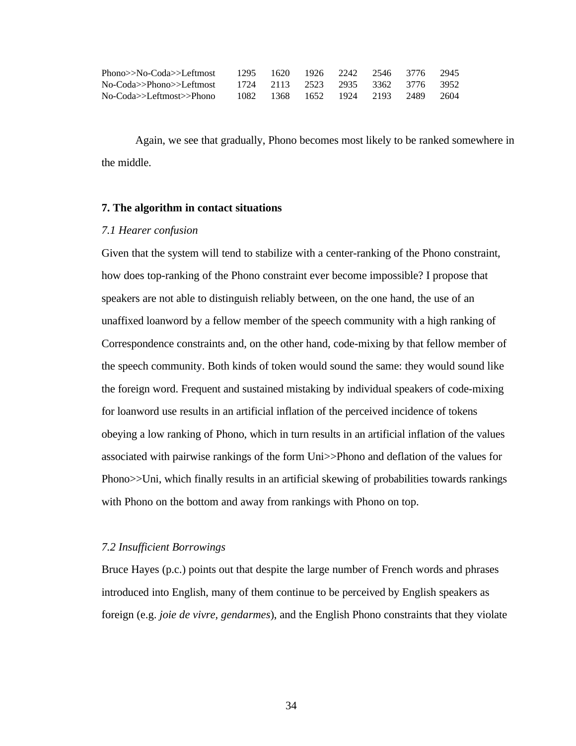| | | | | | | | |
|---|---|---|---|---|---|---|---|
| Phono>>No-Coda>>Leftmost | 1295 | 1620 | 1926 | 2242 | 2546 | 3776 | 2945 |
| No-Coda>>Phono>>Leftmost | 1724 | 2113 | 2523 | 2935 | 3362 | 3776 | 3952 |
| No-Coda>>Leftmost>>Phono | 1082 | 1368 | 1652 | 1924 | 2193 | 2489 | 2604 |

Again, we see that gradually, Phono becomes most likely to be ranked somewhere in the middle.

## 7. The algorithm in contact situations

### *7.1 Hearer confusion*

Given that the system will tend to stabilize with a center-ranking of the Phono constraint, how does top-ranking of the Phono constraint ever become impossible? I propose that speakers are not able to distinguish reliably between, on the one hand, the use of an unaffixed loanword by a fellow member of the speech community with a high ranking of Correspondence constraints and, on the other hand, code-mixing by that fellow member of the speech community. Both kinds of token would sound the same: they would sound like the foreign word. Frequent and sustained mistaking by individual speakers of code-mixing for loanword use results in an artificial inflation of the perceived incidence of tokens obeying a low ranking of Phono, which in turn results in an artificial inflation of the values associated with pairwise rankings of the form Uni>>Phono and deflation of the values for Phono>>Uni, which finally results in an artificial skewing of probabilities towards rankings with Phono on the bottom and away from rankings with Phono on top.

### *7.2 Insufficient Borrowings*

Bruce Hayes (p.c.) points out that despite the large number of French words and phrases introduced into English, many of them continue to be perceived by English speakers as foreign (e.g. *joie de vivre*, *gendarmes*), and the English Phono constraints that they violate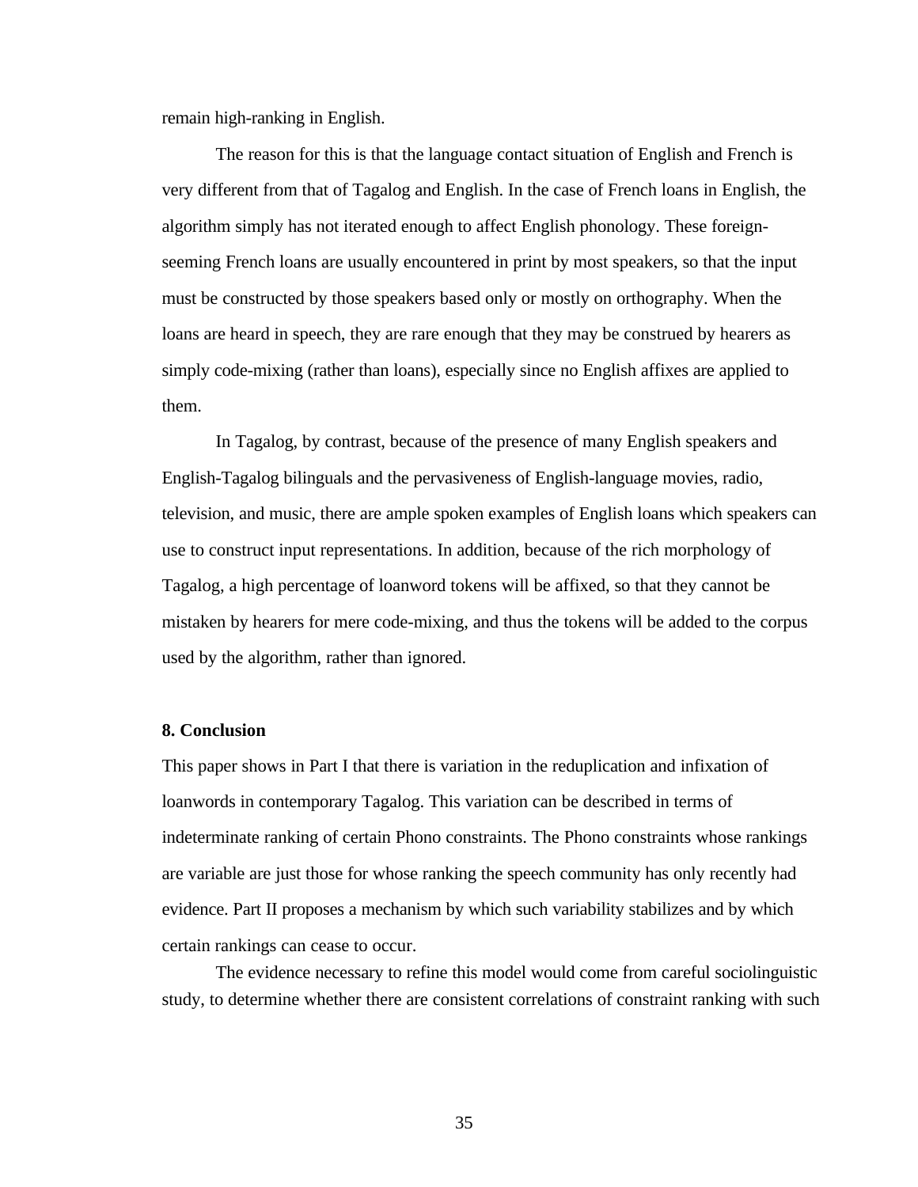remain high-ranking in English.

The reason for this is that the language contact situation of English and French is very different from that of Tagalog and English. In the case of French loans in English, the algorithm simply has not iterated enough to affect English phonology. These foreign-seeming French loans are usually encountered in print by most speakers, so that the input must be constructed by those speakers based only or mostly on orthography. When the loans are heard in speech, they are rare enough that they may be construed by hearers as simply code-mixing (rather than loans), especially since no English affixes are applied to them.

In Tagalog, by contrast, because of the presence of many English speakers and English-Tagalog bilinguals and the pervasiveness of English-language movies, radio, television, and music, there are ample spoken examples of English loans which speakers can use to construct input representations. In addition, because of the rich morphology of Tagalog, a high percentage of loanword tokens will be affixed, so that they cannot be mistaken by hearers for mere code-mixing, and thus the tokens will be added to the corpus used by the algorithm, rather than ignored.

## 8. Conclusion

This paper shows in Part I that there is variation in the reduplication and infixation of loanwords in contemporary Tagalog. This variation can be described in terms of indeterminate ranking of certain Phono constraints. The Phono constraints whose rankings are variable are just those for whose ranking the speech community has only recently had evidence. Part II proposes a mechanism by which such variability stabilizes and by which certain rankings can cease to occur.

The evidence necessary to refine this model would come from careful sociolinguistic study, to determine whether there are consistent correlations of constraint ranking with such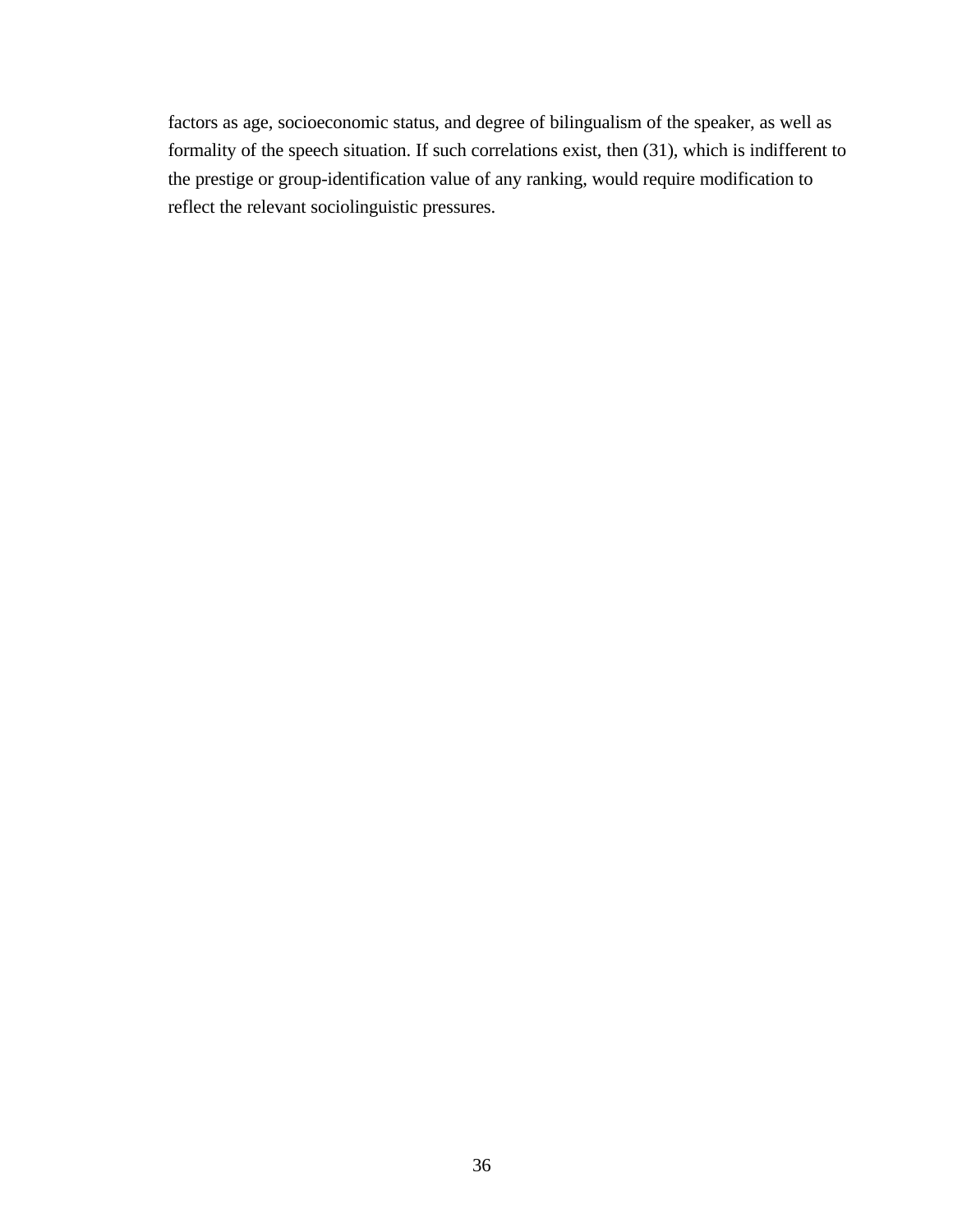factors as age, socioeconomic status, and degree of bilingualism of the speaker, as well as formality of the speech situation. If such correlations exist, then (31), which is indifferent to the prestige or group-identification value of any ranking, would require modification to reflect the relevant sociolinguistic pressures.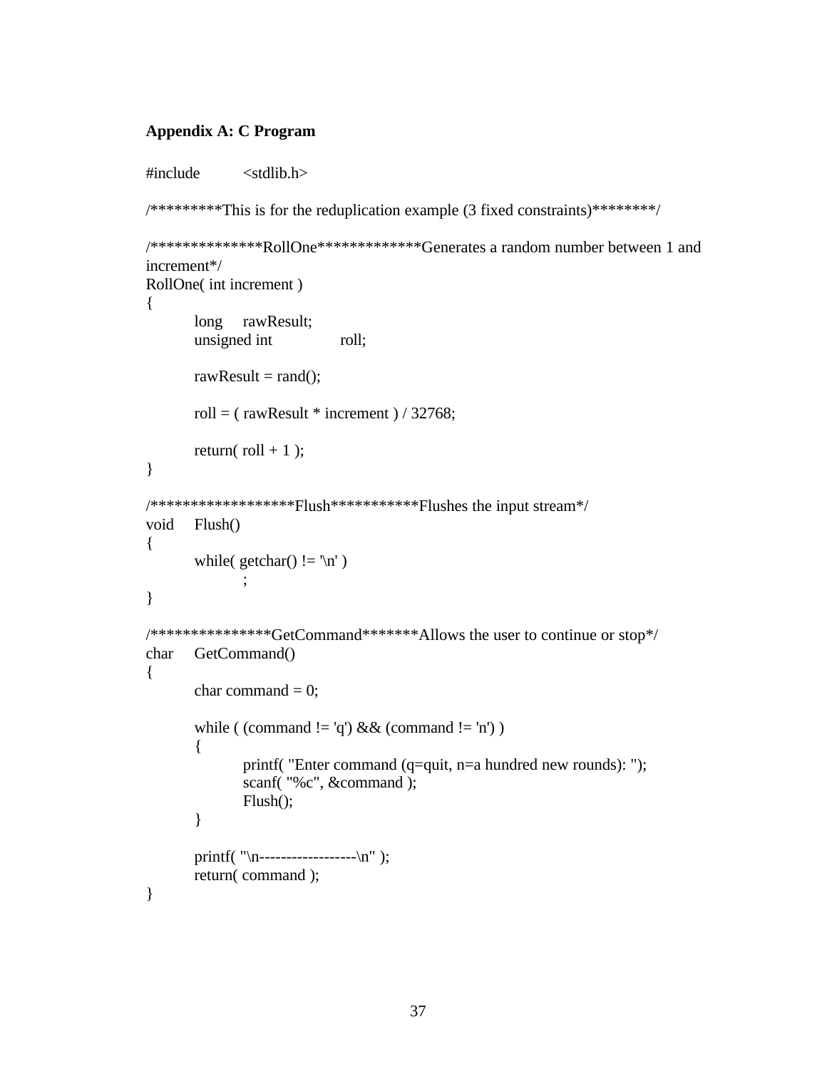## Appendix A: C Program

```
#include        <stdlib.h>

/*********This is for the reduplication example (3 fixed constraints)********/

/**************RollOne*************Generates a random number between 1 and increment*/
RollOne( int increment )
{
        long    rawResult;
        unsigned int            roll;

        rawResult = rand();

        roll = ( rawResult * increment ) / 32768;

        return( roll + 1 );
}

/******************Flush***********Flushes the input stream*/
void    Flush()
{
        while( getchar() != '\n' )
                ;
}

/***************GetCommand*******Allows the user to continue or stop*/
char    GetCommand()
{
        char command = 0;

        while ( (command != 'q') && (command != 'n') )
        {
                printf( "Enter command (q=quit, n=a hundred new rounds): ");
                scanf( "%c", &command );
                Flush();
        }

        printf( "\n------------------\n" );
        return( command );
}
```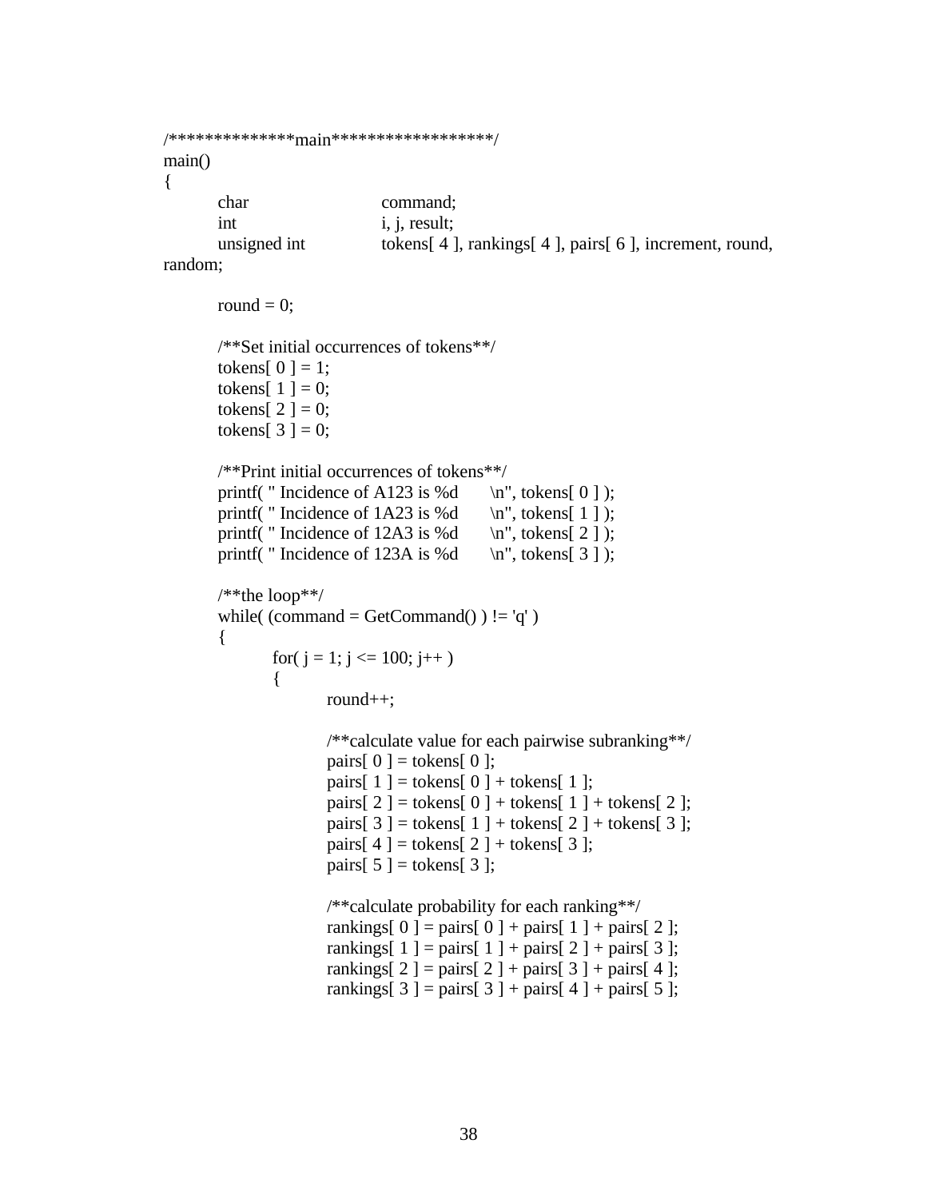```
/*************main*****************/
main()
{
	char		command;
	int		i, j, result;
	unsigned int	tokens[ 4 ], rankings[ 4 ], pairs[ 6 ], increment, round,
random;

	round = 0;

	/**Set initial occurrences of tokens**/
	tokens[ 0 ] = 1;
	tokens[ 1 ] = 0;
	tokens[ 2 ] = 0;
	tokens[ 3 ] = 0;

	/**Print initial occurrences of tokens**/
	printf( " Incidence of A123 is %d	\n", tokens[ 0 ] );
	printf( " Incidence of 1A23 is %d	\n", tokens[ 1 ] );
	printf( " Incidence of 12A3 is %d	\n", tokens[ 2 ] );
	printf( " Incidence of 123A is %d	\n", tokens[ 3 ] );

	/**the loop**/
	while( (command = GetCommand() ) != 'q' )
	{
		for( j = 1; j <= 100; j++ )
		{
			round++;

			/**calculate value for each pairwise subranking**/
			pairs[ 0 ] = tokens[ 0 ];
			pairs[ 1 ] = tokens[ 0 ] + tokens[ 1 ];
			pairs[ 2 ] = tokens[ 0 ] + tokens[ 1 ] + tokens[ 2 ];
			pairs[ 3 ] = tokens[ 1 ] + tokens[ 2 ] + tokens[ 3 ];
			pairs[ 4 ] = tokens[ 2 ] + tokens[ 3 ];
			pairs[ 5 ] = tokens[ 3 ];

			/**calculate probability for each ranking**/
			rankings[ 0 ] = pairs[ 0 ] + pairs[ 1 ] + pairs[ 2 ];
			rankings[ 1 ] = pairs[ 1 ] + pairs[ 2 ] + pairs[ 3 ];
			rankings[ 2 ] = pairs[ 2 ] + pairs[ 3 ] + pairs[ 4 ];
			rankings[ 3 ] = pairs[ 3 ] + pairs[ 4 ] + pairs[ 5 ];
```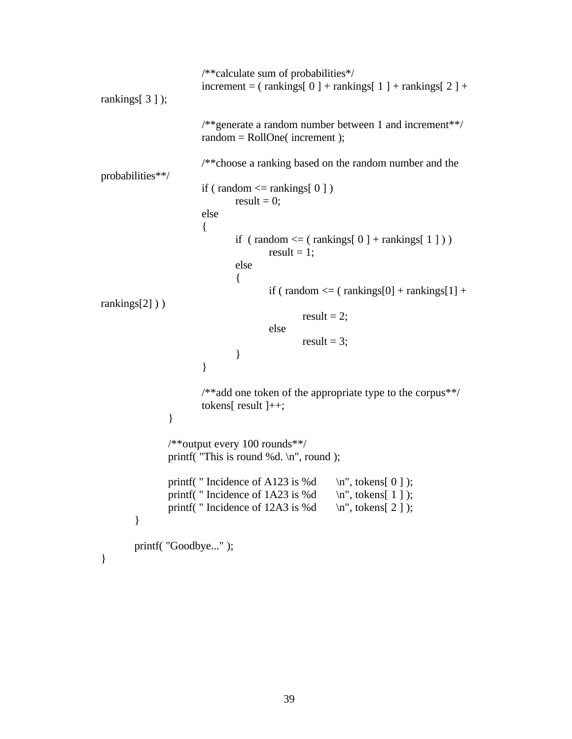```
			/**calculate sum of probabilities*/
			increment = ( rankings[ 0 ] + rankings[ 1 ] + rankings[ 2 ] +
rankings[ 3 ] );

			/**generate a random number between 1 and increment**/
			random = RollOne( increment );

			/**choose a ranking based on the random number and the
probabilities**/
			if ( random <= rankings[ 0 ] )
				result = 0;
			else
			{
				if  ( random <= ( rankings[ 0 ] + rankings[ 1 ] ) )
					result = 1;
				else
				{
					if ( random <= ( rankings[0] + rankings[1] +
rankings[2] ) )
						result = 2;
					else
						result = 3;
				}
			}

			/**add one token of the appropriate type to the corpus**/
			tokens[ result ]++;
		}

		/**output every 100 rounds**/
		printf( "This is round %d. \n", round );

		printf( " Incidence of A123 is %d	\n", tokens[ 0 ] );
		printf( " Incidence of 1A23 is %d	\n", tokens[ 1 ] );
		printf( " Incidence of 12A3 is %d	\n", tokens[ 2 ] );
	}

	printf( "Goodbye..." );
}
```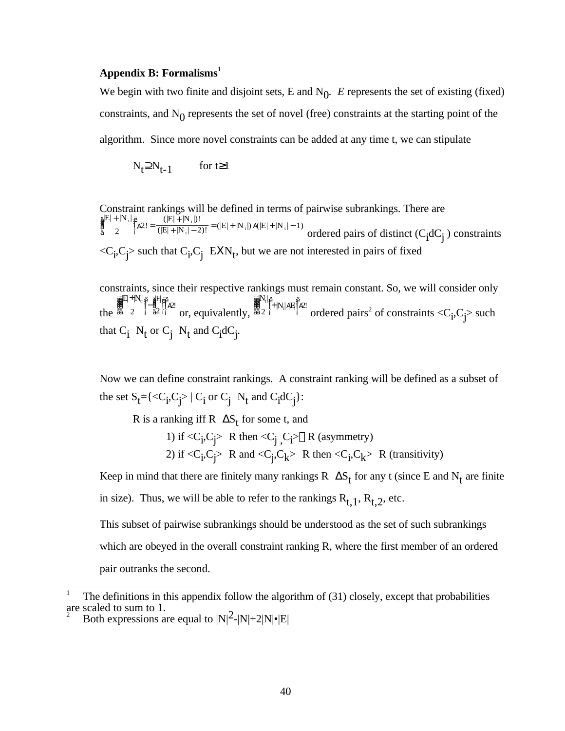**Appendix B: Formalisms**[1]

We begin with two finite and disjoint sets, E and $N_0$. *E* represents the set of existing (fixed) constraints, and $N_0$ represents the set of novel (free) constraints at the starting point of the algorithm. Since more novel constraints can be added at any time t, we can stipulate

$$N_t \supseteq N_{t-1} \qquad \text{for } t \geq 1$$

Constraint rankings will be defined in terms of pairwise subrankings. There are $\binom{|E|+|N_t|}{2} \cdot 2! = \frac{(|E|+|N_t|)!}{(|E|+|N_t|-2)!} = (|E|+|N_t|) \cdot (|E|+|N_t|-1)$ ordered pairs of distinct ($C_i \neq C_j$ ) constraints $<C_i,C_j>$ such that $C_i,C_j \in E \cup N_t$, but we are not interested in pairs of fixed constraints, since their respective rankings must remain constant. So, we will consider only the $\left(\binom{|E|+|N_t|}{2} - \binom{|E|}{2}\right) \cdot 2!$ or, equivalently, $\left(\binom{|N_t|}{2} + |N_t| \cdot |E|\right) \cdot 2!$ ordered pairs[2] of constraints $<C_i,C_j>$ such that $C_i \in N_t$ or $C_j \in N_t$ and $C_i \neq C_j$.

Now we can define constraint rankings. A constraint ranking will be defined as a subset of the set $S_t=\{<C_i,C_j> \mid C_i \text{ or } C_j \in N_t \text{ and } C_i \neq C_j\}$:

R is a ranking iff $R \subseteq S_t$ for some t, and

1) if $<C_i,C_j> \in R$ then $<C_j,C_i> \notin R$ (asymmetry)
2) if $<C_i,C_j> \in R$ and $<C_j,C_k> \in R$ then $<C_i,C_k> \in R$ (transitivity)

Keep in mind that there are finitely many rankings $R \subseteq S_t$ for any t (since E and $N_t$ are finite in size). Thus, we will be able to refer to the rankings $R_{t,1}$, $R_{t,2}$, etc.

This subset of pairwise subrankings should be understood as the set of such subrankings which are obeyed in the overall constraint ranking R, where the first member of an ordered pair outranks the second.

---

[1] The definitions in this appendix follow the algorithm of (31) closely, except that probabilities are scaled to sum to 1.

[2] Both expressions are equal to $|N|^2-|N|+2|N|\cdot|E|$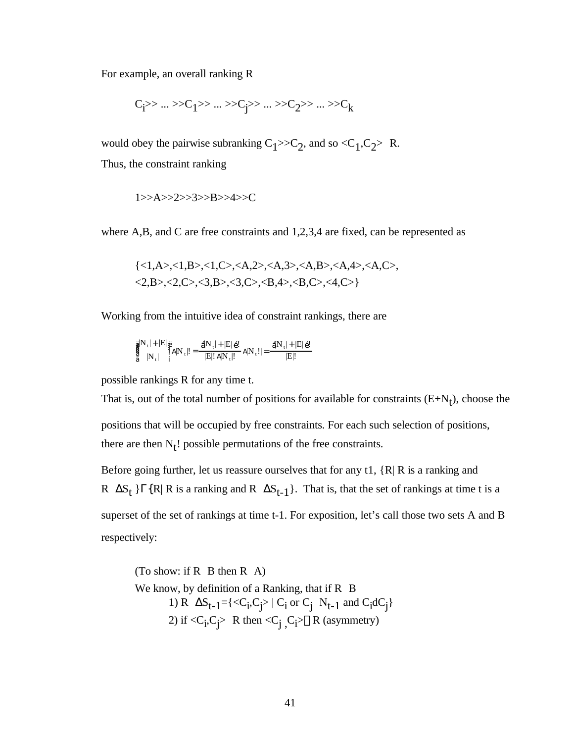For example, an overall ranking R

$$C_i >> \ldots >> C_1 >> \ldots >> C_j >> \ldots >> C_2 >> \ldots >> C_k$$

would obey the pairwise subranking $C_1 >> C_2$, and so $<C_1,C_2> \in R$.

Thus, the constraint ranking

$$1>>A>>2>>3>>B>>4>>C$$

where A,B, and C are free constraints and 1,2,3,4 are fixed, can be represented as

{<1,A>,<1,B>,<1,C>,<A,2>,<A,3>,<A,B>,<A,4>,<A,C>,
<2,B>,<2,C>,<3,B>,<3,C>,<B,4>,<B,C>,<4,C>}

Working from the intuitive idea of constraint rankings, there are

$$\binom{|N_t| + |E|}{|N_t|} |N_t|! = \frac{(|N_t| + |E|)!}{|E|!\,|N_t|!} |N_t|! = \frac{(|N_t| + |E|)!}{|E|!}$$

possible rankings R for any time t.

That is, out of the total number of positions for available for constraints ($E+N_t$), choose the positions that will be occupied by free constraints. For each such selection of positions, there are then $N_t$! possible permutations of the free constraints.

Before going further, let us reassure ourselves that for any t1, {R| R is a ranking and $R \subseteq \Delta S_t$ } $\supseteq$ {R| R is a ranking and $R \subseteq \Delta S_{t-1}$}. That is, that the set of rankings at time t is a superset of the set of rankings at time t-1. For exposition, let's call those two sets A and B respectively:

(To show: if R $\in$ B then R $\in$ A)

We know, by definition of a Ranking, that if R $\in$ B

1) $R \subseteq \Delta S_{t-1} = \{<C_i,C_j> \mid C_i \text{ or } C_j \in N_{t-1} \text{ and } C_i \neq C_j\}$

2) if $<C_i,C_j> \in R$ then $<C_j,C_i> \notin R$ (asymmetry)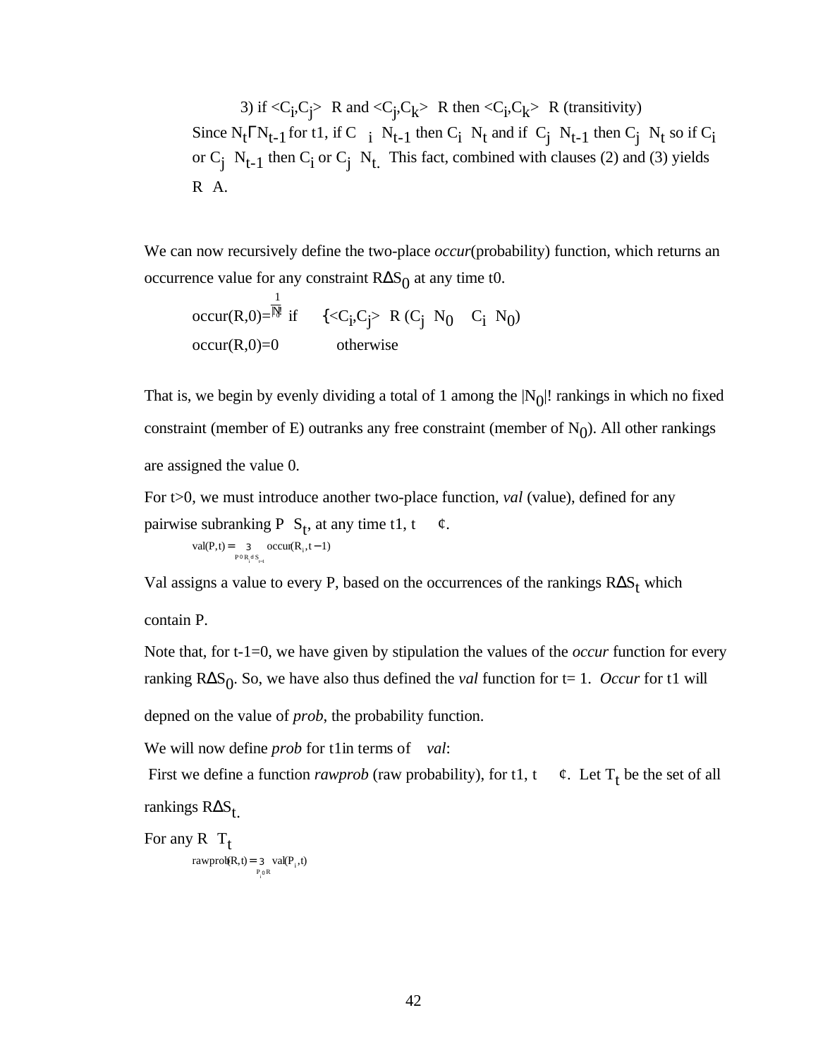3) if $\langle C_i,C_j\rangle \in R$ and $\langle C_j,C_k\rangle \in R$ then $\langle C_i,C_k\rangle \in R$ (transitivity)

Since $N_t \subseteq N_{t-1}$ for $t \geq 1$, if $C_i \notin N_{t-1}$ then $C_i \notin N_t$ and if $C_j \notin N_{t-1}$ then $C_j \notin N_t$ so if $C_i$ or $C_j \notin N_{t-1}$ then $C_i$ or $C_j \notin N_t$. This fact, combined with clauses (2) and (3) yields $R \in A$.

We can now recursively define the two-place *occur*(probability) function, which returns an occurrence value for any constraint $R \in S_0$ at any time $t \geq 0$.

$$occur(R,0)=\frac{1}{|N|!} \text{ if } \quad \{\langle C_i,C_j\rangle \in R \; (C_j \in N_0 \rightarrow C_i \in N_0)$$

$$occur(R,0)=0 \qquad \text{otherwise}$$

That is, we begin by evenly dividing a total of 1 among the $|N_0|!$ rankings in which no fixed constraint (member of E) outranks any free constraint (member of $N_0$). All other rankings are assigned the value 0.

For $t>0$, we must introduce another two-place function, *val* (value), defined for any pairwise subranking $P \in S_t$, at any time $t \geq 1$, $t \in ¢$.

$$val(P,t) = \sum_{P \in R_i \in S_{t-1}} occur(R_i, t-1)$$

Val assigns a value to every P, based on the occurrences of the rankings $R \in S_t$ which contain P.

Note that, for $t-1=0$, we have given by stipulation the values of the *occur* function for every ranking $R \in S_0$. So, we have also thus defined the *val* function for $t= 1$. *Occur* for $t \geq 1$ will depned on the value of *prob*, the probability function.

We will now define *prob* for $t \geq 1$ in terms of *val*:

First we define a function *rawprob* (raw probability), for $t \geq 1$, $t \in ¢$. Let $T_t$ be the set of all rankings $R \in S_t$.

For any $R \in T_t$

$$rawprob(R,t) = \sum_{P_i \in R} val(P_i, t)$$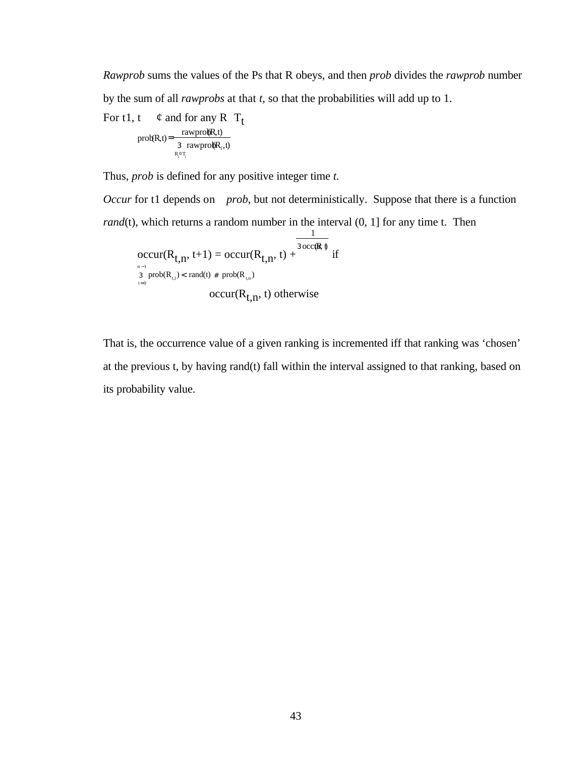*Rawprob* sums the values of the Ps that R obeys, and then *prob* divides the *rawprob* number by the sum of all *rawprobs* at that *t*, so that the probabilities will add up to 1.

For $t \geq 1$, $t \in \mathbb{N}$ and for any $R \in T_t$

$$prob(R,t) = \frac{rawprob(R,t)}{\sum_{R_i \in T_t} rawprob(R_i, t)}$$

Thus, *prob* is defined for any positive integer time *t*.

*Occur* for $t \geq 1$ depends on *prob*, but not deterministically. Suppose that there is a function *rand*(t), which returns a random number in the interval (0, 1] for any time t. Then

$$occur(R_{t,n}, t+1) = \begin{cases} occur(R_{t,n}, t) + \frac{1}{\sum occur(R, t)} & \text{if } \sum_{i=0}^{n-1} prob(R_{t,i}) < rand(t) \leq prob(R_{t,n}) \\ occur(R_{t,n}, t) & \text{otherwise} \end{cases}$$

That is, the occurrence value of a given ranking is incremented iff that ranking was 'chosen' at the previous t, by having rand(t) fall within the interval assigned to that ranking, based on its probability value.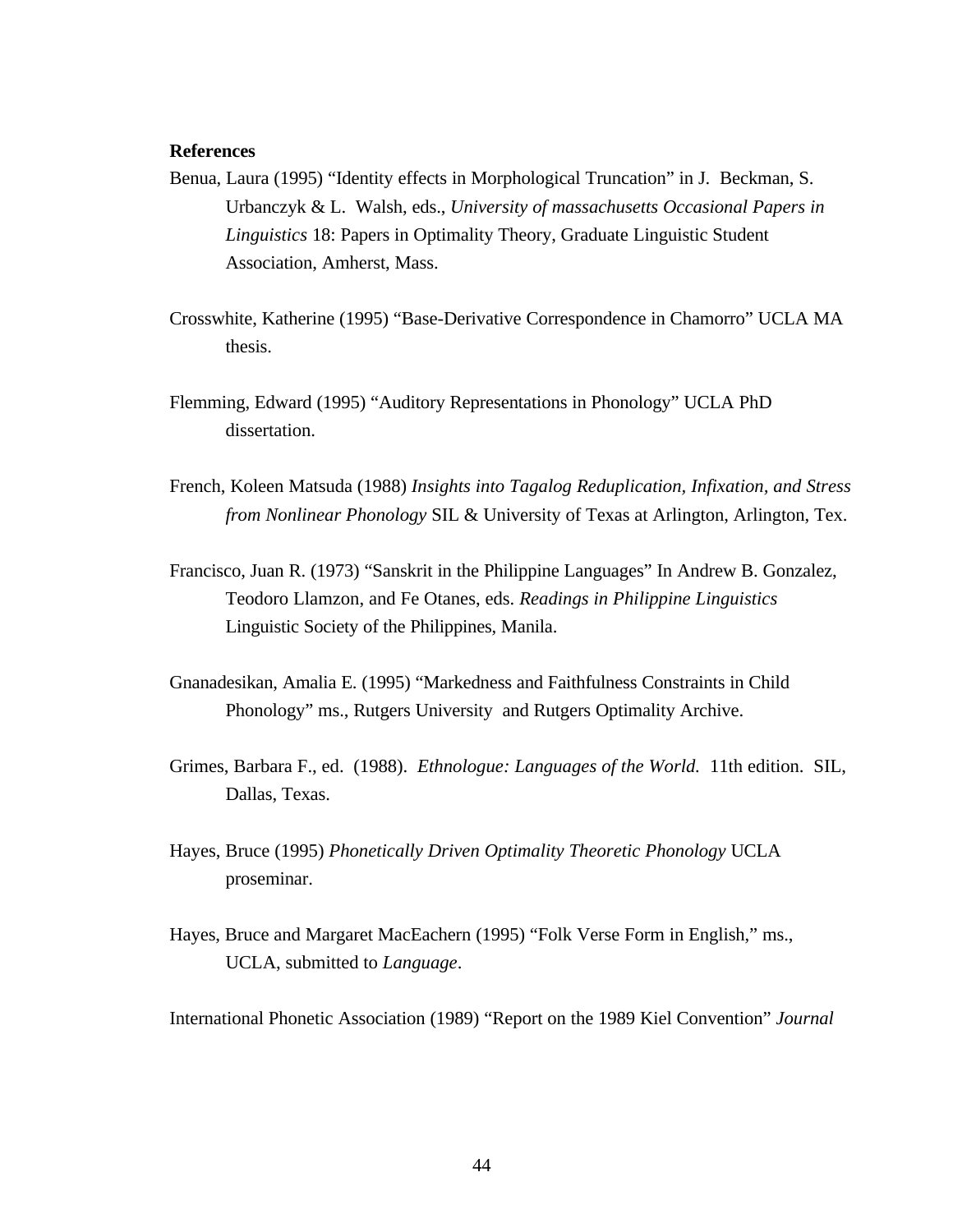**References**

Benua, Laura (1995) “Identity effects in Morphological Truncation” in J. Beckman, S. Urbanczyk & L. Walsh, eds., *University of massachusetts Occasional Papers in Linguistics* 18: Papers in Optimality Theory, Graduate Linguistic Student Association, Amherst, Mass.

Crosswhite, Katherine (1995) “Base-Derivative Correspondence in Chamorro” UCLA MA thesis.

Flemming, Edward (1995) “Auditory Representations in Phonology” UCLA PhD dissertation.

French, Koleen Matsuda (1988) *Insights into Tagalog Reduplication, Infixation, and Stress from Nonlinear Phonology* SIL & University of Texas at Arlington, Arlington, Tex.

Francisco, Juan R. (1973) “Sanskrit in the Philippine Languages” In Andrew B. Gonzalez, Teodoro Llamzon, and Fe Otanes, eds. *Readings in Philippine Linguistics* Linguistic Society of the Philippines, Manila.

Gnanadesikan, Amalia E. (1995) “Markedness and Faithfulness Constraints in Child Phonology” ms., Rutgers University and Rutgers Optimality Archive.

Grimes, Barbara F., ed. (1988). *Ethnologue: Languages of the World.* 11th edition. SIL, Dallas, Texas.

Hayes, Bruce (1995) *Phonetically Driven Optimality Theoretic Phonology* UCLA proseminar.

Hayes, Bruce and Margaret MacEachern (1995) “Folk Verse Form in English,” ms., UCLA, submitted to *Language*.

International Phonetic Association (1989) “Report on the 1989 Kiel Convention” *Journal*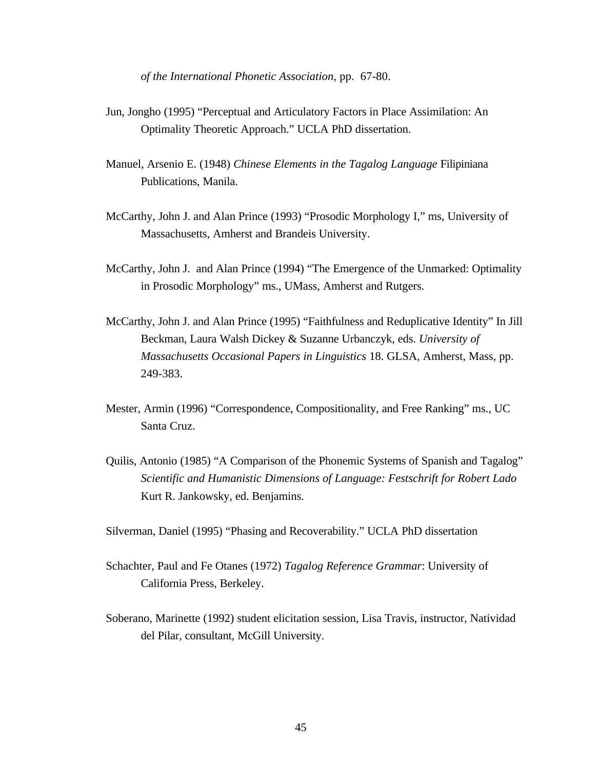*of the International Phonetic Association*, pp. 67-80.

Jun, Jongho (1995) “Perceptual and Articulatory Factors in Place Assimilation: An Optimality Theoretic Approach.” UCLA PhD dissertation.

Manuel, Arsenio E. (1948) *Chinese Elements in the Tagalog Language* Filipiniana Publications, Manila.

McCarthy, John J. and Alan Prince (1993) “Prosodic Morphology I,” ms, University of Massachusetts, Amherst and Brandeis University.

McCarthy, John J. and Alan Prince (1994) “The Emergence of the Unmarked: Optimality in Prosodic Morphology” ms., UMass, Amherst and Rutgers.

McCarthy, John J. and Alan Prince (1995) “Faithfulness and Reduplicative Identity” In Jill Beckman, Laura Walsh Dickey & Suzanne Urbanczyk, eds. *University of Massachusetts Occasional Papers in Linguistics* 18. GLSA, Amherst, Mass, pp. 249-383.

Mester, Armin (1996) “Correspondence, Compositionality, and Free Ranking” ms., UC Santa Cruz.

Quilis, Antonio (1985) “A Comparison of the Phonemic Systems of Spanish and Tagalog” *Scientific and Humanistic Dimensions of Language: Festschrift for Robert Lado* Kurt R. Jankowsky, ed. Benjamins.

Silverman, Daniel (1995) “Phasing and Recoverability.” UCLA PhD dissertation

Schachter, Paul and Fe Otanes (1972) *Tagalog Reference Grammar*: University of California Press, Berkeley.

Soberano, Marinette (1992) student elicitation session, Lisa Travis, instructor, Natividad del Pilar, consultant, McGill University.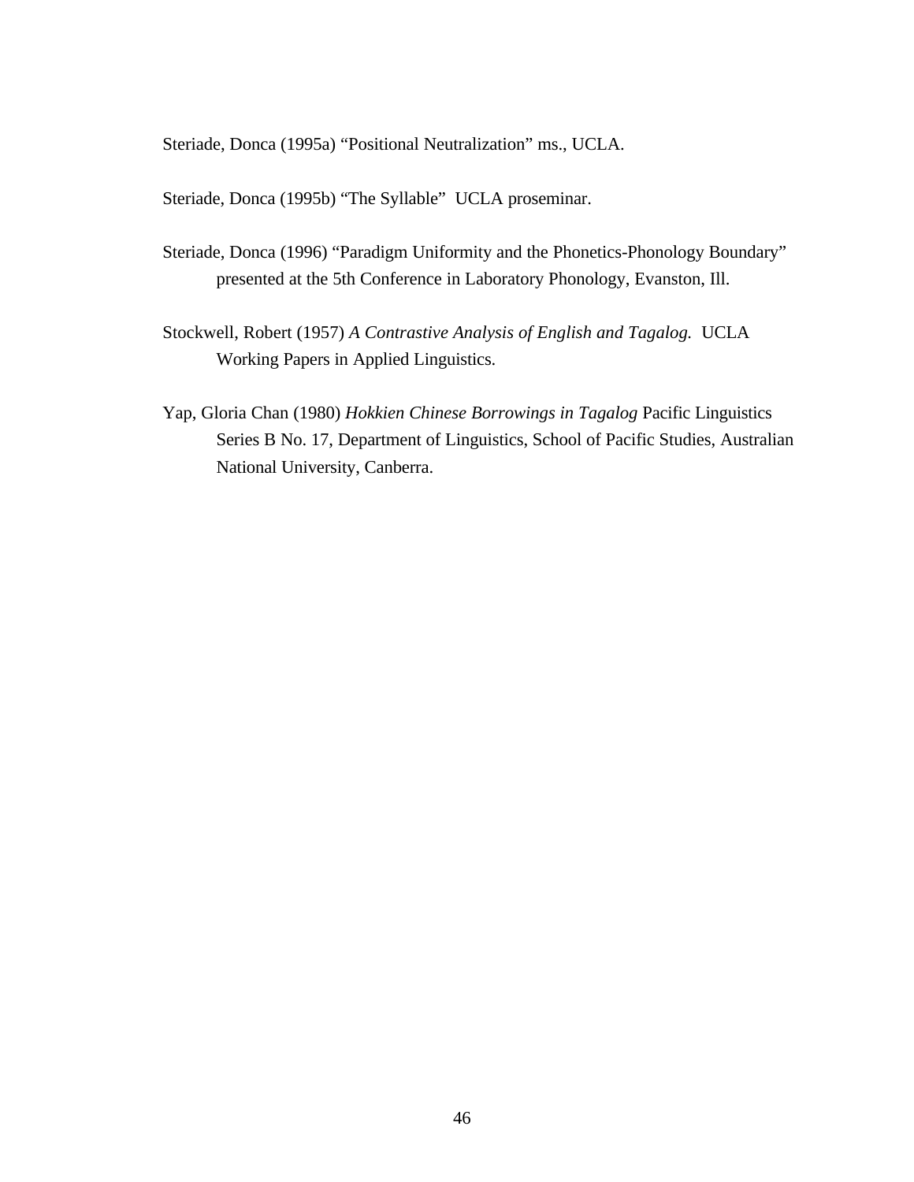Steriade, Donca (1995a) “Positional Neutralization” ms., UCLA.

Steriade, Donca (1995b) “The Syllable”  UCLA proseminar.

Steriade, Donca (1996) “Paradigm Uniformity and the Phonetics-Phonology Boundary” presented at the 5th Conference in Laboratory Phonology, Evanston, Ill.

Stockwell, Robert (1957) *A Contrastive Analysis of English and Tagalog.*  UCLA Working Papers in Applied Linguistics.

Yap, Gloria Chan (1980) *Hokkien Chinese Borrowings in Tagalog* Pacific Linguistics Series B No. 17, Department of Linguistics, School of Pacific Studies, Australian National University, Canberra.